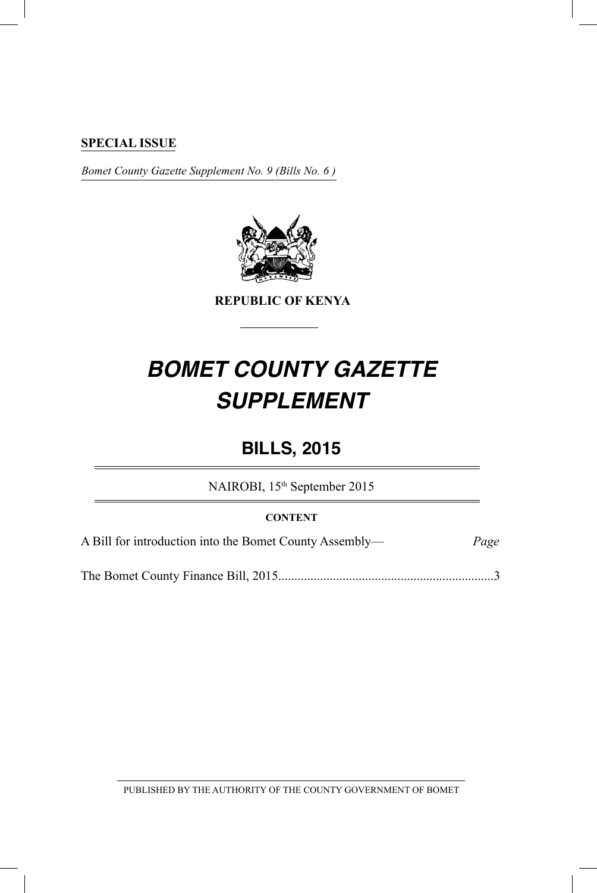**SPECIAL ISSUE**

*Bomet County Gazette Supplement No. 9 (Bills No. 6 )*

**REPUBLIC OF KENYA**

# *BOMET COUNTY GAZETTE SUPPLEMENT*

## BILLS, 2015

NAIROBI, 15th September 2015

**CONTENT**

A Bill for introduction into the Bomet County Assembly— *Page*

The Bomet County Finance Bill, 2015..................................................................3

PUBLISHED BY THE AUTHORITY OF THE COUNTY GOVERNMENT OF BOMET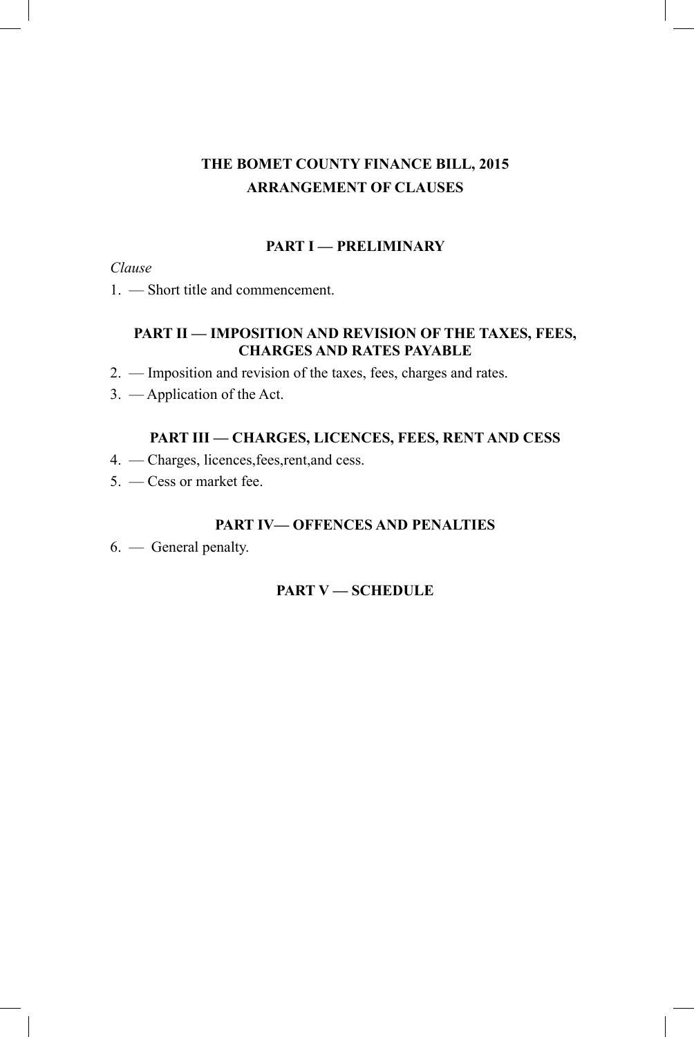# THE BOMET COUNTY FINANCE BILL, 2015

## ARRANGEMENT OF CLAUSES

### PART I — PRELIMINARY

*Clause*

1. — Short title and commencement.

### PART II — IMPOSITION AND REVISION OF THE TAXES, FEES, CHARGES AND RATES PAYABLE

2. — Imposition and revision of the taxes, fees, charges and rates.
3. — Application of the Act.

### PART III — CHARGES, LICENCES, FEES, RENT AND CESS

4. — Charges, licences,fees,rent,and cess.
5. — Cess or market fee.

### PART IV— OFFENCES AND PENALTIES

6. — General penalty.

### PART V — SCHEDULE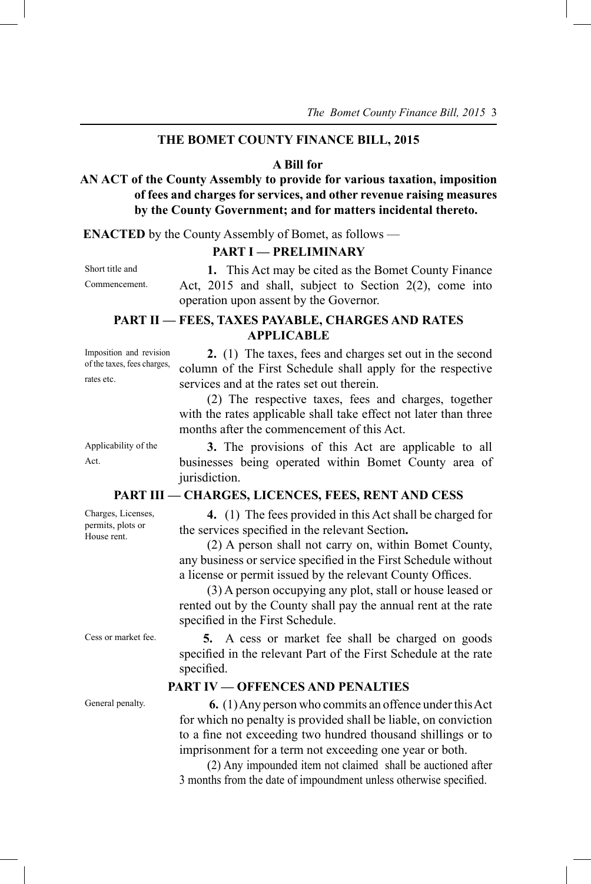# THE BOMET COUNTY FINANCE BILL, 2015

**A Bill for**

**AN ACT of the County Assembly to provide for various taxation, imposition of fees and charges for services, and other revenue raising measures by the County Government; and for matters incidental thereto.**

**ENACTED** by the County Assembly of Bomet, as follows —

## PART I — PRELIMINARY

Short title and Commencement.

**1.** This Act may be cited as the Bomet County Finance Act, 2015 and shall, subject to Section 2(2), come into operation upon assent by the Governor.

## PART II — FEES, TAXES PAYABLE, CHARGES AND RATES APPLICABLE

Imposition and revision of the taxes, fees charges, rates etc.

**2.** (1) The taxes, fees and charges set out in the second column of the First Schedule shall apply for the respective services and at the rates set out therein.

(2) The respective taxes, fees and charges, together with the rates applicable shall take effect not later than three months after the commencement of this Act.

Applicability of the Act.

**3.** The provisions of this Act are applicable to all businesses being operated within Bomet County area of jurisdiction.

## PART III — CHARGES, LICENCES, FEES, RENT AND CESS

Charges, Licenses, permits, plots or House rent.

**4.** (1) The fees provided in this Act shall be charged for the services specified in the relevant Section**.**

(2) A person shall not carry on, within Bomet County, any business or service specified in the First Schedule without a license or permit issued by the relevant County Offices.

(3) A person occupying any plot, stall or house leased or rented out by the County shall pay the annual rent at the rate specified in the First Schedule.

Cess or market fee.

**5.** A cess or market fee shall be charged on goods specified in the relevant Part of the First Schedule at the rate specified.

## PART IV — OFFENCES AND PENALTIES

General penalty.

**6.** (1) Any person who commits an offence under this Act for which no penalty is provided shall be liable, on conviction to a fine not exceeding two hundred thousand shillings or to imprisonment for a term not exceeding one year or both.

(2) Any impounded item not claimed shall be auctioned after 3 months from the date of impoundment unless otherwise specified.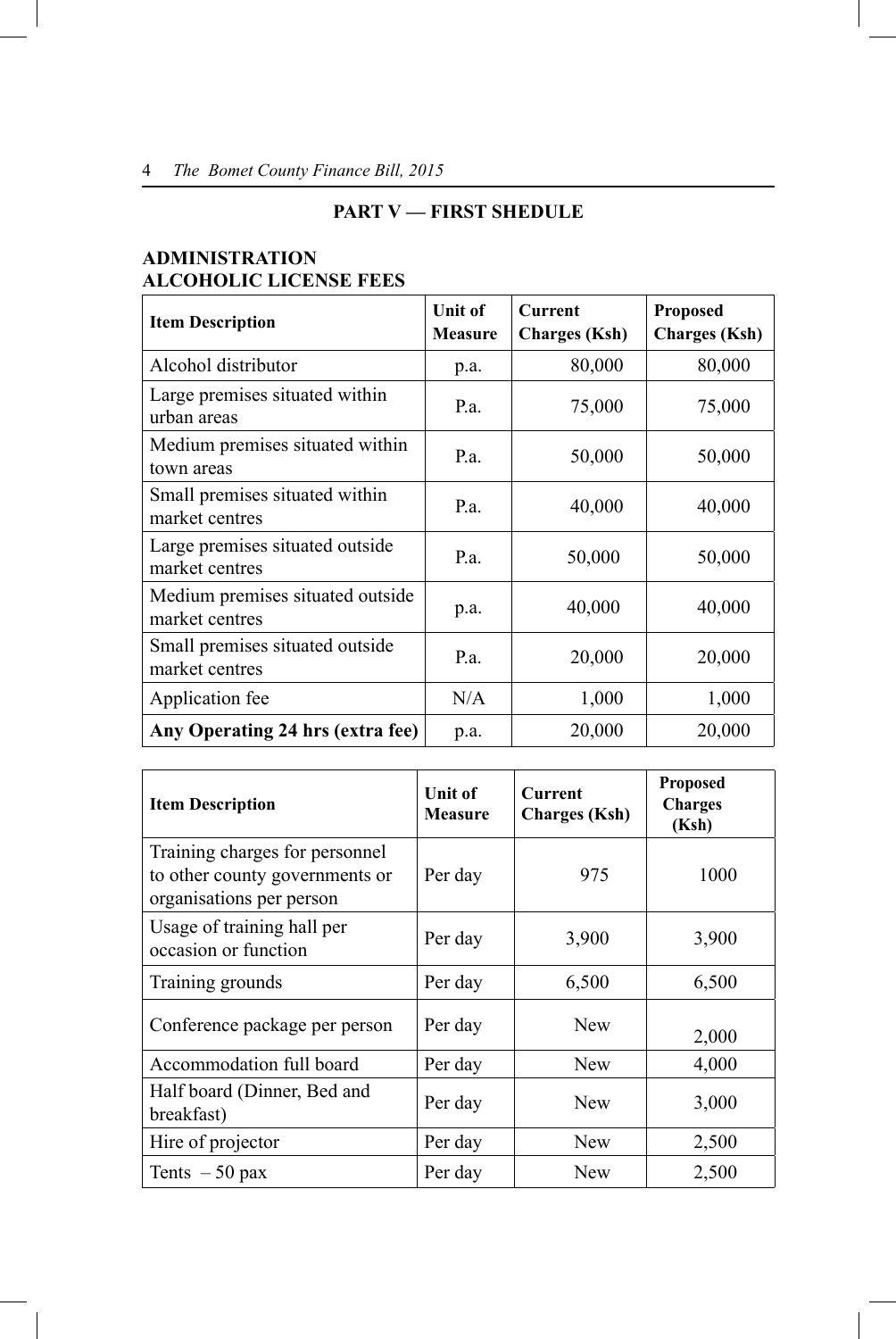## PART V — FIRST SHEDULE

### ADMINISTRATION
### ALCOHOLIC LICENSE FEES

| Item Description | Unit of Measure | Current Charges (Ksh) | Proposed Charges (Ksh) |
|---|---|---|---|
| Alcohol distributor | p.a. | 80,000 | 80,000 |
| Large premises situated within urban areas | P.a. | 75,000 | 75,000 |
| Medium premises situated within town areas | P.a. | 50,000 | 50,000 |
| Small premises situated within market centres | P.a. | 40,000 | 40,000 |
| Large premises situated outside market centres | P.a. | 50,000 | 50,000 |
| Medium premises situated outside market centres | p.a. | 40,000 | 40,000 |
| Small premises situated outside market centres | P.a. | 20,000 | 20,000 |
| Application fee | N/A | 1,000 | 1,000 |
| **Any Operating 24 hrs (extra fee)** | p.a. | 20,000 | 20,000 |

| Item Description | Unit of Measure | Current Charges (Ksh) | Proposed Charges (Ksh) |
|---|---|---|---|
| Training charges for personnel to other county governments or organisations per person | Per day | 975 | 1000 |
| Usage of training hall per occasion or function | Per day | 3,900 | 3,900 |
| Training grounds | Per day | 6,500 | 6,500 |
| Conference package per person | Per day | New | 2,000 |
| Accommodation full board | Per day | New | 4,000 |
| Half board (Dinner, Bed and breakfast) | Per day | New | 3,000 |
| Hire of projector | Per day | New | 2,500 |
| Tents – 50 pax | Per day | New | 2,500 |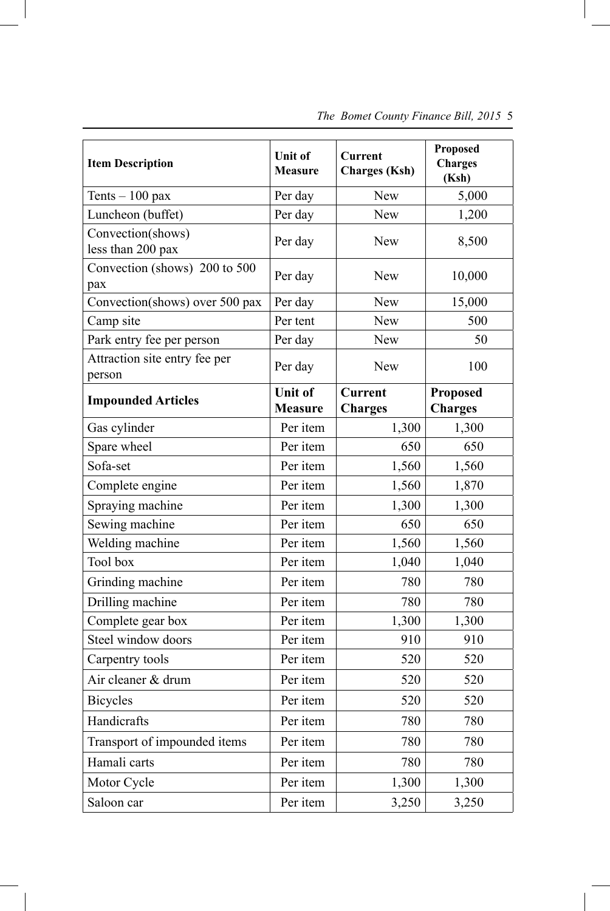| Item Description | Unit of Measure | Current Charges (Ksh) | Proposed Charges (Ksh) |
|---|---|---|---|
| Tents – 100 pax | Per day | New | 5,000 |
| Luncheon (buffet) | Per day | New | 1,200 |
| Convection(shows) less than 200 pax | Per day | New | 8,500 |
| Convection (shows) 200 to 500 pax | Per day | New | 10,000 |
| Convection(shows) over 500 pax | Per day | New | 15,000 |
| Camp site | Per tent | New | 500 |
| Park entry fee per person | Per day | New | 50 |
| Attraction site entry fee per person | Per day | New | 100 |
| **Impounded Articles** | **Unit of Measure** | **Current Charges** | **Proposed Charges** |
| Gas cylinder | Per item | 1,300 | 1,300 |
| Spare wheel | Per item | 650 | 650 |
| Sofa-set | Per item | 1,560 | 1,560 |
| Complete engine | Per item | 1,560 | 1,870 |
| Spraying machine | Per item | 1,300 | 1,300 |
| Sewing machine | Per item | 650 | 650 |
| Welding machine | Per item | 1,560 | 1,560 |
| Tool box | Per item | 1,040 | 1,040 |
| Grinding machine | Per item | 780 | 780 |
| Drilling machine | Per item | 780 | 780 |
| Complete gear box | Per item | 1,300 | 1,300 |
| Steel window doors | Per item | 910 | 910 |
| Carpentry tools | Per item | 520 | 520 |
| Air cleaner & drum | Per item | 520 | 520 |
| Bicycles | Per item | 520 | 520 |
| Handicrafts | Per item | 780 | 780 |
| Transport of impounded items | Per item | 780 | 780 |
| Hamali carts | Per item | 780 | 780 |
| Motor Cycle | Per item | 1,300 | 1,300 |
| Saloon car | Per item | 3,250 | 3,250 |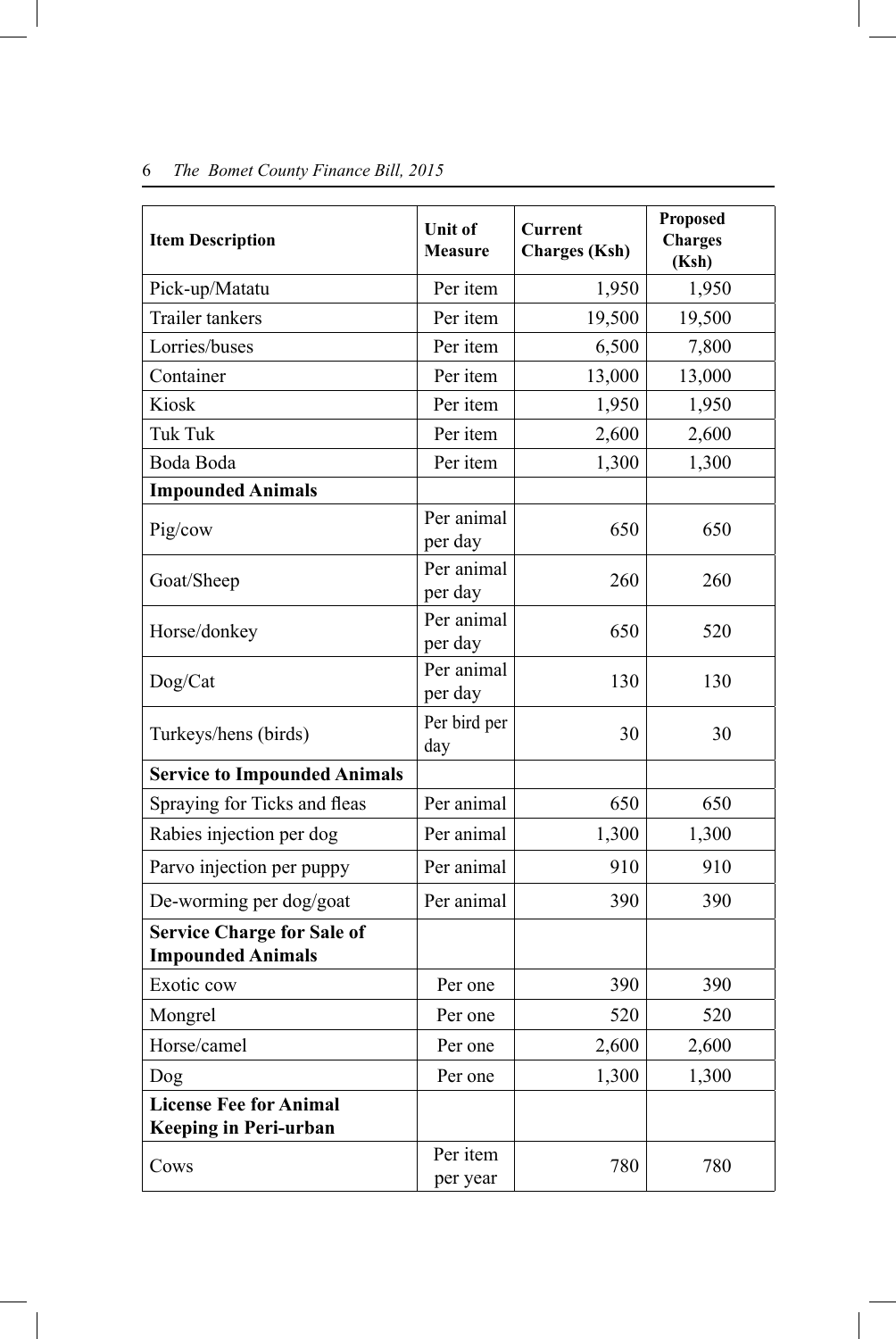| Item Description | Unit of Measure | Current Charges (Ksh) | Proposed Charges (Ksh) |
|---|---|---|---|
| Pick-up/Matatu | Per item | 1,950 | 1,950 |
| Trailer tankers | Per item | 19,500 | 19,500 |
| Lorries/buses | Per item | 6,500 | 7,800 |
| Container | Per item | 13,000 | 13,000 |
| Kiosk | Per item | 1,950 | 1,950 |
| Tuk Tuk | Per item | 2,600 | 2,600 |
| Boda Boda | Per item | 1,300 | 1,300 |
| **Impounded Animals** | | | |
| Pig/cow | Per animal per day | 650 | 650 |
| Goat/Sheep | Per animal per day | 260 | 260 |
| Horse/donkey | Per animal per day | 650 | 520 |
| Dog/Cat | Per animal per day | 130 | 130 |
| Turkeys/hens (birds) | Per bird per day | 30 | 30 |
| **Service to Impounded Animals** | | | |
| Spraying for Ticks and fleas | Per animal | 650 | 650 |
| Rabies injection per dog | Per animal | 1,300 | 1,300 |
| Parvo injection per puppy | Per animal | 910 | 910 |
| De-worming per dog/goat | Per animal | 390 | 390 |
| **Service Charge for Sale of Impounded Animals** | | | |
| Exotic cow | Per one | 390 | 390 |
| Mongrel | Per one | 520 | 520 |
| Horse/camel | Per one | 2,600 | 2,600 |
| Dog | Per one | 1,300 | 1,300 |
| **License Fee for Animal Keeping in Peri-urban** | | | |
| Cows | Per item per year | 780 | 780 |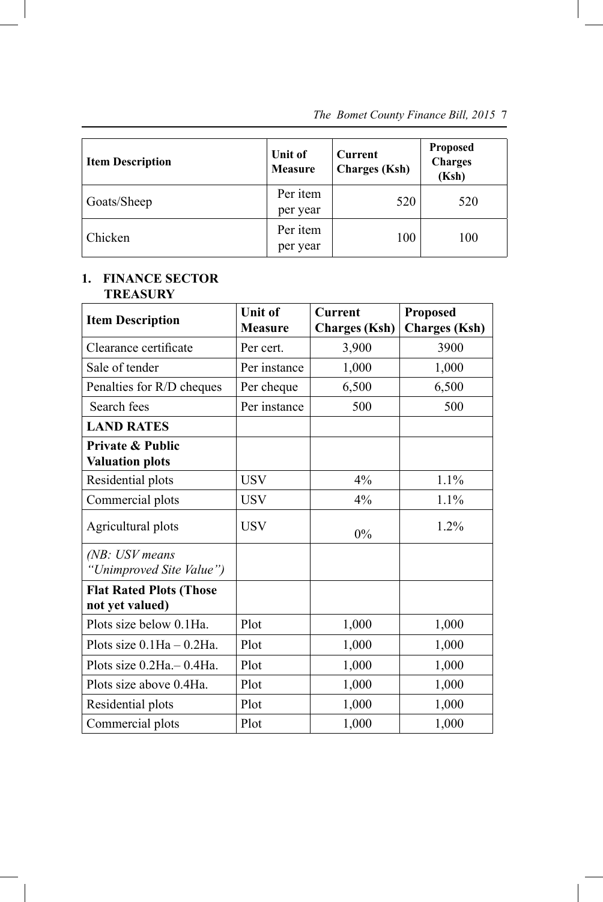| Item Description | Unit of Measure | Current Charges (Ksh) | Proposed Charges (Ksh) |
|---|---|---|---|
| Goats/Sheep | Per item per year | 520 | 520 |
| Chicken | Per item per year | 100 | 100 |

**1. FINANCE SECTOR**
**TREASURY**

| Item Description | Unit of Measure | Current Charges (Ksh) | Proposed Charges (Ksh) |
|---|---|---|---|
| Clearance certificate | Per cert. | 3,900 | 3900 |
| Sale of tender | Per instance | 1,000 | 1,000 |
| Penalties for R/D cheques | Per cheque | 6,500 | 6,500 |
| Search fees | Per instance | 500 | 500 |
| **LAND RATES** | | | |
| **Private & Public Valuation plots** | | | |
| Residential plots | USV | 4% | 1.1% |
| Commercial plots | USV | 4% | 1.1% |
| Agricultural plots | USV | 0% | 1.2% |
| *(NB: USV means "Unimproved Site Value")* | | | |
| **Flat Rated Plots (Those not yet valued)** | | | |
| Plots size below 0.1Ha. | Plot | 1,000 | 1,000 |
| Plots size 0.1Ha – 0.2Ha. | Plot | 1,000 | 1,000 |
| Plots size 0.2Ha.– 0.4Ha. | Plot | 1,000 | 1,000 |
| Plots size above 0.4Ha. | Plot | 1,000 | 1,000 |
| Residential plots | Plot | 1,000 | 1,000 |
| Commercial plots | Plot | 1,000 | 1,000 |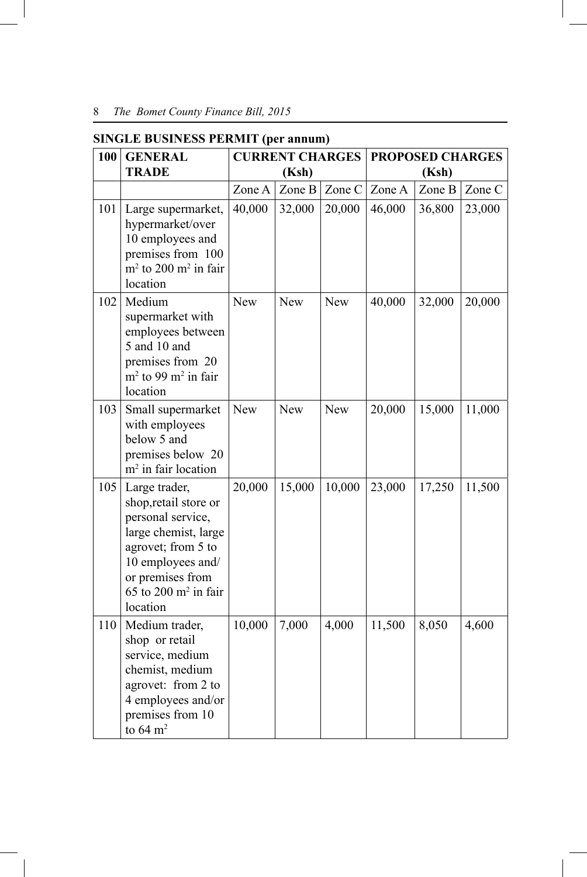**SINGLE BUSINESS PERMIT (per annum)**

| 100 | GENERAL TRADE | CURRENT CHARGES (Ksh) | | | PROPOSED CHARGES (Ksh) | | |
|---|---|---|---|---|---|---|---|
| | | Zone A | Zone B | Zone C | Zone A | Zone B | Zone C |
| 101 | Large supermarket, hypermarket/over 10 employees and premises from 100 $m^2$ to 200 $m^2$ in fair location | 40,000 | 32,000 | 20,000 | 46,000 | 36,800 | 23,000 |
| 102 | Medium supermarket with employees between 5 and 10 and premises from 20 $m^2$ to 99 $m^2$ in fair location | New | New | New | 40,000 | 32,000 | 20,000 |
| 103 | Small supermarket with employees below 5 and premises below 20 $m^2$ in fair location | New | New | New | 20,000 | 15,000 | 11,000 |
| 105 | Large trader, shop,retail store or personal service, large chemist, large agrovet; from 5 to 10 employees and/ or premises from 65 to 200 $m^2$ in fair location | 20,000 | 15,000 | 10,000 | 23,000 | 17,250 | 11,500 |
| 110 | Medium trader, shop or retail service, medium chemist, medium agrovet: from 2 to 4 employees and/or premises from 10 to 64 $m^2$ | 10,000 | 7,000 | 4,000 | 11,500 | 8,050 | 4,600 |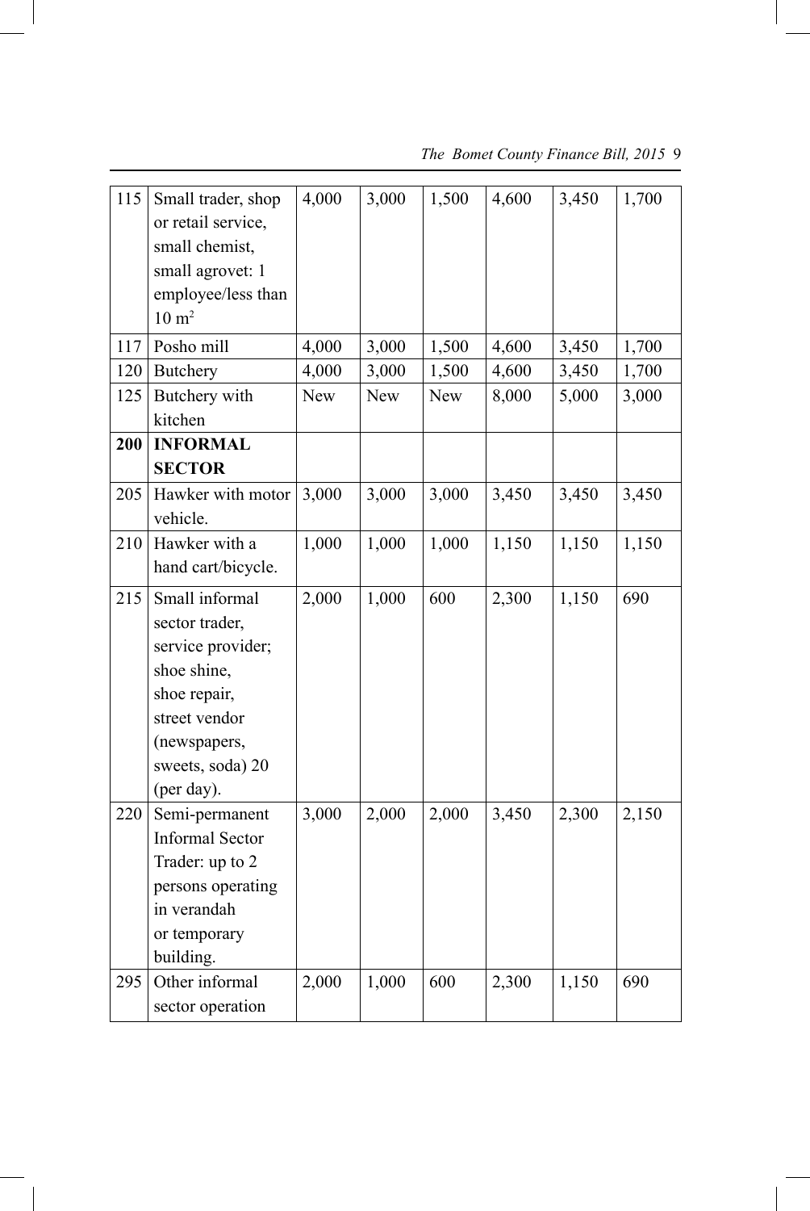| | | | | | | | |
|---|---|---|---|---|---|---|---|
| 115 | Small trader, shop or retail service, small chemist, small agrovet: 1 employee/less than 10 $m^2$ | 4,000 | 3,000 | 1,500 | 4,600 | 3,450 | 1,700 |
| 117 | Posho mill | 4,000 | 3,000 | 1,500 | 4,600 | 3,450 | 1,700 |
| 120 | Butchery | 4,000 | 3,000 | 1,500 | 4,600 | 3,450 | 1,700 |
| 125 | Butchery with kitchen | New | New | New | 8,000 | 5,000 | 3,000 |
| **200** | **INFORMAL SECTOR** | | | | | | |
| 205 | Hawker with motor vehicle. | 3,000 | 3,000 | 3,000 | 3,450 | 3,450 | 3,450 |
| 210 | Hawker with a hand cart/bicycle. | 1,000 | 1,000 | 1,000 | 1,150 | 1,150 | 1,150 |
| 215 | Small informal sector trader, service provider; shoe shine, shoe repair, street vendor (newspapers, sweets, soda) 20 (per day). | 2,000 | 1,000 | 600 | 2,300 | 1,150 | 690 |
| 220 | Semi-permanent Informal Sector Trader: up to 2 persons operating in verandah or temporary building. | 3,000 | 2,000 | 2,000 | 3,450 | 2,300 | 2,150 |
| 295 | Other informal sector operation | 2,000 | 1,000 | 600 | 2,300 | 1,150 | 690 |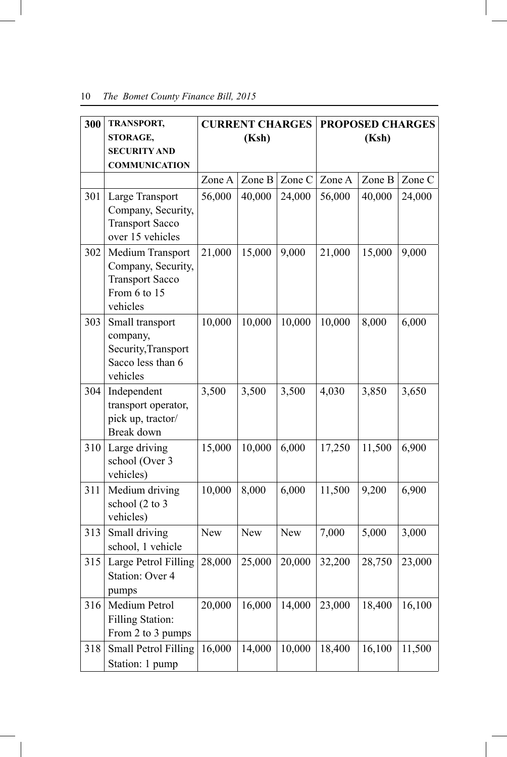| 300 | TRANSPORT, STORAGE, SECURITY AND COMMUNICATION | CURRENT CHARGES (Ksh) | | | PROPOSED CHARGES (Ksh) | | |
|---|---|---|---|---|---|---|---|
| | | Zone A | Zone B | Zone C | Zone A | Zone B | Zone C |
| 301 | Large Transport Company, Security, Transport Sacco over 15 vehicles | 56,000 | 40,000 | 24,000 | 56,000 | 40,000 | 24,000 |
| 302 | Medium Transport Company, Security, Transport Sacco From 6 to 15 vehicles | 21,000 | 15,000 | 9,000 | 21,000 | 15,000 | 9,000 |
| 303 | Small transport company, Security,Transport Sacco less than 6 vehicles | 10,000 | 10,000 | 10,000 | 10,000 | 8,000 | 6,000 |
| 304 | Independent transport operator, pick up, tractor/ Break down | 3,500 | 3,500 | 3,500 | 4,030 | 3,850 | 3,650 |
| 310 | Large driving school (Over 3 vehicles) | 15,000 | 10,000 | 6,000 | 17,250 | 11,500 | 6,900 |
| 311 | Medium driving school (2 to 3 vehicles) | 10,000 | 8,000 | 6,000 | 11,500 | 9,200 | 6,900 |
| 313 | Small driving school, 1 vehicle | New | New | New | 7,000 | 5,000 | 3,000 |
| 315 | Large Petrol Filling Station: Over 4 pumps | 28,000 | 25,000 | 20,000 | 32,200 | 28,750 | 23,000 |
| 316 | Medium Petrol Filling Station: From 2 to 3 pumps | 20,000 | 16,000 | 14,000 | 23,000 | 18,400 | 16,100 |
| 318 | Small Petrol Filling Station: 1 pump | 16,000 | 14,000 | 10,000 | 18,400 | 16,100 | 11,500 |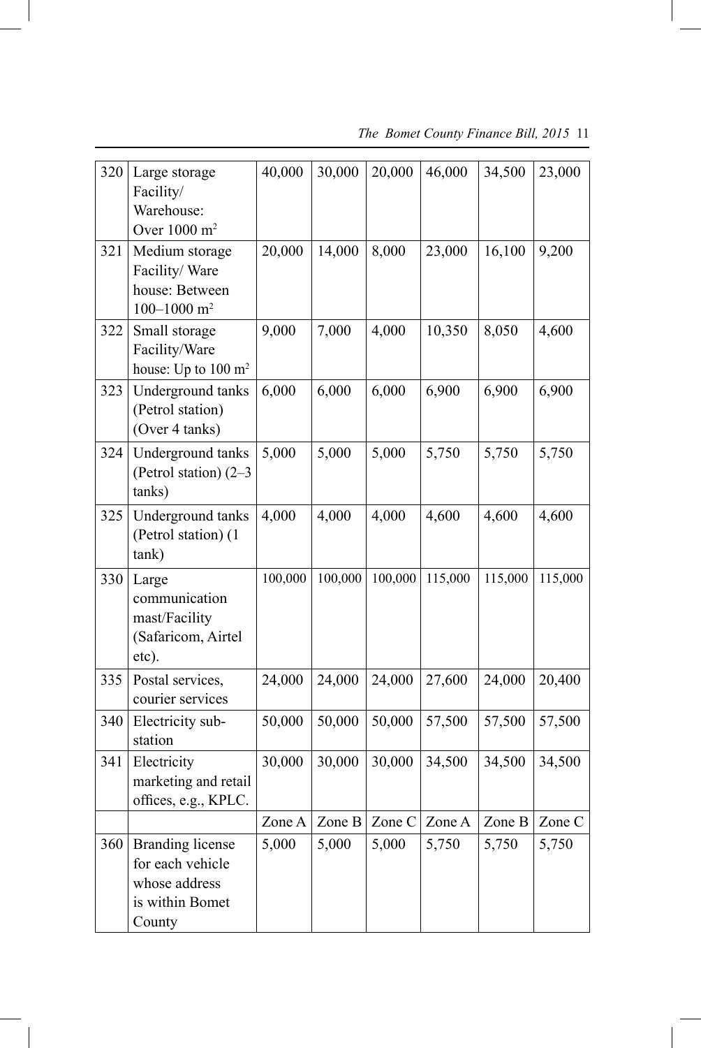| | | | | | | | |
|---|---|---|---|---|---|---|---|
| 320 | Large storage Facility/ Warehouse: Over 1000 $m^2$ | 40,000 | 30,000 | 20,000 | 46,000 | 34,500 | 23,000 |
| 321 | Medium storage Facility/ Ware house: Between 100–1000 $m^2$ | 20,000 | 14,000 | 8,000 | 23,000 | 16,100 | 9,200 |
| 322 | Small storage Facility/Ware house: Up to 100 $m^2$ | 9,000 | 7,000 | 4,000 | 10,350 | 8,050 | 4,600 |
| 323 | Underground tanks (Petrol station) (Over 4 tanks) | 6,000 | 6,000 | 6,000 | 6,900 | 6,900 | 6,900 |
| 324 | Underground tanks (Petrol station) (2–3 tanks) | 5,000 | 5,000 | 5,000 | 5,750 | 5,750 | 5,750 |
| 325 | Underground tanks (Petrol station) (1 tank) | 4,000 | 4,000 | 4,000 | 4,600 | 4,600 | 4,600 |
| 330 | Large communication mast/Facility (Safaricom, Airtel etc). | 100,000 | 100,000 | 100,000 | 115,000 | 115,000 | 115,000 |
| 335 | Postal services, courier services | 24,000 | 24,000 | 24,000 | 27,600 | 24,000 | 20,400 |
| 340 | Electricity sub-station | 50,000 | 50,000 | 50,000 | 57,500 | 57,500 | 57,500 |
| 341 | Electricity marketing and retail offices, e.g., KPLC. | 30,000 | 30,000 | 30,000 | 34,500 | 34,500 | 34,500 |
| | | Zone A | Zone B | Zone C | Zone A | Zone B | Zone C |
| 360 | Branding license for each vehicle whose address is within Bomet County | 5,000 | 5,000 | 5,000 | 5,750 | 5,750 | 5,750 |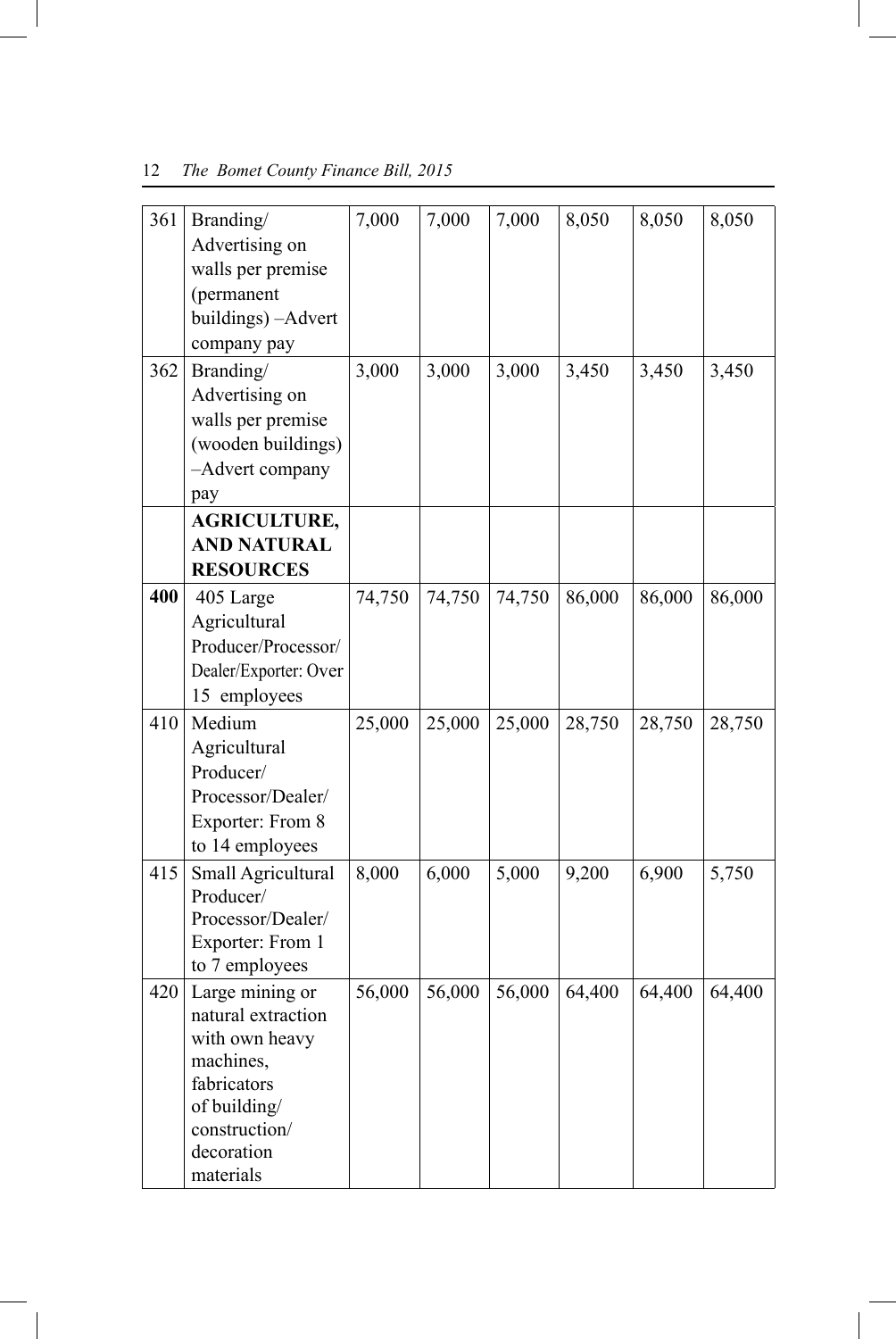| | | | | | | | |
|---|---|---|---|---|---|---|---|
| 361 | Branding/ Advertising on walls per premise (permanent buildings) –Advert company pay | 7,000 | 7,000 | 7,000 | 8,050 | 8,050 | 8,050 |
| 362 | Branding/ Advertising on walls per premise (wooden buildings) –Advert company pay | 3,000 | 3,000 | 3,000 | 3,450 | 3,450 | 3,450 |
| | **AGRICULTURE, AND NATURAL RESOURCES** | | | | | | |
| **400** | 405 Large Agricultural Producer/Processor/ Dealer/Exporter: Over 15 employees | 74,750 | 74,750 | 74,750 | 86,000 | 86,000 | 86,000 |
| 410 | Medium Agricultural Producer/ Processor/Dealer/ Exporter: From 8 to 14 employees | 25,000 | 25,000 | 25,000 | 28,750 | 28,750 | 28,750 |
| 415 | Small Agricultural Producer/ Processor/Dealer/ Exporter: From 1 to 7 employees | 8,000 | 6,000 | 5,000 | 9,200 | 6,900 | 5,750 |
| 420 | Large mining or natural extraction with own heavy machines, fabricators of building/ construction/ decoration materials | 56,000 | 56,000 | 56,000 | 64,400 | 64,400 | 64,400 |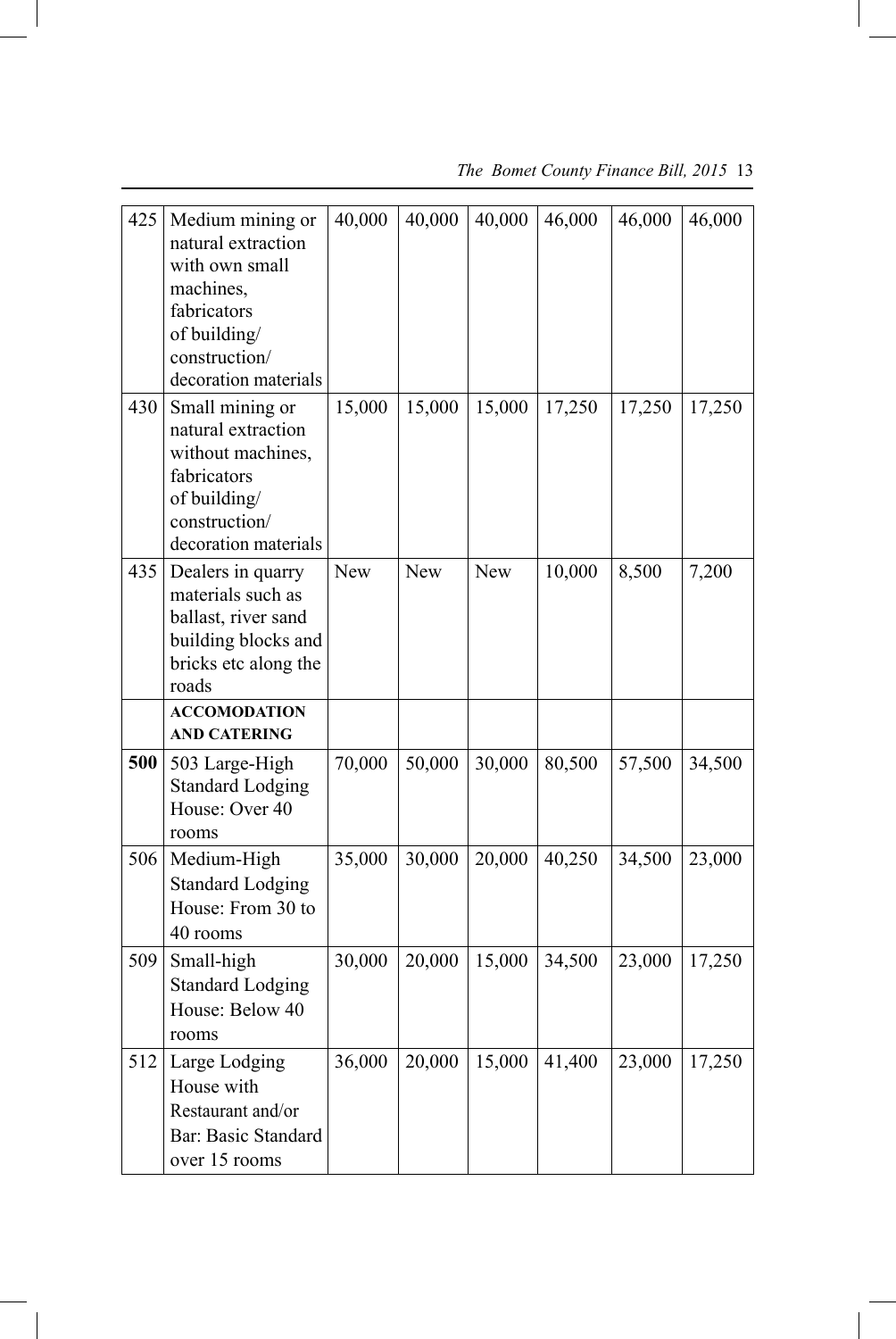| 425 | Medium mining or natural extraction with own small machines, fabricators of building/ construction/ decoration materials | 40,000 | 40,000 | 40,000 | 46,000 | 46,000 | 46,000 |
|---|---|---|---|---|---|---|---|
| 430 | Small mining or natural extraction without machines, fabricators of building/ construction/ decoration materials | 15,000 | 15,000 | 15,000 | 17,250 | 17,250 | 17,250 |
| 435 | Dealers in quarry materials such as ballast, river sand building blocks and bricks etc along the roads | New | New | New | 10,000 | 8,500 | 7,200 |
| | **ACCOMODATION AND CATERING** | | | | | | |
| **500** | 503 Large-High Standard Lodging House: Over 40 rooms | 70,000 | 50,000 | 30,000 | 80,500 | 57,500 | 34,500 |
| 506 | Medium-High Standard Lodging House: From 30 to 40 rooms | 35,000 | 30,000 | 20,000 | 40,250 | 34,500 | 23,000 |
| 509 | Small-high Standard Lodging House: Below 40 rooms | 30,000 | 20,000 | 15,000 | 34,500 | 23,000 | 17,250 |
| 512 | Large Lodging House with Restaurant and/or Bar: Basic Standard over 15 rooms | 36,000 | 20,000 | 15,000 | 41,400 | 23,000 | 17,250 |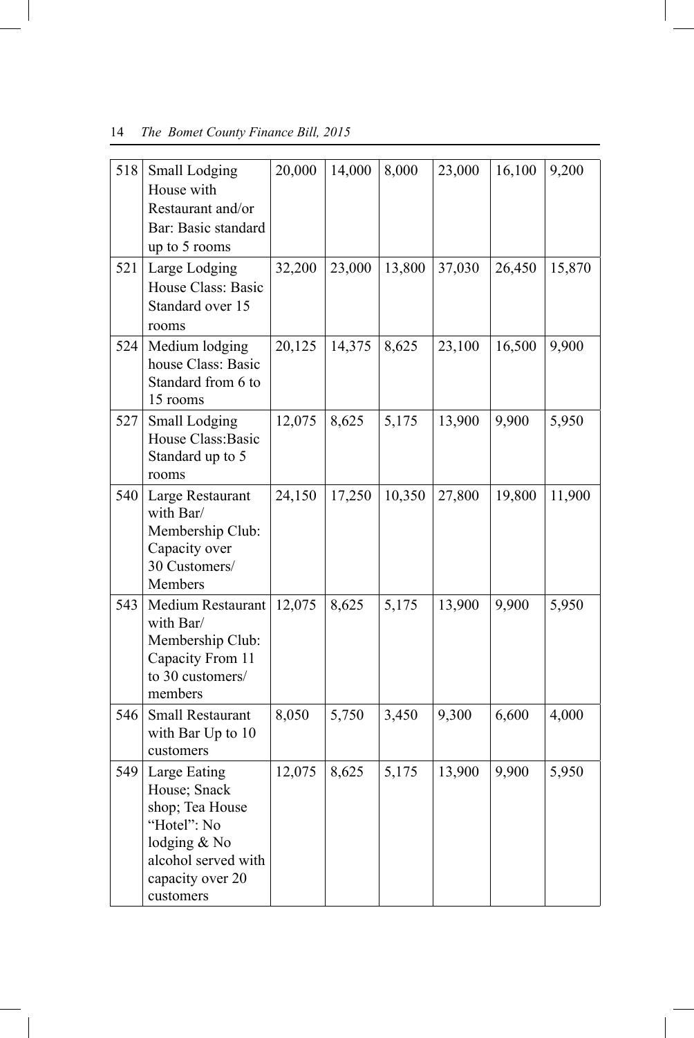| 518 | Small Lodging House with Restaurant and/or Bar: Basic standard up to 5 rooms | 20,000 | 14,000 | 8,000 | 23,000 | 16,100 | 9,200 |
|---|---|---|---|---|---|---|---|
| 521 | Large Lodging House Class: Basic Standard over 15 rooms | 32,200 | 23,000 | 13,800 | 37,030 | 26,450 | 15,870 |
| 524 | Medium lodging house Class: Basic Standard from 6 to 15 rooms | 20,125 | 14,375 | 8,625 | 23,100 | 16,500 | 9,900 |
| 527 | Small Lodging House Class:Basic Standard up to 5 rooms | 12,075 | 8,625 | 5,175 | 13,900 | 9,900 | 5,950 |
| 540 | Large Restaurant with Bar/ Membership Club: Capacity over 30 Customers/ Members | 24,150 | 17,250 | 10,350 | 27,800 | 19,800 | 11,900 |
| 543 | Medium Restaurant with Bar/ Membership Club: Capacity From 11 to 30 customers/ members | 12,075 | 8,625 | 5,175 | 13,900 | 9,900 | 5,950 |
| 546 | Small Restaurant with Bar Up to 10 customers | 8,050 | 5,750 | 3,450 | 9,300 | 6,600 | 4,000 |
| 549 | Large Eating House; Snack shop; Tea House "Hotel": No lodging & No alcohol served with capacity over 20 customers | 12,075 | 8,625 | 5,175 | 13,900 | 9,900 | 5,950 |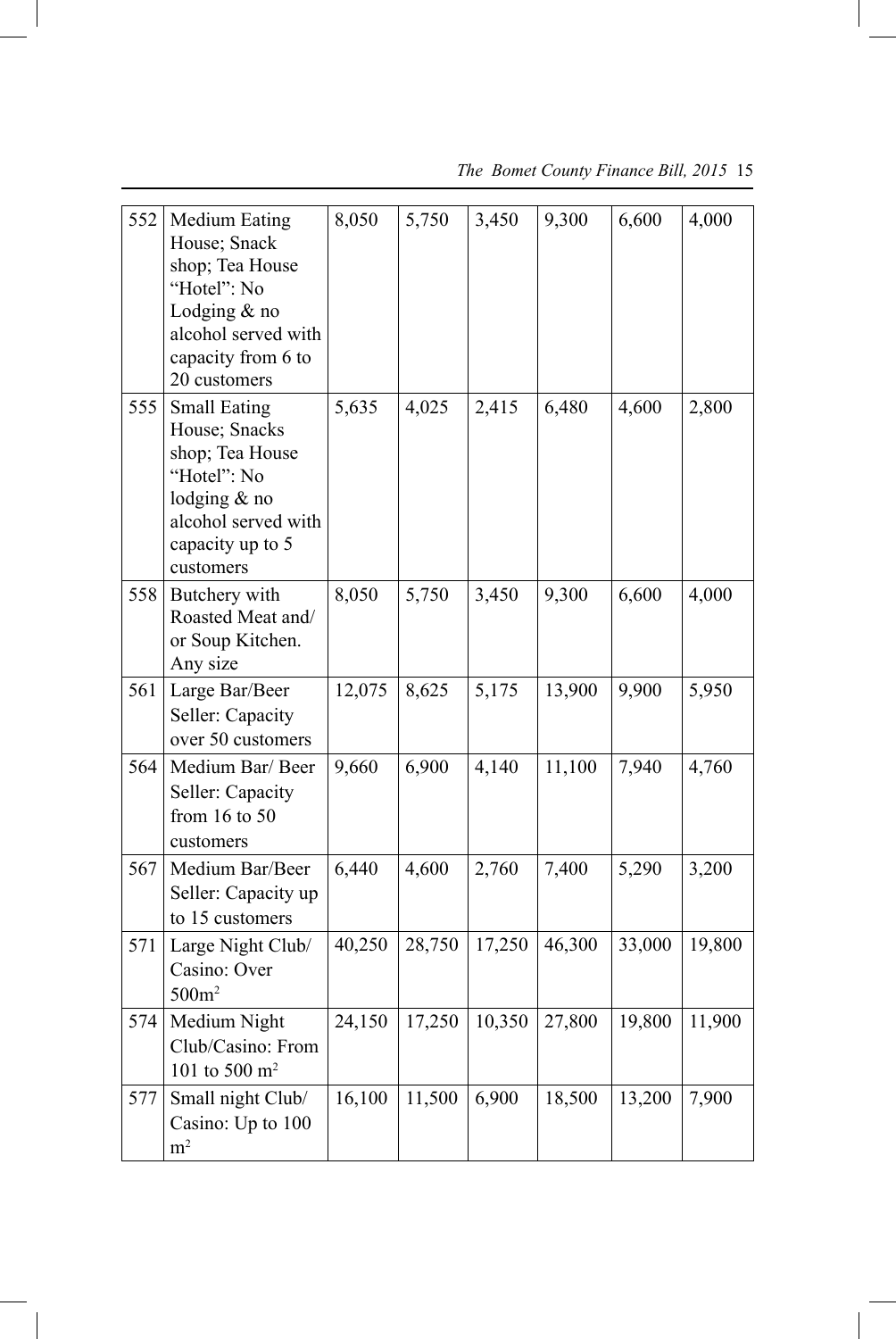| | | | | | | | |
|---|---|---|---|---|---|---|---|
| 552 | Medium Eating House; Snack shop; Tea House "Hotel": No Lodging & no alcohol served with capacity from 6 to 20 customers | 8,050 | 5,750 | 3,450 | 9,300 | 6,600 | 4,000 |
| 555 | Small Eating House; Snacks shop; Tea House "Hotel": No lodging & no alcohol served with capacity up to 5 customers | 5,635 | 4,025 | 2,415 | 6,480 | 4,600 | 2,800 |
| 558 | Butchery with Roasted Meat and/ or Soup Kitchen. Any size | 8,050 | 5,750 | 3,450 | 9,300 | 6,600 | 4,000 |
| 561 | Large Bar/Beer Seller: Capacity over 50 customers | 12,075 | 8,625 | 5,175 | 13,900 | 9,900 | 5,950 |
| 564 | Medium Bar/ Beer Seller: Capacity from 16 to 50 customers | 9,660 | 6,900 | 4,140 | 11,100 | 7,940 | 4,760 |
| 567 | Medium Bar/Beer Seller: Capacity up to 15 customers | 6,440 | 4,600 | 2,760 | 7,400 | 5,290 | 3,200 |
| 571 | Large Night Club/ Casino: Over $500m^2$ | 40,250 | 28,750 | 17,250 | 46,300 | 33,000 | 19,800 |
| 574 | Medium Night Club/Casino: From 101 to 500 $m^2$ | 24,150 | 17,250 | 10,350 | 27,800 | 19,800 | 11,900 |
| 577 | Small night Club/ Casino: Up to 100 $m^2$ | 16,100 | 11,500 | 6,900 | 18,500 | 13,200 | 7,900 |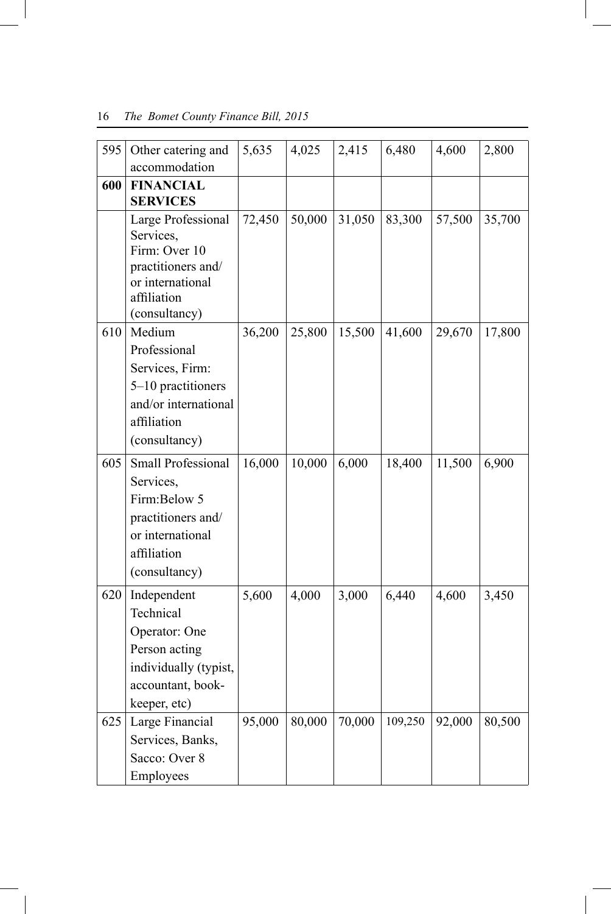| 595 | Other catering and accommodation | 5,635 | 4,025 | 2,415 | 6,480 | 4,600 | 2,800 |
|---|---|---|---|---|---|---|---|
| **600** | **FINANCIAL SERVICES** | | | | | | |
| | Large Professional Services, Firm: Over 10 practitioners and/ or international affiliation (consultancy) | 72,450 | 50,000 | 31,050 | 83,300 | 57,500 | 35,700 |
| 610 | Medium Professional Services, Firm: 5–10 practitioners and/or international affiliation (consultancy) | 36,200 | 25,800 | 15,500 | 41,600 | 29,670 | 17,800 |
| 605 | Small Professional Services, Firm:Below 5 practitioners and/ or international affiliation (consultancy) | 16,000 | 10,000 | 6,000 | 18,400 | 11,500 | 6,900 |
| 620 | Independent Technical Operator: One Person acting individually (typist, accountant, book-keeper, etc) | 5,600 | 4,000 | 3,000 | 6,440 | 4,600 | 3,450 |
| 625 | Large Financial Services, Banks, Sacco: Over 8 Employees | 95,000 | 80,000 | 70,000 | 109,250 | 92,000 | 80,500 |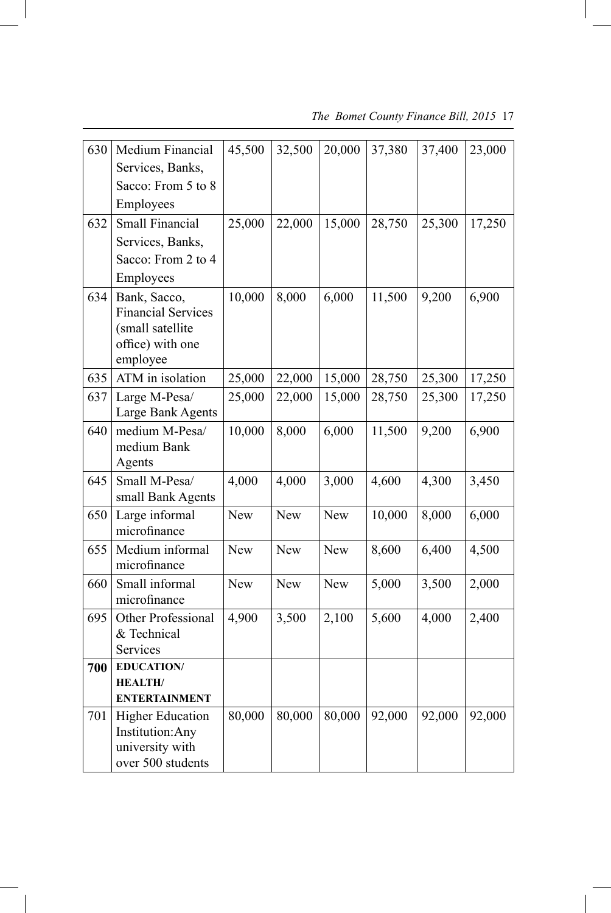| | | | | | | | |
|---|---|---|---|---|---|---|---|
| 630 | Medium Financial Services, Banks, Sacco: From 5 to 8 Employees | 45,500 | 32,500 | 20,000 | 37,380 | 37,400 | 23,000 |
| 632 | Small Financial Services, Banks, Sacco: From 2 to 4 Employees | 25,000 | 22,000 | 15,000 | 28,750 | 25,300 | 17,250 |
| 634 | Bank, Sacco, Financial Services (small satellite office) with one employee | 10,000 | 8,000 | 6,000 | 11,500 | 9,200 | 6,900 |
| 635 | ATM in isolation | 25,000 | 22,000 | 15,000 | 28,750 | 25,300 | 17,250 |
| 637 | Large M-Pesa/ Large Bank Agents | 25,000 | 22,000 | 15,000 | 28,750 | 25,300 | 17,250 |
| 640 | medium M-Pesa/ medium Bank Agents | 10,000 | 8,000 | 6,000 | 11,500 | 9,200 | 6,900 |
| 645 | Small M-Pesa/ small Bank Agents | 4,000 | 4,000 | 3,000 | 4,600 | 4,300 | 3,450 |
| 650 | Large informal microfinance | New | New | New | 10,000 | 8,000 | 6,000 |
| 655 | Medium informal microfinance | New | New | New | 8,600 | 6,400 | 4,500 |
| 660 | Small informal microfinance | New | New | New | 5,000 | 3,500 | 2,000 |
| 695 | Other Professional & Technical Services | 4,900 | 3,500 | 2,100 | 5,600 | 4,000 | 2,400 |
| **700** | **EDUCATION/ HEALTH/ ENTERTAINMENT** | | | | | | |
| 701 | Higher Education Institution:Any university with over 500 students | 80,000 | 80,000 | 80,000 | 92,000 | 92,000 | 92,000 |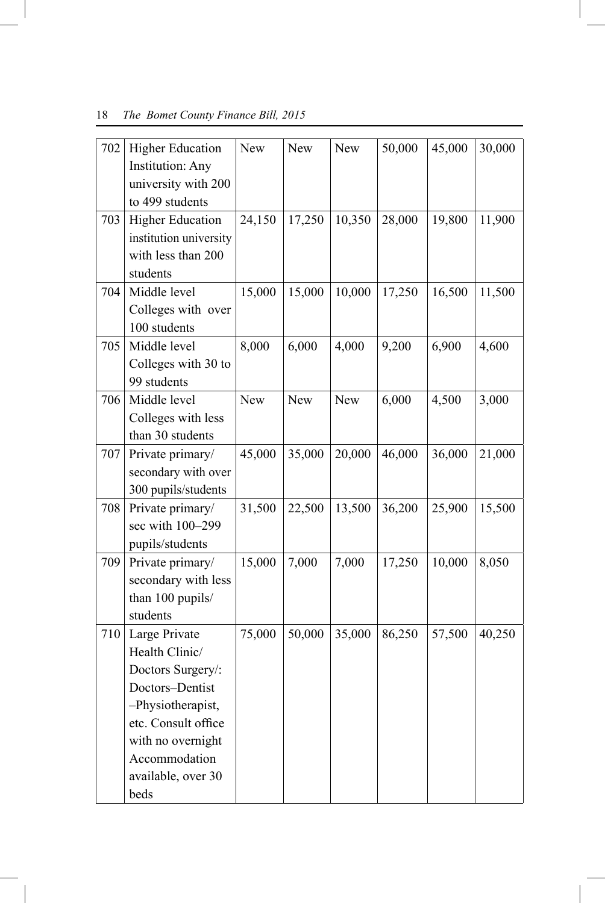| 702 | Higher Education Institution: Any university with 200 to 499 students | New | New | New | 50,000 | 45,000 | 30,000 |
|---|---|---|---|---|---|---|---|
| 703 | Higher Education institution university with less than 200 students | 24,150 | 17,250 | 10,350 | 28,000 | 19,800 | 11,900 |
| 704 | Middle level Colleges with over 100 students | 15,000 | 15,000 | 10,000 | 17,250 | 16,500 | 11,500 |
| 705 | Middle level Colleges with 30 to 99 students | 8,000 | 6,000 | 4,000 | 9,200 | 6,900 | 4,600 |
| 706 | Middle level Colleges with less than 30 students | New | New | New | 6,000 | 4,500 | 3,000 |
| 707 | Private primary/ secondary with over 300 pupils/students | 45,000 | 35,000 | 20,000 | 46,000 | 36,000 | 21,000 |
| 708 | Private primary/ sec with 100–299 pupils/students | 31,500 | 22,500 | 13,500 | 36,200 | 25,900 | 15,500 |
| 709 | Private primary/ secondary with less than 100 pupils/ students | 15,000 | 7,000 | 7,000 | 17,250 | 10,000 | 8,050 |
| 710 | Large Private Health Clinic/ Doctors Surgery/: Doctors–Dentist –Physiotherapist, etc. Consult office with no overnight Accommodation available, over 30 beds | 75,000 | 50,000 | 35,000 | 86,250 | 57,500 | 40,250 |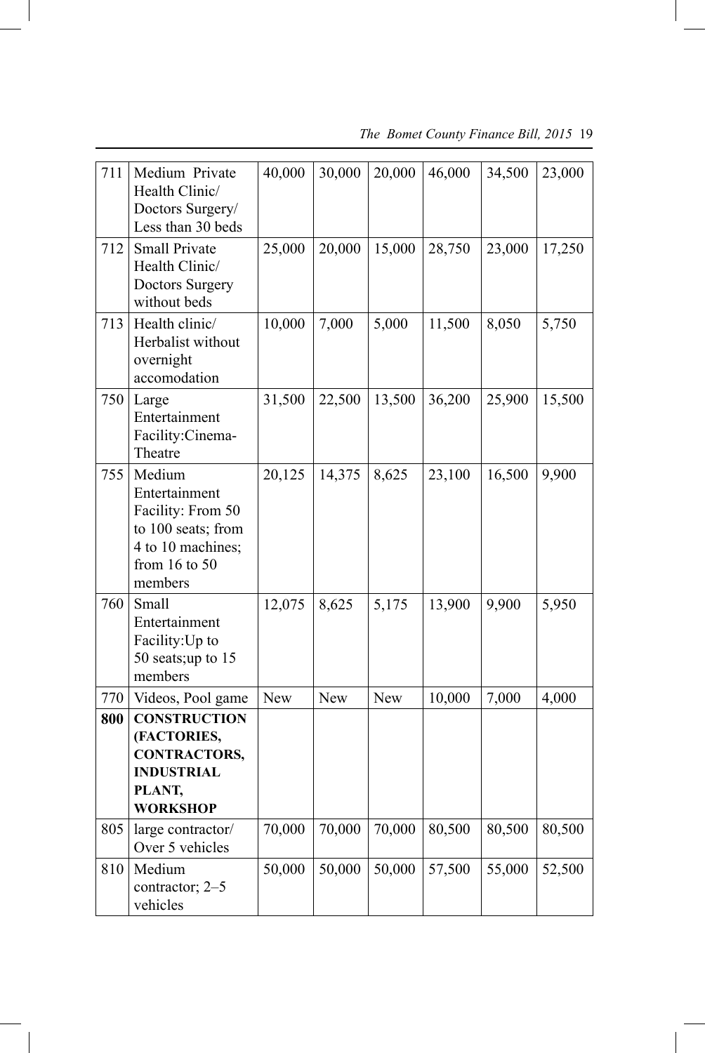| | | | | | | | |
|---|---|---|---|---|---|---|---|
| 711 | Medium Private Health Clinic/ Doctors Surgery/ Less than 30 beds | 40,000 | 30,000 | 20,000 | 46,000 | 34,500 | 23,000 |
| 712 | Small Private Health Clinic/ Doctors Surgery without beds | 25,000 | 20,000 | 15,000 | 28,750 | 23,000 | 17,250 |
| 713 | Health clinic/ Herbalist without overnight accomodation | 10,000 | 7,000 | 5,000 | 11,500 | 8,050 | 5,750 |
| 750 | Large Entertainment Facility:Cinema-Theatre | 31,500 | 22,500 | 13,500 | 36,200 | 25,900 | 15,500 |
| 755 | Medium Entertainment Facility: From 50 to 100 seats; from 4 to 10 machines; from 16 to 50 members | 20,125 | 14,375 | 8,625 | 23,100 | 16,500 | 9,900 |
| 760 | Small Entertainment Facility:Up to 50 seats;up to 15 members | 12,075 | 8,625 | 5,175 | 13,900 | 9,900 | 5,950 |
| 770 | Videos, Pool game | New | New | New | 10,000 | 7,000 | 4,000 |
| **800** | **CONSTRUCTION (FACTORIES, CONTRACTORS, INDUSTRIAL PLANT, WORKSHOP** | | | | | | |
| 805 | large contractor/ Over 5 vehicles | 70,000 | 70,000 | 70,000 | 80,500 | 80,500 | 80,500 |
| 810 | Medium contractor; 2–5 vehicles | 50,000 | 50,000 | 50,000 | 57,500 | 55,000 | 52,500 |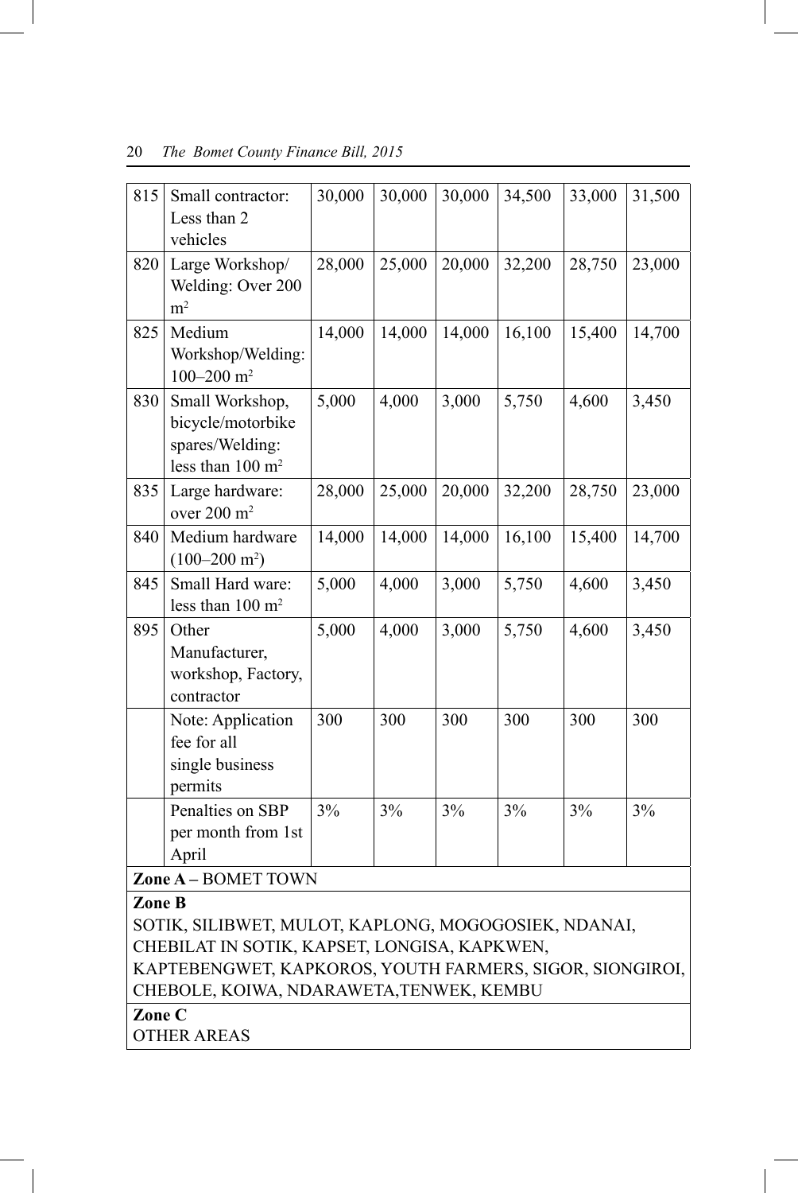| | | | | | | | |
|---|---|---|---|---|---|---|---|
| 815 | Small contractor: Less than 2 vehicles | 30,000 | 30,000 | 30,000 | 34,500 | 33,000 | 31,500 |
| 820 | Large Workshop/ Welding: Over 200 $m^2$ | 28,000 | 25,000 | 20,000 | 32,200 | 28,750 | 23,000 |
| 825 | Medium Workshop/Welding: 100–200 $m^2$ | 14,000 | 14,000 | 14,000 | 16,100 | 15,400 | 14,700 |
| 830 | Small Workshop, bicycle/motorbike spares/Welding: less than 100 $m^2$ | 5,000 | 4,000 | 3,000 | 5,750 | 4,600 | 3,450 |
| 835 | Large hardware: over 200 $m^2$ | 28,000 | 25,000 | 20,000 | 32,200 | 28,750 | 23,000 |
| 840 | Medium hardware (100–200 $m^2$) | 14,000 | 14,000 | 14,000 | 16,100 | 15,400 | 14,700 |
| 845 | Small Hard ware: less than 100 $m^2$ | 5,000 | 4,000 | 3,000 | 5,750 | 4,600 | 3,450 |
| 895 | Other Manufacturer, workshop, Factory, contractor | 5,000 | 4,000 | 3,000 | 5,750 | 4,600 | 3,450 |
| | Note: Application fee for all single business permits | 300 | 300 | 300 | 300 | 300 | 300 |
| | Penalties on SBP per month from 1st April | 3% | 3% | 3% | 3% | 3% | 3% |

**Zone A** – BOMET TOWN

**Zone B**

SOTIK, SILIBWET, MULOT, KAPLONG, MOGOGOSIEK, NDANAI, CHEBILAT IN SOTIK, KAPSET, LONGISA, KAPKWEN, KAPTEBENGWET, KAPKOROS, YOUTH FARMERS, SIGOR, SIONGIROI, CHEBOLE, KOIWA, NDARAWETA,TENWEK, KEMBU

**Zone C**

OTHER AREAS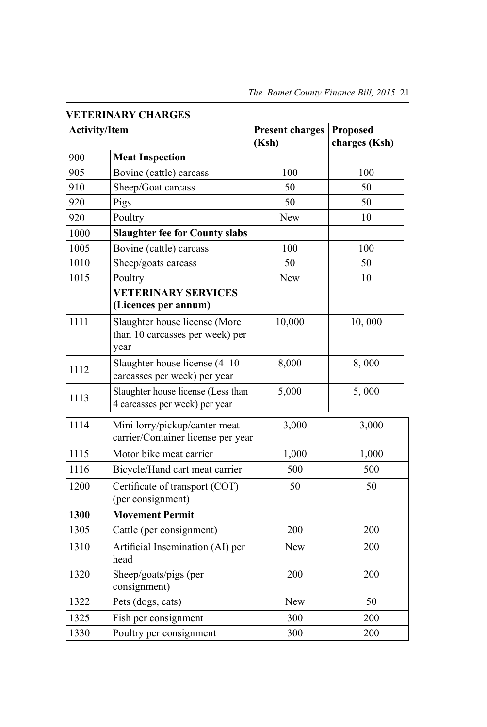**VETERINARY CHARGES**

| Activity/Item | | Present charges (Ksh) | Proposed charges (Ksh) |
|---|---|---|---|
| 900 | **Meat Inspection** | | |
| 905 | Bovine (cattle) carcass | 100 | 100 |
| 910 | Sheep/Goat carcass | 50 | 50 |
| 920 | Pigs | 50 | 50 |
| 920 | Poultry | New | 10 |
| 1000 | **Slaughter fee for County slabs** | | |
| 1005 | Bovine (cattle) carcass | 100 | 100 |
| 1010 | Sheep/goats carcass | 50 | 50 |
| 1015 | Poultry | New | 10 |
| | **VETERINARY SERVICES (Licences per annum)** | | |
| 1111 | Slaughter house license (More than 10 carcasses per week) per year | 10,000 | 10, 000 |
| 1112 | Slaughter house license (4–10 carcasses per week) per year | 8,000 | 8, 000 |
| 1113 | Slaughter house license (Less than 4 carcasses per week) per year | 5,000 | 5, 000 |
| 1114 | Mini lorry/pickup/canter meat carrier/Container license per year | 3,000 | 3,000 |
| 1115 | Motor bike meat carrier | 1,000 | 1,000 |
| 1116 | Bicycle/Hand cart meat carrier | 500 | 500 |
| 1200 | Certificate of transport (COT) (per consignment) | 50 | 50 |
| **1300** | **Movement Permit** | | |
| 1305 | Cattle (per consignment) | 200 | 200 |
| 1310 | Artificial Insemination (AI) per head | New | 200 |
| 1320 | Sheep/goats/pigs (per consignment) | 200 | 200 |
| 1322 | Pets (dogs, cats) | New | 50 |
| 1325 | Fish per consignment | 300 | 200 |
| 1330 | Poultry per consignment | 300 | 200 |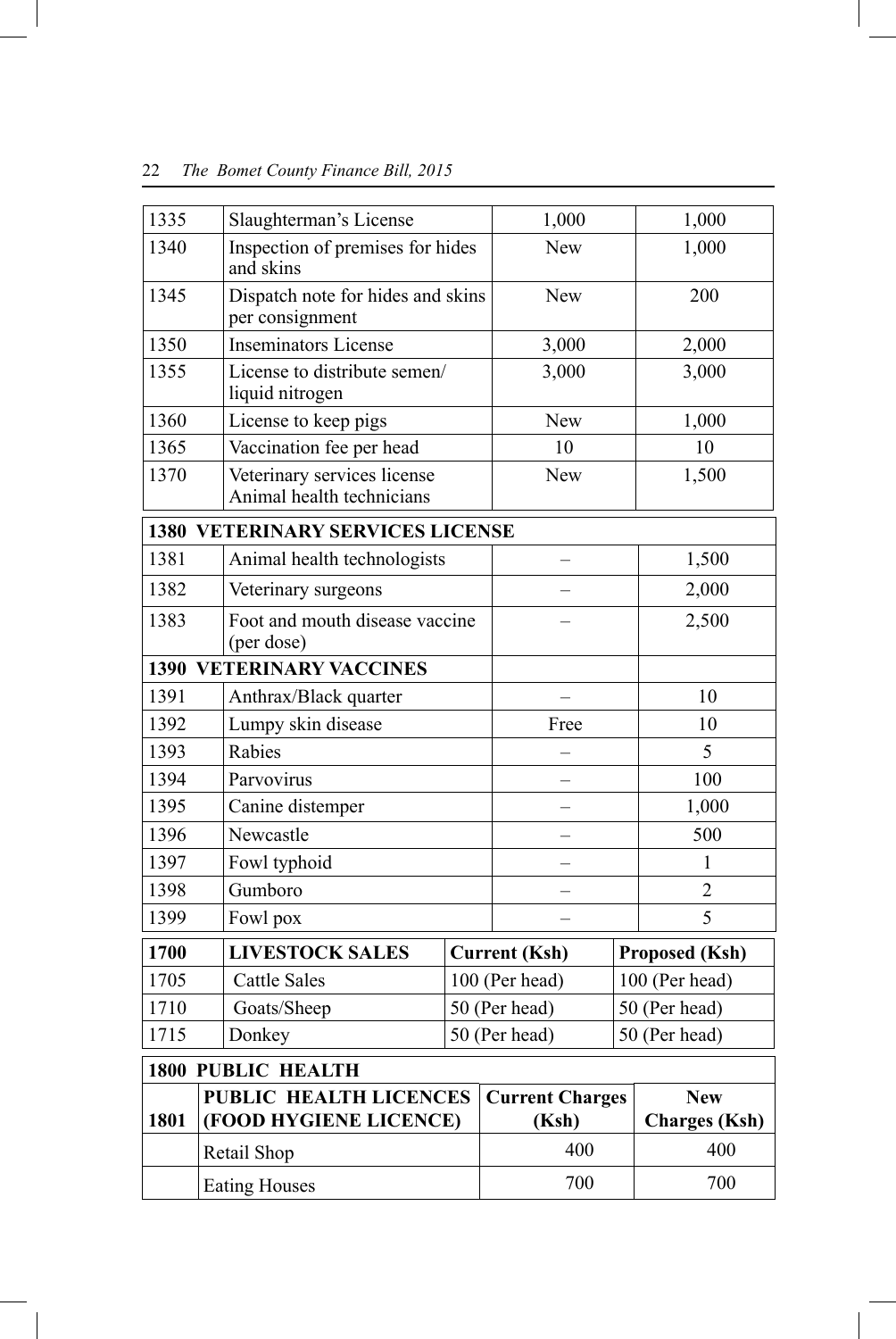| | | | |
|---|---|---|---|
| 1335 | Slaughterman's License | 1,000 | 1,000 |
| 1340 | Inspection of premises for hides and skins | New | 1,000 |
| 1345 | Dispatch note for hides and skins per consignment | New | 200 |
| 1350 | Inseminators License | 3,000 | 2,000 |
| 1355 | License to distribute semen/ liquid nitrogen | 3,000 | 3,000 |
| 1360 | License to keep pigs | New | 1,000 |
| 1365 | Vaccination fee per head | 10 | 10 |
| 1370 | Veterinary services license Animal health technicians | New | 1,500 |

| **1380 VETERINARY SERVICES LICENSE** | | | |
|---|---|---|---|
| 1381 | Animal health technologists | – | 1,500 |
| 1382 | Veterinary surgeons | – | 2,000 |
| 1383 | Foot and mouth disease vaccine (per dose) | – | 2,500 |
| **1390 VETERINARY VACCINES** | | | |
| 1391 | Anthrax/Black quarter | – | 10 |
| 1392 | Lumpy skin disease | Free | 10 |
| 1393 | Rabies | – | 5 |
| 1394 | Parvovirus | – | 100 |
| 1395 | Canine distemper | – | 1,000 |
| 1396 | Newcastle | – | 500 |
| 1397 | Fowl typhoid | – | 1 |
| 1398 | Gumboro | – | 2 |
| 1399 | Fowl pox | – | 5 |

| **1700** | **LIVESTOCK SALES** | **Current (Ksh)** | **Proposed (Ksh)** |
|---|---|---|---|
| 1705 | Cattle Sales | 100 (Per head) | 100 (Per head) |
| 1710 | Goats/Sheep | 50 (Per head) | 50 (Per head) |
| 1715 | Donkey | 50 (Per head) | 50 (Per head) |

| **1800 PUBLIC HEALTH** | | | |
|---|---|---|---|
| **1801** | **PUBLIC HEALTH LICENCES (FOOD HYGIENE LICENCE)** | **Current Charges (Ksh)** | **New Charges (Ksh)** |
| | Retail Shop | 400 | 400 |
| | Eating Houses | 700 | 700 |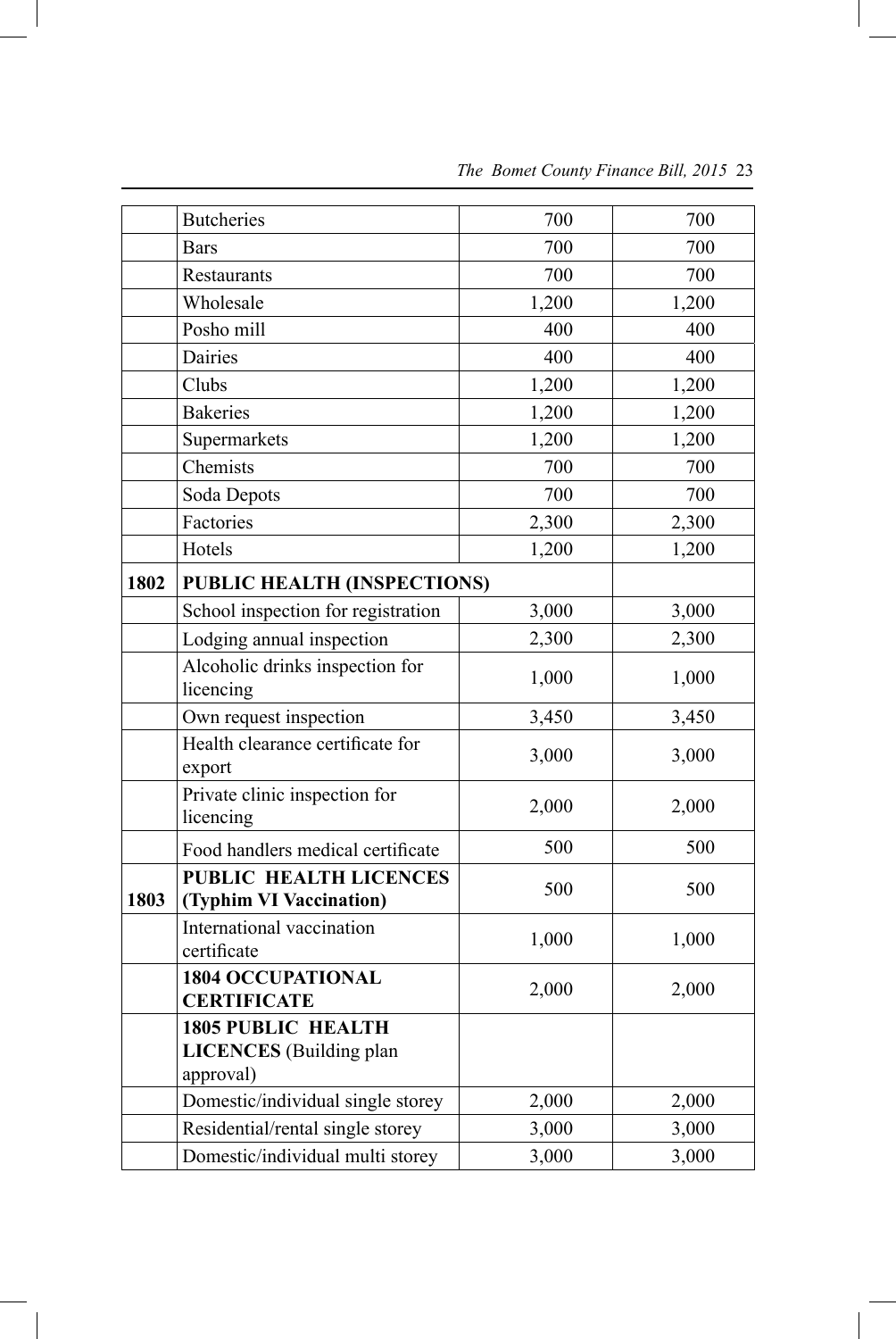| | | | |
|---|---|---|---|
| | Butcheries | 700 | 700 |
| | Bars | 700 | 700 |
| | Restaurants | 700 | 700 |
| | Wholesale | 1,200 | 1,200 |
| | Posho mill | 400 | 400 |
| | Dairies | 400 | 400 |
| | Clubs | 1,200 | 1,200 |
| | Bakeries | 1,200 | 1,200 |
| | Supermarkets | 1,200 | 1,200 |
| | Chemists | 700 | 700 |
| | Soda Depots | 700 | 700 |
| | Factories | 2,300 | 2,300 |
| | Hotels | 1,200 | 1,200 |
| **1802** | **PUBLIC HEALTH (INSPECTIONS)** | | |
| | School inspection for registration | 3,000 | 3,000 |
| | Lodging annual inspection | 2,300 | 2,300 |
| | Alcoholic drinks inspection for licencing | 1,000 | 1,000 |
| | Own request inspection | 3,450 | 3,450 |
| | Health clearance certificate for export | 3,000 | 3,000 |
| | Private clinic inspection for licencing | 2,000 | 2,000 |
| | Food handlers medical certificate | 500 | 500 |
| **1803** | **PUBLIC HEALTH LICENCES (Typhim VI Vaccination)** | 500 | 500 |
| | International vaccination certificate | 1,000 | 1,000 |
| | **1804 OCCUPATIONAL CERTIFICATE** | 2,000 | 2,000 |
| | **1805 PUBLIC HEALTH LICENCES** (Building plan approval) | | |
| | Domestic/individual single storey | 2,000 | 2,000 |
| | Residential/rental single storey | 3,000 | 3,000 |
| | Domestic/individual multi storey | 3,000 | 3,000 |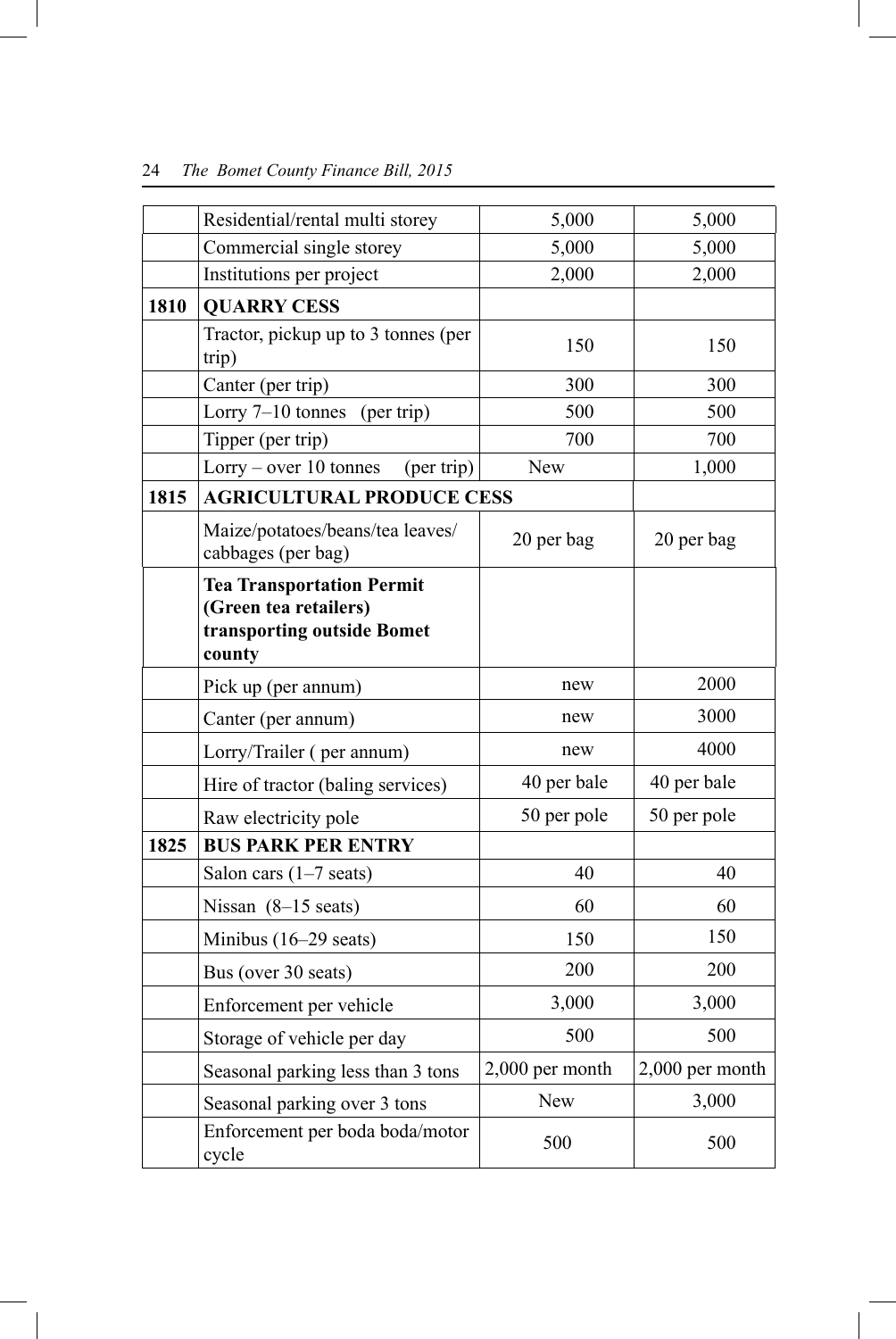|  |  |  |  |
|---|---|---|---|
|  | Residential/rental multi storey | 5,000 | 5,000 |
|  | Commercial single storey | 5,000 | 5,000 |
|  | Institutions per project | 2,000 | 2,000 |
| **1810** | **QUARRY CESS** |  |  |
|  | Tractor, pickup up to 3 tonnes (per trip) | 150 | 150 |
|  | Canter (per trip) | 300 | 300 |
|  | Lorry 7–10 tonnes (per trip) | 500 | 500 |
|  | Tipper (per trip) | 700 | 700 |
|  | Lorry – over 10 tonnes (per trip) | New | 1,000 |
| **1815** | **AGRICULTURAL PRODUCE CESS** |  |  |
|  | Maize/potatoes/beans/tea leaves/ cabbages (per bag) | 20 per bag | 20 per bag |
|  | **Tea Transportation Permit (Green tea retailers) transporting outside Bomet county** |  |  |
|  | Pick up (per annum) | new | 2000 |
|  | Canter (per annum) | new | 3000 |
|  | Lorry/Trailer ( per annum) | new | 4000 |
|  | Hire of tractor (baling services) | 40 per bale | 40 per bale |
|  | Raw electricity pole | 50 per pole | 50 per pole |
| **1825** | **BUS PARK PER ENTRY** |  |  |
|  | Salon cars (1–7 seats) | 40 | 40 |
|  | Nissan (8–15 seats) | 60 | 60 |
|  | Minibus (16–29 seats) | 150 | 150 |
|  | Bus (over 30 seats) | 200 | 200 |
|  | Enforcement per vehicle | 3,000 | 3,000 |
|  | Storage of vehicle per day | 500 | 500 |
|  | Seasonal parking less than 3 tons | 2,000 per month | 2,000 per month |
|  | Seasonal parking over 3 tons | New | 3,000 |
|  | Enforcement per boda boda/motor cycle | 500 | 500 |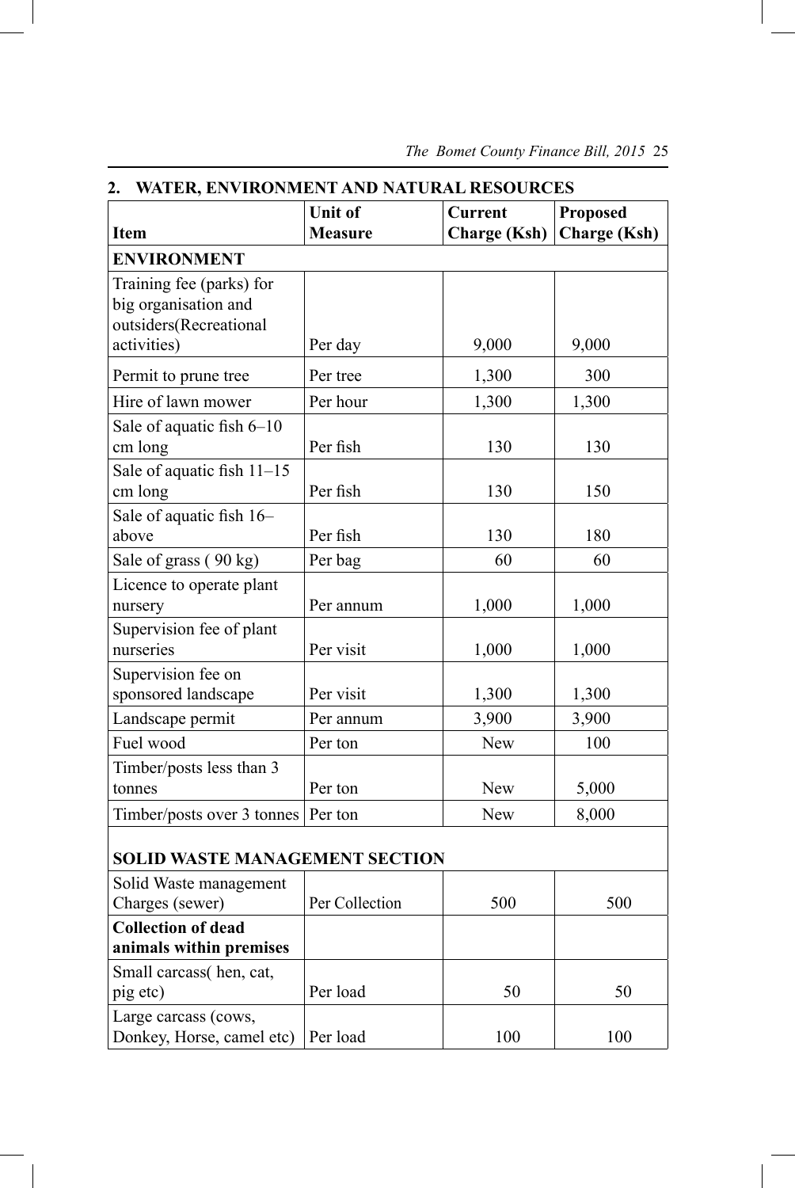## 2. WATER, ENVIRONMENT AND NATURAL RESOURCES

| Item | Unit of Measure | Current Charge (Ksh) | Proposed Charge (Ksh) |
|---|---|---|---|
| **ENVIRONMENT** | | | |
| Training fee (parks) for big organisation and outsiders(Recreational activities) | Per day | 9,000 | 9,000 |
| Permit to prune tree | Per tree | 1,300 | 300 |
| Hire of lawn mower | Per hour | 1,300 | 1,300 |
| Sale of aquatic fish 6–10 cm long | Per fish | 130 | 130 |
| Sale of aquatic fish 11–15 cm long | Per fish | 130 | 150 |
| Sale of aquatic fish 16–above | Per fish | 130 | 180 |
| Sale of grass ( 90 kg) | Per bag | 60 | 60 |
| Licence to operate plant nursery | Per annum | 1,000 | 1,000 |
| Supervision fee of plant nurseries | Per visit | 1,000 | 1,000 |
| Supervision fee on sponsored landscape | Per visit | 1,300 | 1,300 |
| Landscape permit | Per annum | 3,900 | 3,900 |
| Fuel wood | Per ton | New | 100 |
| Timber/posts less than 3 tonnes | Per ton | New | 5,000 |
| Timber/posts over 3 tonnes | Per ton | New | 8,000 |
| **SOLID WASTE MANAGEMENT SECTION** | | | |
| Solid Waste management Charges (sewer) | Per Collection | 500 | 500 |
| **Collection of dead animals within premises** | | | |
| Small carcass( hen, cat, pig etc) | Per load | 50 | 50 |
| Large carcass (cows, Donkey, Horse, camel etc) | Per load | 100 | 100 |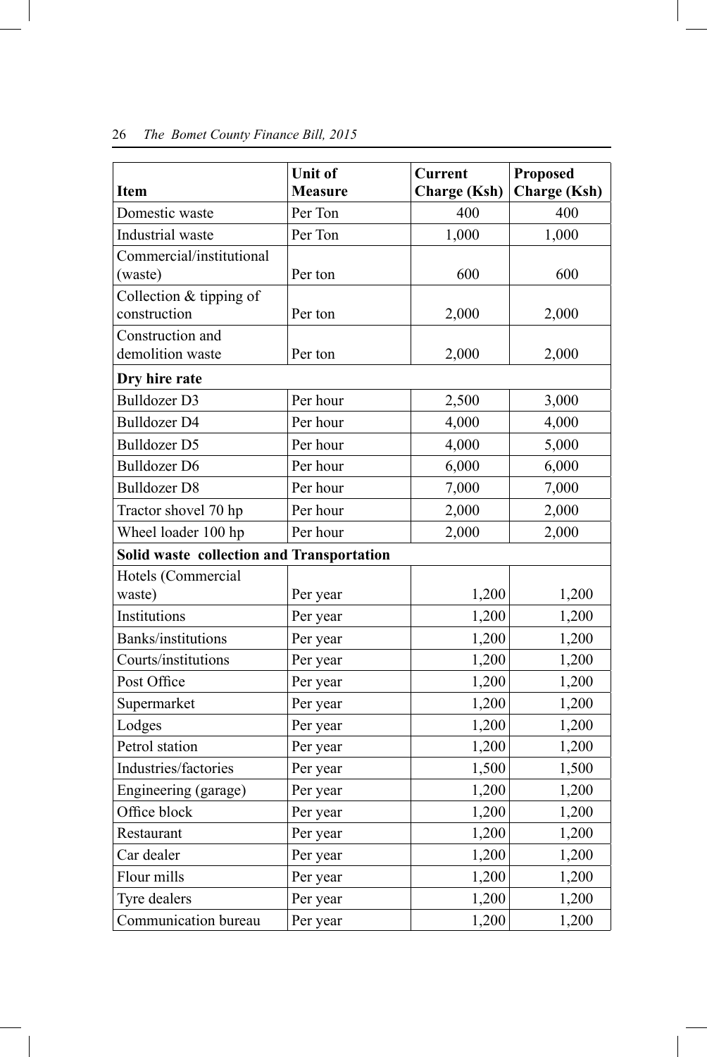| Item | Unit of Measure | Current Charge (Ksh) | Proposed Charge (Ksh) |
|---|---|---|---|
| Domestic waste | Per Ton | 400 | 400 |
| Industrial waste | Per Ton | 1,000 | 1,000 |
| Commercial/institutional (waste) | Per ton | 600 | 600 |
| Collection & tipping of construction | Per ton | 2,000 | 2,000 |
| Construction and demolition waste | Per ton | 2,000 | 2,000 |
| **Dry hire rate** | | | |
| Bulldozer D3 | Per hour | 2,500 | 3,000 |
| Bulldozer D4 | Per hour | 4,000 | 4,000 |
| Bulldozer D5 | Per hour | 4,000 | 5,000 |
| Bulldozer D6 | Per hour | 6,000 | 6,000 |
| Bulldozer D8 | Per hour | 7,000 | 7,000 |
| Tractor shovel 70 hp | Per hour | 2,000 | 2,000 |
| Wheel loader 100 hp | Per hour | 2,000 | 2,000 |
| **Solid waste collection and Transportation** | | | |
| Hotels (Commercial waste) | Per year | 1,200 | 1,200 |
| Institutions | Per year | 1,200 | 1,200 |
| Banks/institutions | Per year | 1,200 | 1,200 |
| Courts/institutions | Per year | 1,200 | 1,200 |
| Post Office | Per year | 1,200 | 1,200 |
| Supermarket | Per year | 1,200 | 1,200 |
| Lodges | Per year | 1,200 | 1,200 |
| Petrol station | Per year | 1,200 | 1,200 |
| Industries/factories | Per year | 1,500 | 1,500 |
| Engineering (garage) | Per year | 1,200 | 1,200 |
| Office block | Per year | 1,200 | 1,200 |
| Restaurant | Per year | 1,200 | 1,200 |
| Car dealer | Per year | 1,200 | 1,200 |
| Flour mills | Per year | 1,200 | 1,200 |
| Tyre dealers | Per year | 1,200 | 1,200 |
| Communication bureau | Per year | 1,200 | 1,200 |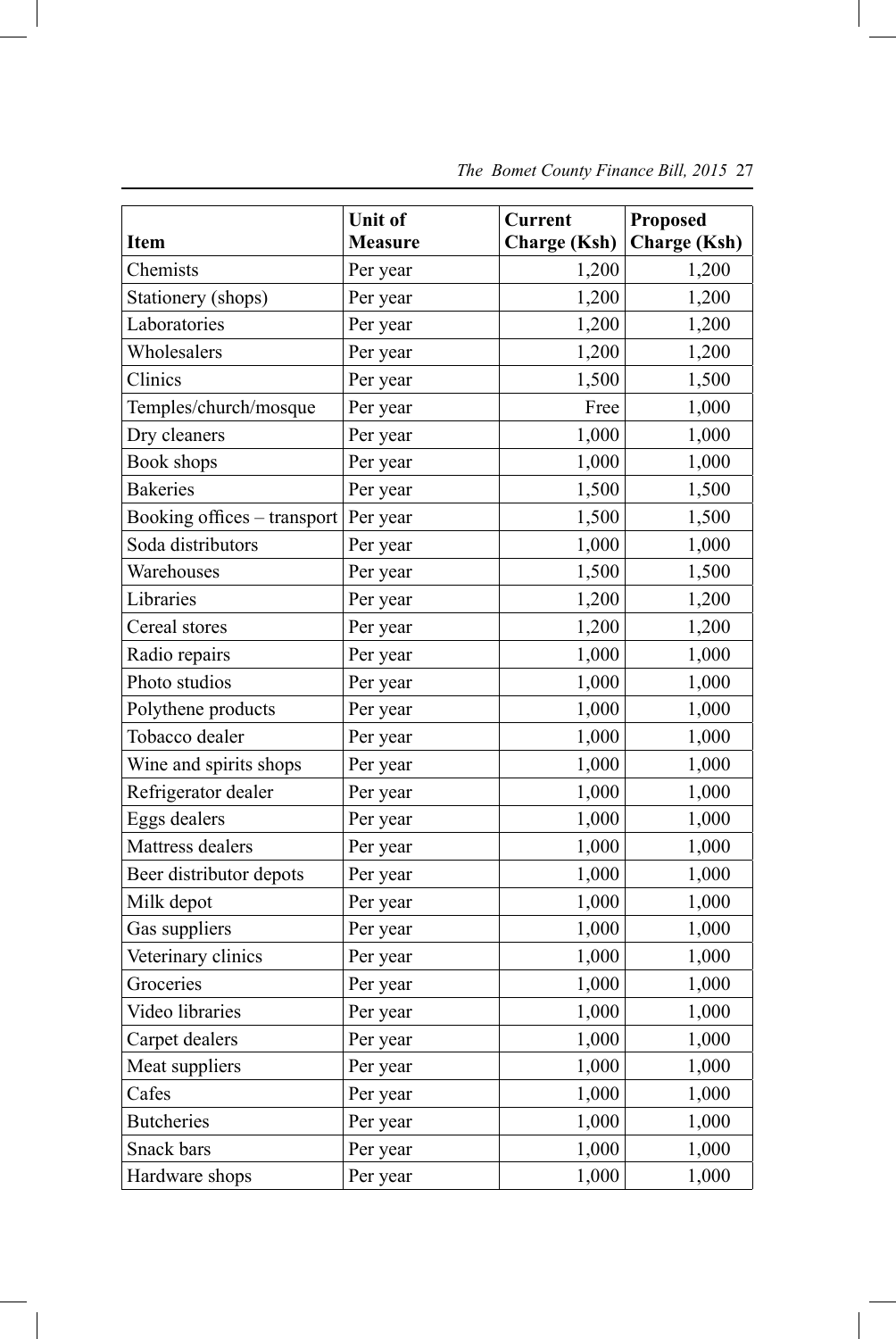| Item | Unit of Measure | Current Charge (Ksh) | Proposed Charge (Ksh) |
|---|---|---|---|
| Chemists | Per year | 1,200 | 1,200 |
| Stationery (shops) | Per year | 1,200 | 1,200 |
| Laboratories | Per year | 1,200 | 1,200 |
| Wholesalers | Per year | 1,200 | 1,200 |
| Clinics | Per year | 1,500 | 1,500 |
| Temples/church/mosque | Per year | Free | 1,000 |
| Dry cleaners | Per year | 1,000 | 1,000 |
| Book shops | Per year | 1,000 | 1,000 |
| Bakeries | Per year | 1,500 | 1,500 |
| Booking offices – transport | Per year | 1,500 | 1,500 |
| Soda distributors | Per year | 1,000 | 1,000 |
| Warehouses | Per year | 1,500 | 1,500 |
| Libraries | Per year | 1,200 | 1,200 |
| Cereal stores | Per year | 1,200 | 1,200 |
| Radio repairs | Per year | 1,000 | 1,000 |
| Photo studios | Per year | 1,000 | 1,000 |
| Polythene products | Per year | 1,000 | 1,000 |
| Tobacco dealer | Per year | 1,000 | 1,000 |
| Wine and spirits shops | Per year | 1,000 | 1,000 |
| Refrigerator dealer | Per year | 1,000 | 1,000 |
| Eggs dealers | Per year | 1,000 | 1,000 |
| Mattress dealers | Per year | 1,000 | 1,000 |
| Beer distributor depots | Per year | 1,000 | 1,000 |
| Milk depot | Per year | 1,000 | 1,000 |
| Gas suppliers | Per year | 1,000 | 1,000 |
| Veterinary clinics | Per year | 1,000 | 1,000 |
| Groceries | Per year | 1,000 | 1,000 |
| Video libraries | Per year | 1,000 | 1,000 |
| Carpet dealers | Per year | 1,000 | 1,000 |
| Meat suppliers | Per year | 1,000 | 1,000 |
| Cafes | Per year | 1,000 | 1,000 |
| Butcheries | Per year | 1,000 | 1,000 |
| Snack bars | Per year | 1,000 | 1,000 |
| Hardware shops | Per year | 1,000 | 1,000 |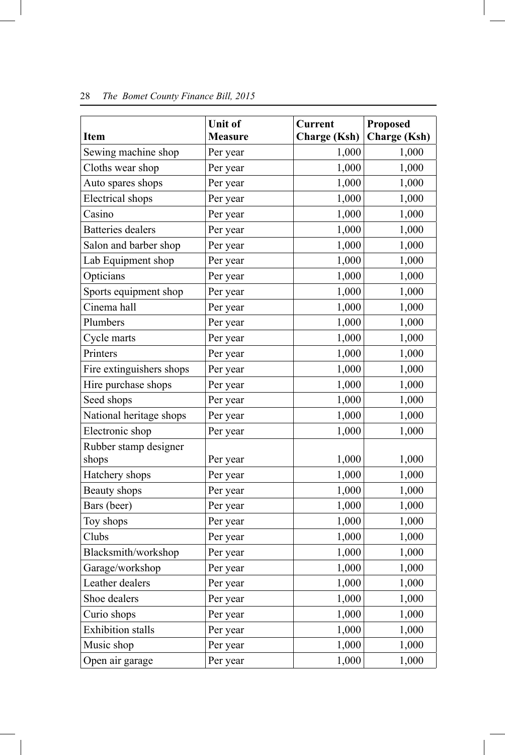| Item | Unit of Measure | Current Charge (Ksh) | Proposed Charge (Ksh) |
|---|---|---|---|
| Sewing machine shop | Per year | 1,000 | 1,000 |
| Cloths wear shop | Per year | 1,000 | 1,000 |
| Auto spares shops | Per year | 1,000 | 1,000 |
| Electrical shops | Per year | 1,000 | 1,000 |
| Casino | Per year | 1,000 | 1,000 |
| Batteries dealers | Per year | 1,000 | 1,000 |
| Salon and barber shop | Per year | 1,000 | 1,000 |
| Lab Equipment shop | Per year | 1,000 | 1,000 |
| Opticians | Per year | 1,000 | 1,000 |
| Sports equipment shop | Per year | 1,000 | 1,000 |
| Cinema hall | Per year | 1,000 | 1,000 |
| Plumbers | Per year | 1,000 | 1,000 |
| Cycle marts | Per year | 1,000 | 1,000 |
| Printers | Per year | 1,000 | 1,000 |
| Fire extinguishers shops | Per year | 1,000 | 1,000 |
| Hire purchase shops | Per year | 1,000 | 1,000 |
| Seed shops | Per year | 1,000 | 1,000 |
| National heritage shops | Per year | 1,000 | 1,000 |
| Electronic shop | Per year | 1,000 | 1,000 |
| Rubber stamp designer shops | Per year | 1,000 | 1,000 |
| Hatchery shops | Per year | 1,000 | 1,000 |
| Beauty shops | Per year | 1,000 | 1,000 |
| Bars (beer) | Per year | 1,000 | 1,000 |
| Toy shops | Per year | 1,000 | 1,000 |
| Clubs | Per year | 1,000 | 1,000 |
| Blacksmith/workshop | Per year | 1,000 | 1,000 |
| Garage/workshop | Per year | 1,000 | 1,000 |
| Leather dealers | Per year | 1,000 | 1,000 |
| Shoe dealers | Per year | 1,000 | 1,000 |
| Curio shops | Per year | 1,000 | 1,000 |
| Exhibition stalls | Per year | 1,000 | 1,000 |
| Music shop | Per year | 1,000 | 1,000 |
| Open air garage | Per year | 1,000 | 1,000 |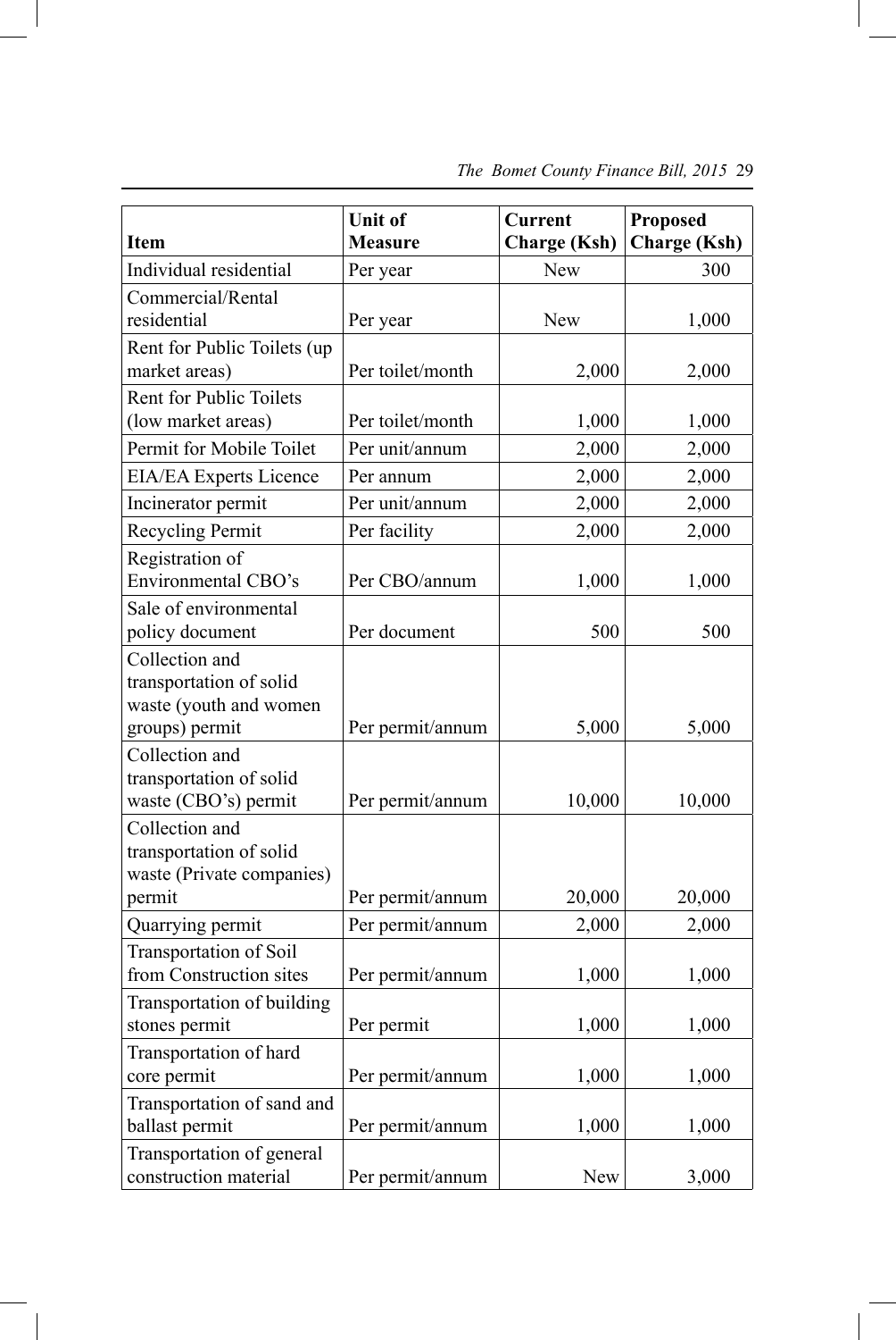| Item | Unit of Measure | Current Charge (Ksh) | Proposed Charge (Ksh) |
|---|---|---|---|
| Individual residential | Per year | New | 300 |
| Commercial/Rental residential | Per year | New | 1,000 |
| Rent for Public Toilets (up market areas) | Per toilet/month | 2,000 | 2,000 |
| Rent for Public Toilets (low market areas) | Per toilet/month | 1,000 | 1,000 |
| Permit for Mobile Toilet | Per unit/annum | 2,000 | 2,000 |
| EIA/EA Experts Licence | Per annum | 2,000 | 2,000 |
| Incinerator permit | Per unit/annum | 2,000 | 2,000 |
| Recycling Permit | Per facility | 2,000 | 2,000 |
| Registration of Environmental CBO's | Per CBO/annum | 1,000 | 1,000 |
| Sale of environmental policy document | Per document | 500 | 500 |
| Collection and transportation of solid waste (youth and women groups) permit | Per permit/annum | 5,000 | 5,000 |
| Collection and transportation of solid waste (CBO's) permit | Per permit/annum | 10,000 | 10,000 |
| Collection and transportation of solid waste (Private companies) permit | Per permit/annum | 20,000 | 20,000 |
| Quarrying permit | Per permit/annum | 2,000 | 2,000 |
| Transportation of Soil from Construction sites | Per permit/annum | 1,000 | 1,000 |
| Transportation of building stones permit | Per permit | 1,000 | 1,000 |
| Transportation of hard core permit | Per permit/annum | 1,000 | 1,000 |
| Transportation of sand and ballast permit | Per permit/annum | 1,000 | 1,000 |
| Transportation of general construction material | Per permit/annum | New | 3,000 |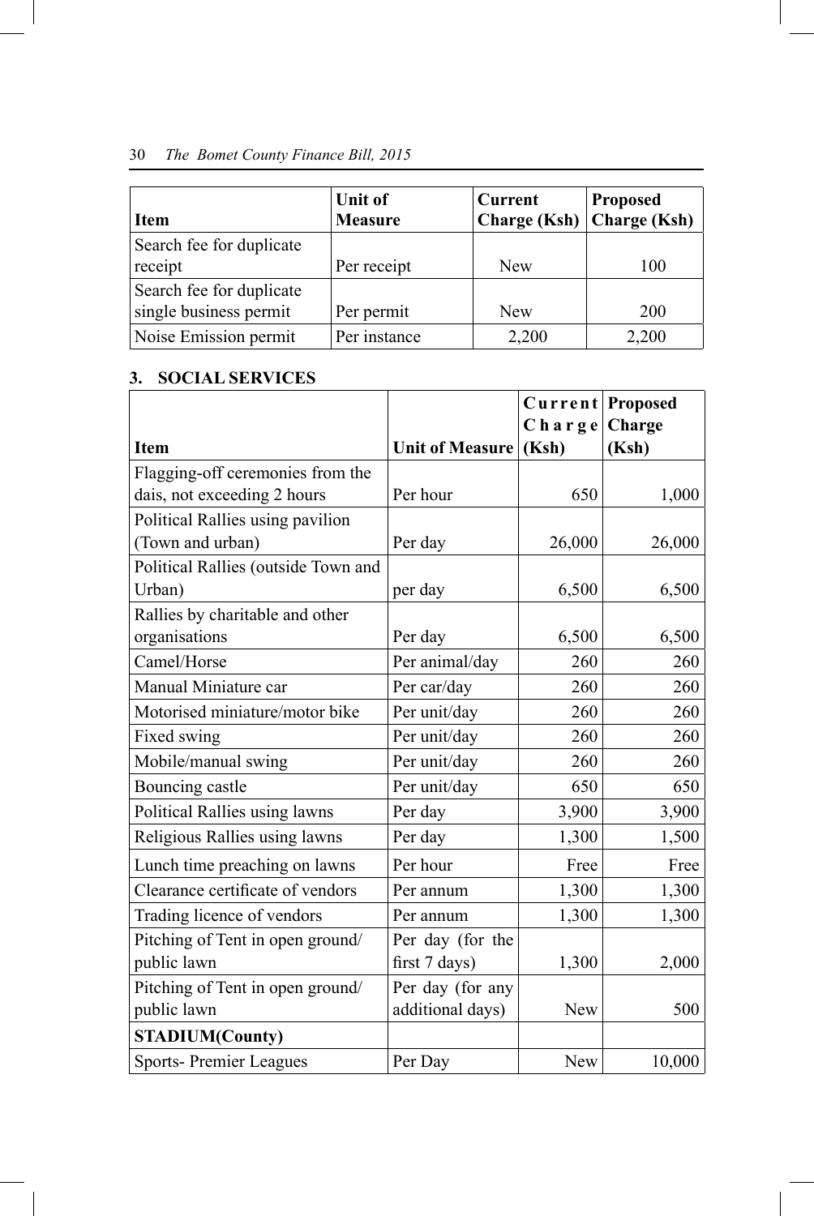| Item | Unit of Measure | Current Charge (Ksh) | Proposed Charge (Ksh) |
|---|---|---|---|
| Search fee for duplicate receipt | Per receipt | New | 100 |
| Search fee for duplicate single business permit | Per permit | New | 200 |
| Noise Emission permit | Per instance | 2,200 | 2,200 |

### 3. SOCIAL SERVICES

| Item | Unit of Measure | Current Charge (Ksh) | Proposed Charge (Ksh) |
|---|---|---|---|
| Flagging-off ceremonies from the dais, not exceeding 2 hours | Per hour | 650 | 1,000 |
| Political Rallies using pavilion (Town and urban) | Per day | 26,000 | 26,000 |
| Political Rallies (outside Town and Urban) | per day | 6,500 | 6,500 |
| Rallies by charitable and other organisations | Per day | 6,500 | 6,500 |
| Camel/Horse | Per animal/day | 260 | 260 |
| Manual Miniature car | Per car/day | 260 | 260 |
| Motorised miniature/motor bike | Per unit/day | 260 | 260 |
| Fixed swing | Per unit/day | 260 | 260 |
| Mobile/manual swing | Per unit/day | 260 | 260 |
| Bouncing castle | Per unit/day | 650 | 650 |
| Political Rallies using lawns | Per day | 3,900 | 3,900 |
| Religious Rallies using lawns | Per day | 1,300 | 1,500 |
| Lunch time preaching on lawns | Per hour | Free | Free |
| Clearance certificate of vendors | Per annum | 1,300 | 1,300 |
| Trading licence of vendors | Per annum | 1,300 | 1,300 |
| Pitching of Tent in open ground/ public lawn | Per day (for the first 7 days) | 1,300 | 2,000 |
| Pitching of Tent in open ground/ public lawn | Per day (for any additional days) | New | 500 |
| **STADIUM(County)** | | | |
| Sports- Premier Leagues | Per Day | New | 10,000 |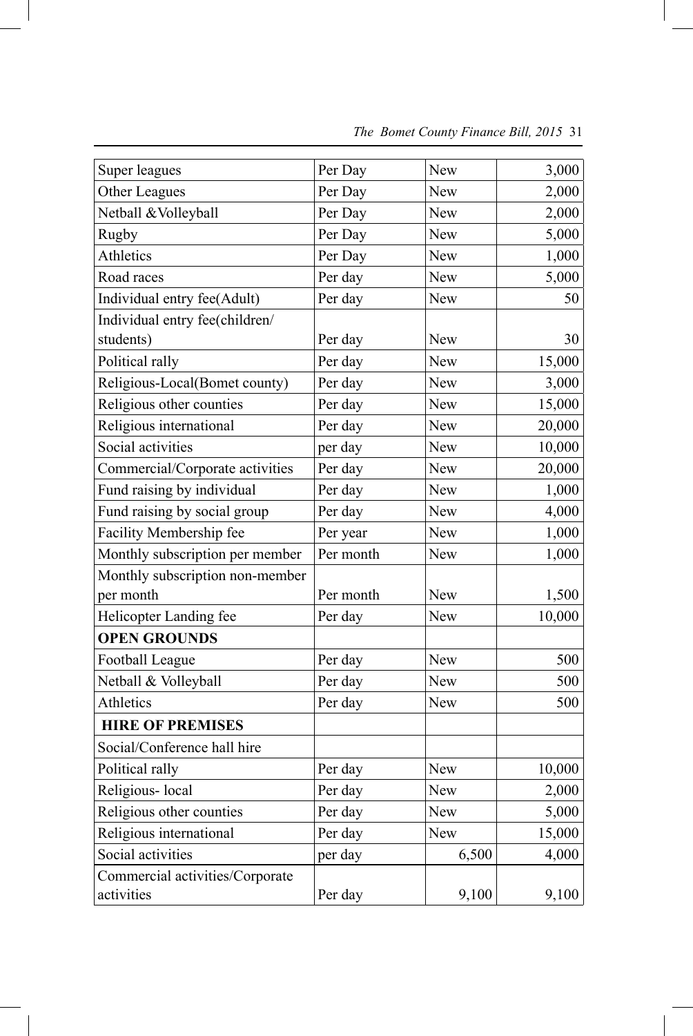| | | | |
|---|---|---|---|
| Super leagues | Per Day | New | 3,000 |
| Other Leagues | Per Day | New | 2,000 |
| Netball &Volleyball | Per Day | New | 2,000 |
| Rugby | Per Day | New | 5,000 |
| Athletics | Per Day | New | 1,000 |
| Road races | Per day | New | 5,000 |
| Individual entry fee(Adult) | Per day | New | 50 |
| Individual entry fee(children/ students) | Per day | New | 30 |
| Political rally | Per day | New | 15,000 |
| Religious-Local(Bomet county) | Per day | New | 3,000 |
| Religious other counties | Per day | New | 15,000 |
| Religious international | Per day | New | 20,000 |
| Social activities | per day | New | 10,000 |
| Commercial/Corporate activities | Per day | New | 20,000 |
| Fund raising by individual | Per day | New | 1,000 |
| Fund raising by social group | Per day | New | 4,000 |
| Facility Membership fee | Per year | New | 1,000 |
| Monthly subscription per member | Per month | New | 1,000 |
| Monthly subscription non-member per month | Per month | New | 1,500 |
| Helicopter Landing fee | Per day | New | 10,000 |
| **OPEN GROUNDS** | | | |
| Football League | Per day | New | 500 |
| Netball & Volleyball | Per day | New | 500 |
| Athletics | Per day | New | 500 |
| **HIRE OF PREMISES** | | | |
| Social/Conference hall hire | | | |
| Political rally | Per day | New | 10,000 |
| Religious- local | Per day | New | 2,000 |
| Religious other counties | Per day | New | 5,000 |
| Religious international | Per day | New | 15,000 |
| Social activities | per day | 6,500 | 4,000 |
| Commercial activities/Corporate activities | Per day | 9,100 | 9,100 |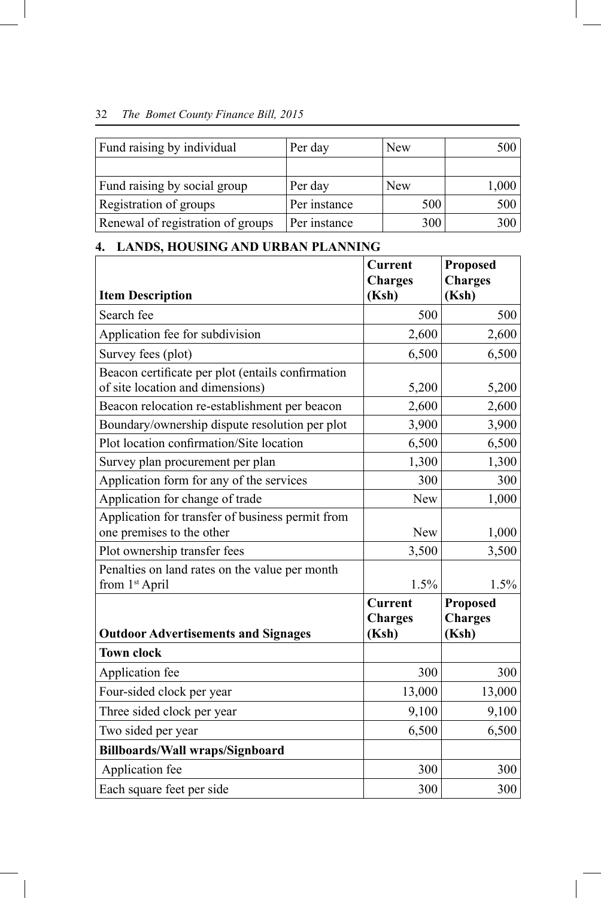| Fund raising by individual | Per day | New | 500 |
|---|---|---|---|
| | | | |
| Fund raising by social group | Per day | New | 1,000 |
| Registration of groups | Per instance | 500 | 500 |
| Renewal of registration of groups | Per instance | 300 | 300 |

## 4. LANDS, HOUSING AND URBAN PLANNING

| Item Description | Current Charges (Ksh) | Proposed Charges (Ksh) |
|---|---|---|
| Search fee | 500 | 500 |
| Application fee for subdivision | 2,600 | 2,600 |
| Survey fees (plot) | 6,500 | 6,500 |
| Beacon certificate per plot (entails confirmation of site location and dimensions) | 5,200 | 5,200 |
| Beacon relocation re-establishment per beacon | 2,600 | 2,600 |
| Boundary/ownership dispute resolution per plot | 3,900 | 3,900 |
| Plot location confirmation/Site location | 6,500 | 6,500 |
| Survey plan procurement per plan | 1,300 | 1,300 |
| Application form for any of the services | 300 | 300 |
| Application for change of trade | New | 1,000 |
| Application for transfer of business permit from one premises to the other | New | 1,000 |
| Plot ownership transfer fees | 3,500 | 3,500 |
| Penalties on land rates on the value per month from 1st April | 1.5% | 1.5% |
| **Outdoor Advertisements and Signages** | **Current Charges (Ksh)** | **Proposed Charges (Ksh)** |
| **Town clock** | | |
| Application fee | 300 | 300 |
| Four-sided clock per year | 13,000 | 13,000 |
| Three sided clock per year | 9,100 | 9,100 |
| Two sided per year | 6,500 | 6,500 |
| **Billboards/Wall wraps/Signboard** | | |
| Application fee | 300 | 300 |
| Each square feet per side | 300 | 300 |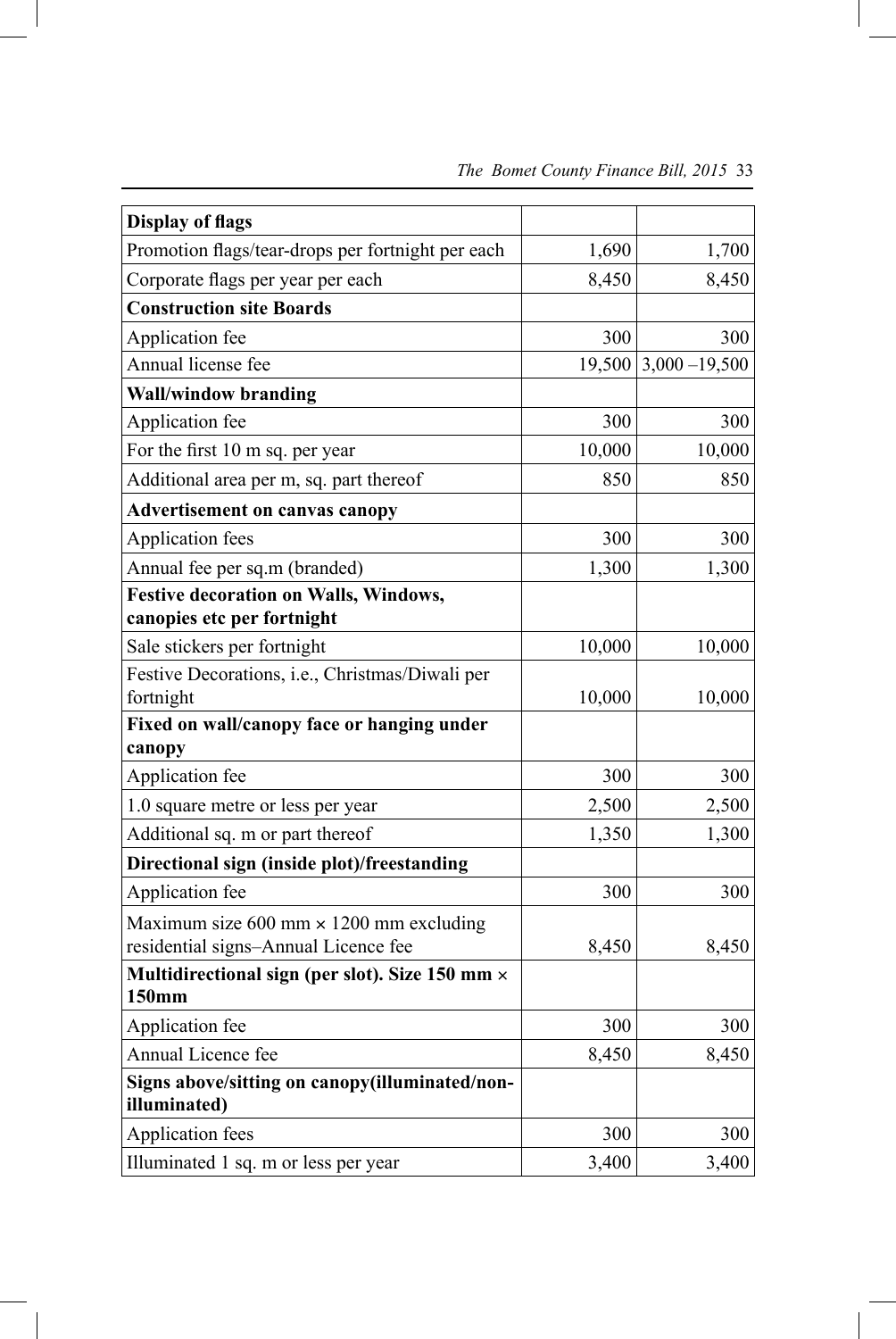| Display of flags | | |
|---|---|---|
| Promotion flags/tear-drops per fortnight per each | 1,690 | 1,700 |
| Corporate flags per year per each | 8,450 | 8,450 |
| **Construction site Boards** | | |
| Application fee | 300 | 300 |
| Annual license fee | 19,500 | 3,000 –19,500 |
| **Wall/window branding** | | |
| Application fee | 300 | 300 |
| For the first 10 m sq. per year | 10,000 | 10,000 |
| Additional area per m, sq. part thereof | 850 | 850 |
| **Advertisement on canvas canopy** | | |
| Application fees | 300 | 300 |
| Annual fee per sq.m (branded) | 1,300 | 1,300 |
| **Festive decoration on Walls, Windows, canopies etc per fortnight** | | |
| Sale stickers per fortnight | 10,000 | 10,000 |
| Festive Decorations, i.e., Christmas/Diwali per fortnight | 10,000 | 10,000 |
| **Fixed on wall/canopy face or hanging under canopy** | | |
| Application fee | 300 | 300 |
| 1.0 square metre or less per year | 2,500 | 2,500 |
| Additional sq. m or part thereof | 1,350 | 1,300 |
| **Directional sign (inside plot)/freestanding** | | |
| Application fee | 300 | 300 |
| Maximum size 600 mm × 1200 mm excluding residential signs–Annual Licence fee | 8,450 | 8,450 |
| **Multidirectional sign (per slot). Size 150 mm × 150mm** | | |
| Application fee | 300 | 300 |
| Annual Licence fee | 8,450 | 8,450 |
| **Signs above/sitting on canopy(illuminated/non-illuminated)** | | |
| Application fees | 300 | 300 |
| Illuminated 1 sq. m or less per year | 3,400 | 3,400 |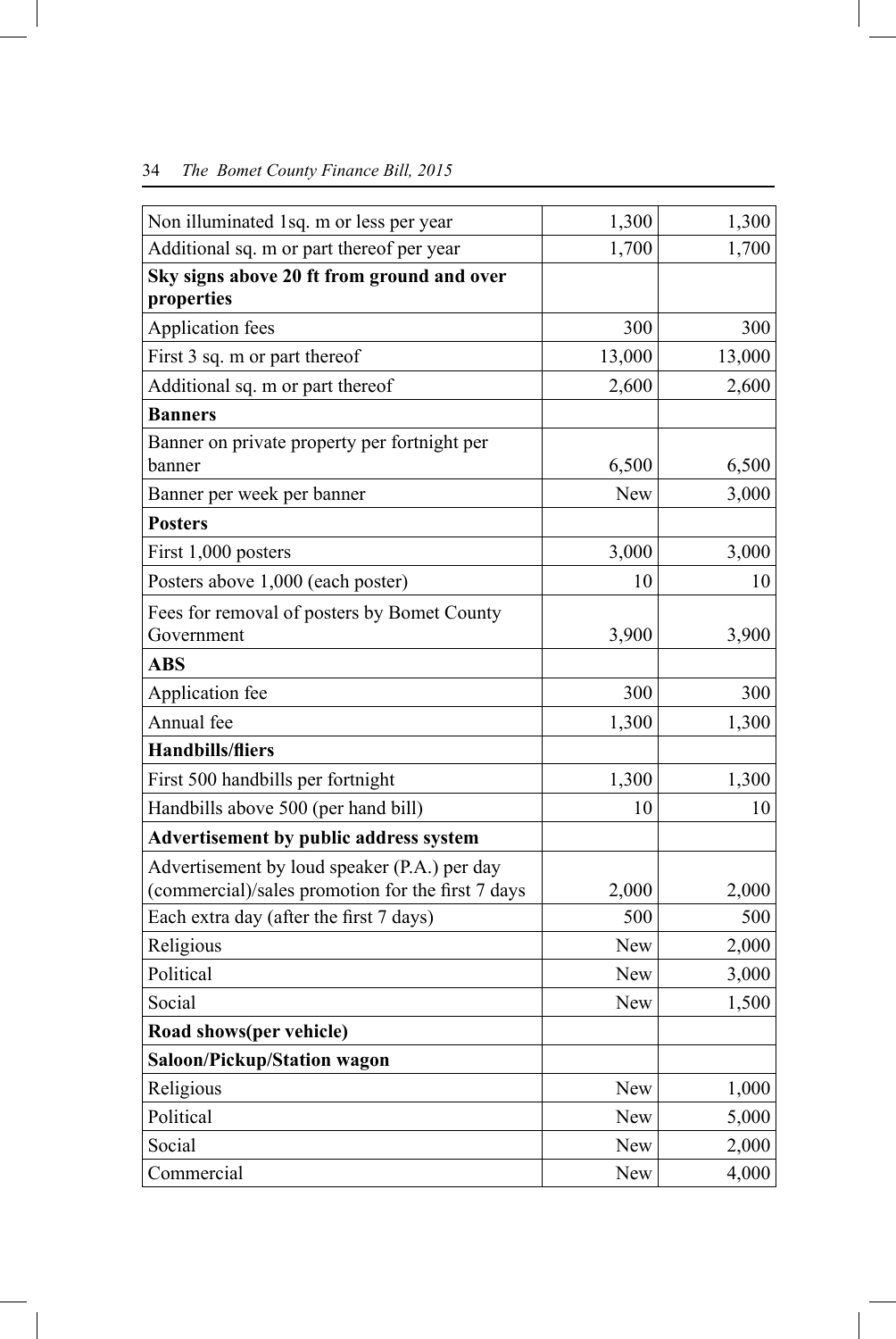| | | |
|---|---|---|
| Non illuminated 1sq. m or less per year | 1,300 | 1,300 |
| Additional sq. m or part thereof per year | 1,700 | 1,700 |
| **Sky signs above 20 ft from ground and over properties** | | |
| Application fees | 300 | 300 |
| First 3 sq. m or part thereof | 13,000 | 13,000 |
| Additional sq. m or part thereof | 2,600 | 2,600 |
| **Banners** | | |
| Banner on private property per fortnight per banner | 6,500 | 6,500 |
| Banner per week per banner | New | 3,000 |
| **Posters** | | |
| First 1,000 posters | 3,000 | 3,000 |
| Posters above 1,000 (each poster) | 10 | 10 |
| Fees for removal of posters by Bomet County Government | 3,900 | 3,900 |
| **ABS** | | |
| Application fee | 300 | 300 |
| Annual fee | 1,300 | 1,300 |
| **Handbills/fliers** | | |
| First 500 handbills per fortnight | 1,300 | 1,300 |
| Handbills above 500 (per hand bill) | 10 | 10 |
| **Advertisement by public address system** | | |
| Advertisement by loud speaker (P.A.) per day (commercial)/sales promotion for the first 7 days | 2,000 | 2,000 |
| Each extra day (after the first 7 days) | 500 | 500 |
| Religious | New | 2,000 |
| Political | New | 3,000 |
| Social | New | 1,500 |
| **Road shows(per vehicle)** | | |
| **Saloon/Pickup/Station wagon** | | |
| Religious | New | 1,000 |
| Political | New | 5,000 |
| Social | New | 2,000 |
| Commercial | New | 4,000 |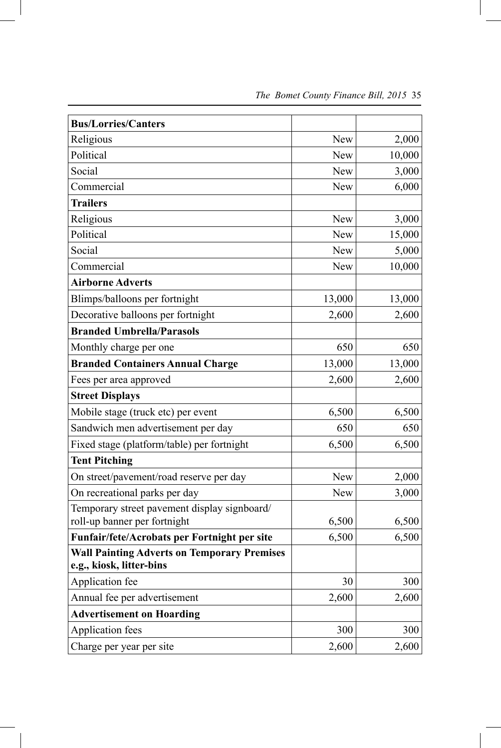| **Bus/Lorries/Canters** | | |
|---|---|---|
| Religious | New | 2,000 |
| Political | New | 10,000 |
| Social | New | 3,000 |
| Commercial | New | 6,000 |
| **Trailers** | | |
| Religious | New | 3,000 |
| Political | New | 15,000 |
| Social | New | 5,000 |
| Commercial | New | 10,000 |
| **Airborne Adverts** | | |
| Blimps/balloons per fortnight | 13,000 | 13,000 |
| Decorative balloons per fortnight | 2,600 | 2,600 |
| **Branded Umbrella/Parasols** | | |
| Monthly charge per one | 650 | 650 |
| **Branded Containers Annual Charge** | 13,000 | 13,000 |
| Fees per area approved | 2,600 | 2,600 |
| **Street Displays** | | |
| Mobile stage (truck etc) per event | 6,500 | 6,500 |
| Sandwich men advertisement per day | 650 | 650 |
| Fixed stage (platform/table) per fortnight | 6,500 | 6,500 |
| **Tent Pitching** | | |
| On street/pavement/road reserve per day | New | 2,000 |
| On recreational parks per day | New | 3,000 |
| Temporary street pavement display signboard/ roll-up banner per fortnight | 6,500 | 6,500 |
| **Funfair/fete/Acrobats per Fortnight per site** | 6,500 | 6,500 |
| **Wall Painting Adverts on Temporary Premises e.g., kiosk, litter-bins** | | |
| Application fee | 30 | 300 |
| Annual fee per advertisement | 2,600 | 2,600 |
| **Advertisement on Hoarding** | | |
| Application fees | 300 | 300 |
| Charge per year per site | 2,600 | 2,600 |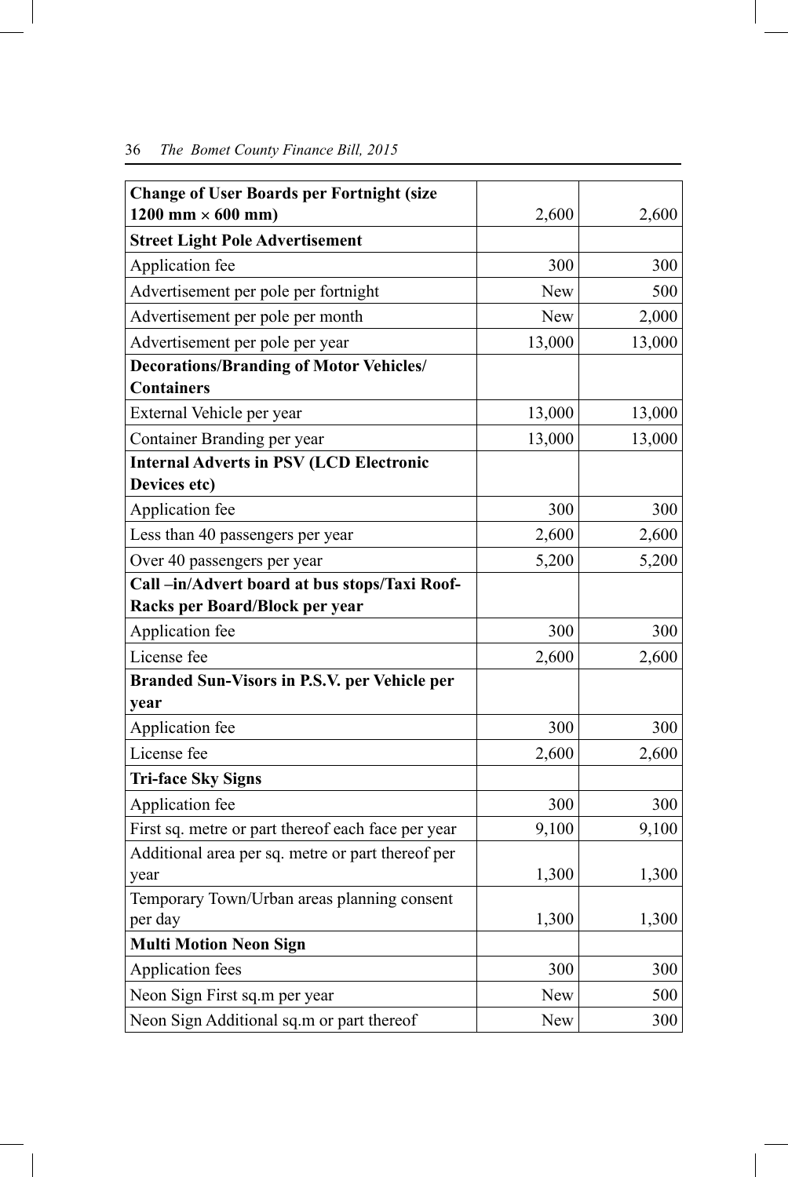| | | |
|---|---|---|
| **Change of User Boards per Fortnight (size 1200 mm × 600 mm)** | 2,600 | 2,600 |
| **Street Light Pole Advertisement** | | |
| Application fee | 300 | 300 |
| Advertisement per pole per fortnight | New | 500 |
| Advertisement per pole per month | New | 2,000 |
| Advertisement per pole per year | 13,000 | 13,000 |
| **Decorations/Branding of Motor Vehicles/ Containers** | | |
| External Vehicle per year | 13,000 | 13,000 |
| Container Branding per year | 13,000 | 13,000 |
| **Internal Adverts in PSV (LCD Electronic Devices etc)** | | |
| Application fee | 300 | 300 |
| Less than 40 passengers per year | 2,600 | 2,600 |
| Over 40 passengers per year | 5,200 | 5,200 |
| **Call –in/Advert board at bus stops/Taxi Roof-Racks per Board/Block per year** | | |
| Application fee | 300 | 300 |
| License fee | 2,600 | 2,600 |
| **Branded Sun-Visors in P.S.V. per Vehicle per year** | | |
| Application fee | 300 | 300 |
| License fee | 2,600 | 2,600 |
| **Tri-face Sky Signs** | | |
| Application fee | 300 | 300 |
| First sq. metre or part thereof each face per year | 9,100 | 9,100 |
| Additional area per sq. metre or part thereof per year | 1,300 | 1,300 |
| Temporary Town/Urban areas planning consent per day | 1,300 | 1,300 |
| **Multi Motion Neon Sign** | | |
| Application fees | 300 | 300 |
| Neon Sign First sq.m per year | New | 500 |
| Neon Sign Additional sq.m or part thereof | New | 300 |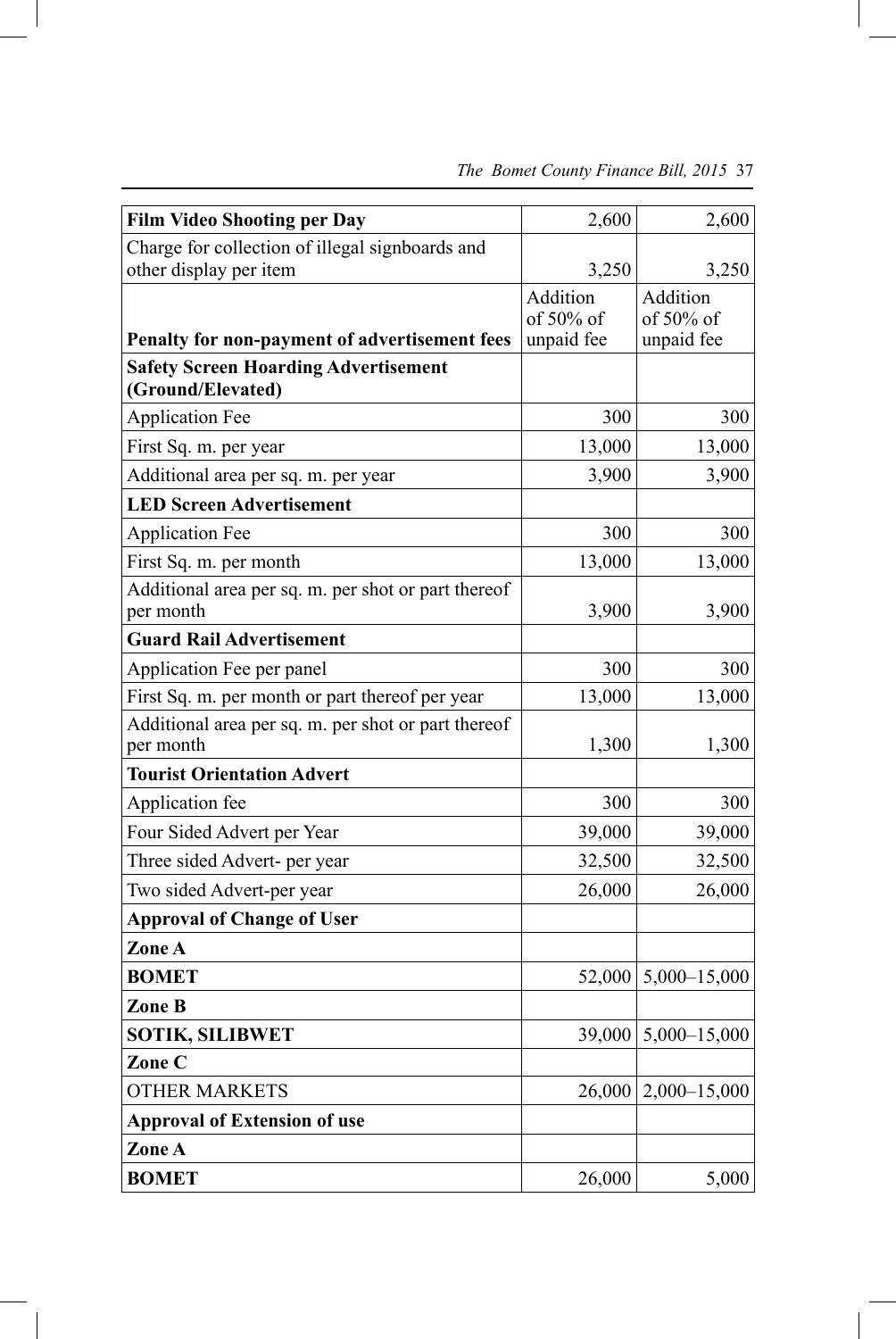| | | |
|---|---|---|
| **Film Video Shooting per Day** | 2,600 | 2,600 |
| Charge for collection of illegal signboards and other display per item | 3,250 | 3,250 |
| **Penalty for non-payment of advertisement fees** | Addition of 50% of unpaid fee | Addition of 50% of unpaid fee |
| **Safety Screen Hoarding Advertisement (Ground/Elevated)** | | |
| Application Fee | 300 | 300 |
| First Sq. m. per year | 13,000 | 13,000 |
| Additional area per sq. m. per year | 3,900 | 3,900 |
| **LED Screen Advertisement** | | |
| Application Fee | 300 | 300 |
| First Sq. m. per month | 13,000 | 13,000 |
| Additional area per sq. m. per shot or part thereof per month | 3,900 | 3,900 |
| **Guard Rail Advertisement** | | |
| Application Fee per panel | 300 | 300 |
| First Sq. m. per month or part thereof per year | 13,000 | 13,000 |
| Additional area per sq. m. per shot or part thereof per month | 1,300 | 1,300 |
| **Tourist Orientation Advert** | | |
| Application fee | 300 | 300 |
| Four Sided Advert per Year | 39,000 | 39,000 |
| Three sided Advert- per year | 32,500 | 32,500 |
| Two sided Advert-per year | 26,000 | 26,000 |
| **Approval of Change of User** | | |
| **Zone A** | | |
| **BOMET** | 52,000 | 5,000–15,000 |
| **Zone B** | | |
| **SOTIK, SILIBWET** | 39,000 | 5,000–15,000 |
| **Zone C** | | |
| OTHER MARKETS | 26,000 | 2,000–15,000 |
| **Approval of Extension of use** | | |
| **Zone A** | | |
| **BOMET** | 26,000 | 5,000 |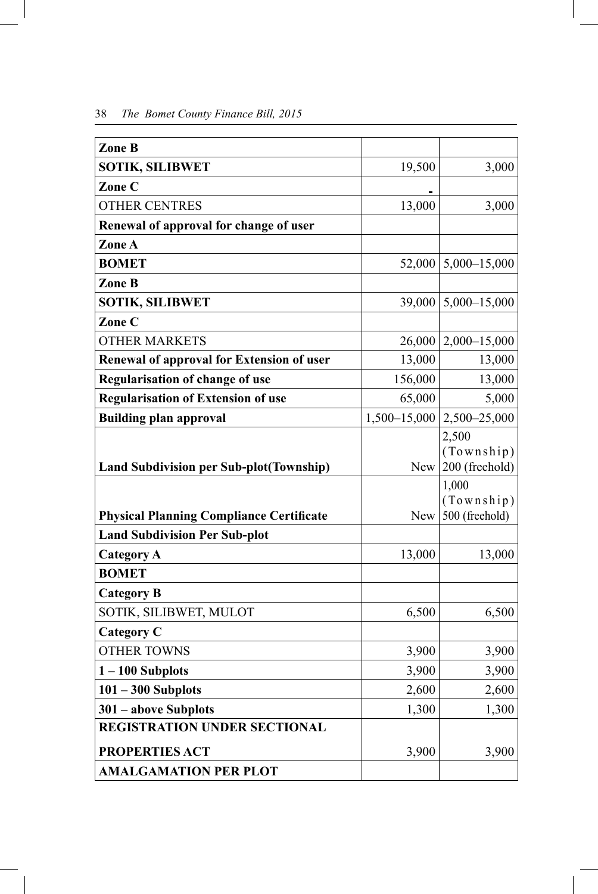| | | |
|---|---|---|
| **Zone B** | | |
| **SOTIK, SILIBWET** | 19,500 | 3,000 |
| **Zone C** | - | |
| OTHER CENTRES | 13,000 | 3,000 |
| **Renewal of approval for change of user** | | |
| **Zone A** | | |
| **BOMET** | 52,000 | 5,000–15,000 |
| **Zone B** | | |
| **SOTIK, SILIBWET** | 39,000 | 5,000–15,000 |
| **Zone C** | | |
| OTHER MARKETS | 26,000 | 2,000–15,000 |
| **Renewal of approval for Extension of user** | 13,000 | 13,000 |
| **Regularisation of change of use** | 156,000 | 13,000 |
| **Regularisation of Extension of use** | 65,000 | 5,000 |
| **Building plan approval** | 1,500–15,000 | 2,500–25,000 |
| **Land Subdivision per Sub-plot(Township)** | New | 2,500 (Township) 200 (freehold) |
| **Physical Planning Compliance Certificate** | New | 1,000 (Township) 500 (freehold) |
| **Land Subdivision Per Sub-plot** | | |
| **Category A** | 13,000 | 13,000 |
| **BOMET** | | |
| **Category B** | | |
| SOTIK, SILIBWET, MULOT | 6,500 | 6,500 |
| **Category C** | | |
| OTHER TOWNS | 3,900 | 3,900 |
| **1 – 100 Subplots** | 3,900 | 3,900 |
| **101 – 300 Subplots** | 2,600 | 2,600 |
| **301 – above Subplots** | 1,300 | 1,300 |
| **REGISTRATION UNDER SECTIONAL PROPERTIES ACT** | 3,900 | 3,900 |
| **AMALGAMATION PER PLOT** | | |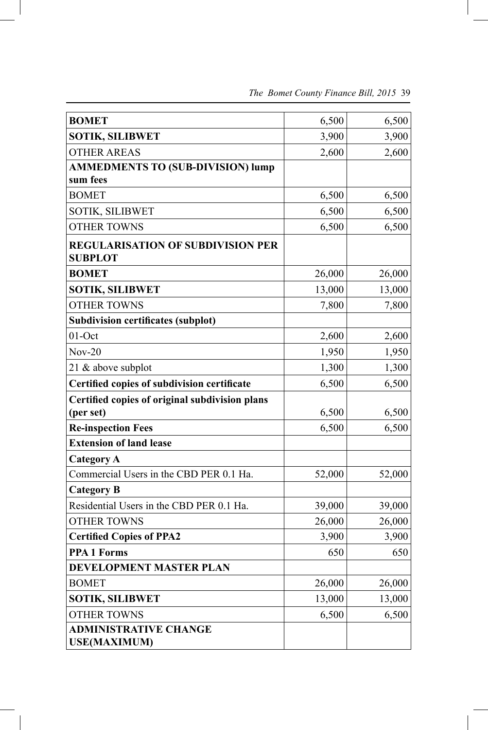| | | |
|---|---|---|
| **BOMET** | 6,500 | 6,500 |
| **SOTIK, SILIBWET** | 3,900 | 3,900 |
| OTHER AREAS | 2,600 | 2,600 |
| **AMMEDMENTS TO (SUB-DIVISION) lump sum fees** | | |
| BOMET | 6,500 | 6,500 |
| SOTIK, SILIBWET | 6,500 | 6,500 |
| OTHER TOWNS | 6,500 | 6,500 |
| **REGULARISATION OF SUBDIVISION PER SUBPLOT** | | |
| **BOMET** | 26,000 | 26,000 |
| **SOTIK, SILIBWET** | 13,000 | 13,000 |
| OTHER TOWNS | 7,800 | 7,800 |
| **Subdivision certificates (subplot)** | | |
| 01-Oct | 2,600 | 2,600 |
| Nov-20 | 1,950 | 1,950 |
| 21 & above subplot | 1,300 | 1,300 |
| **Certified copies of subdivision certificate** | 6,500 | 6,500 |
| **Certified copies of original subdivision plans (per set)** | 6,500 | 6,500 |
| **Re-inspection Fees** | 6,500 | 6,500 |
| **Extension of land lease** | | |
| **Category A** | | |
| Commercial Users in the CBD PER 0.1 Ha. | 52,000 | 52,000 |
| **Category B** | | |
| Residential Users in the CBD PER 0.1 Ha. | 39,000 | 39,000 |
| OTHER TOWNS | 26,000 | 26,000 |
| **Certified Copies of PPA2** | 3,900 | 3,900 |
| **PPA 1 Forms** | 650 | 650 |
| **DEVELOPMENT MASTER PLAN** | | |
| BOMET | 26,000 | 26,000 |
| **SOTIK, SILIBWET** | 13,000 | 13,000 |
| OTHER TOWNS | 6,500 | 6,500 |
| **ADMINISTRATIVE CHANGE USE(MAXIMUM)** | | |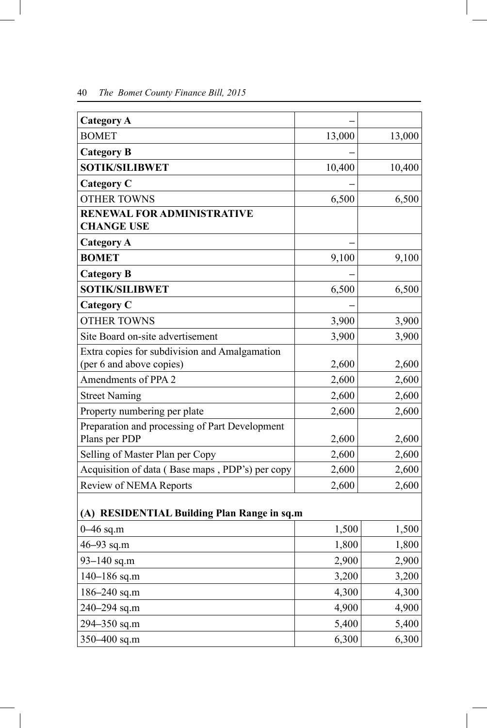| | | |
|---|---|---|
| **Category A** | – | |
| BOMET | 13,000 | 13,000 |
| **Category B** | – | |
| **SOTIK/SILIBWET** | 10,400 | 10,400 |
| **Category C** | – | |
| OTHER TOWNS | 6,500 | 6,500 |
| **RENEWAL FOR ADMINISTRATIVE CHANGE USE** | | |
| **Category A** | – | |
| **BOMET** | 9,100 | 9,100 |
| **Category B** | – | |
| **SOTIK/SILIBWET** | 6,500 | 6,500 |
| **Category C** | – | |
| OTHER TOWNS | 3,900 | 3,900 |
| Site Board on-site advertisement | 3,900 | 3,900 |
| Extra copies for subdivision and Amalgamation (per 6 and above copies) | 2,600 | 2,600 |
| Amendments of PPA 2 | 2,600 | 2,600 |
| Street Naming | 2,600 | 2,600 |
| Property numbering per plate | 2,600 | 2,600 |
| Preparation and processing of Part Development Plans per PDP | 2,600 | 2,600 |
| Selling of Master Plan per Copy | 2,600 | 2,600 |
| Acquisition of data ( Base maps , PDP's) per copy | 2,600 | 2,600 |
| Review of NEMA Reports | 2,600 | 2,600 |
| **(A) RESIDENTIAL Building Plan Range in sq.m** | | |
| 0–46 sq.m | 1,500 | 1,500 |
| 46–93 sq.m | 1,800 | 1,800 |
| 93–140 sq.m | 2,900 | 2,900 |
| 140–186 sq.m | 3,200 | 3,200 |
| 186–240 sq.m | 4,300 | 4,300 |
| 240–294 sq.m | 4,900 | 4,900 |
| 294–350 sq.m | 5,400 | 5,400 |
| 350–400 sq.m | 6,300 | 6,300 |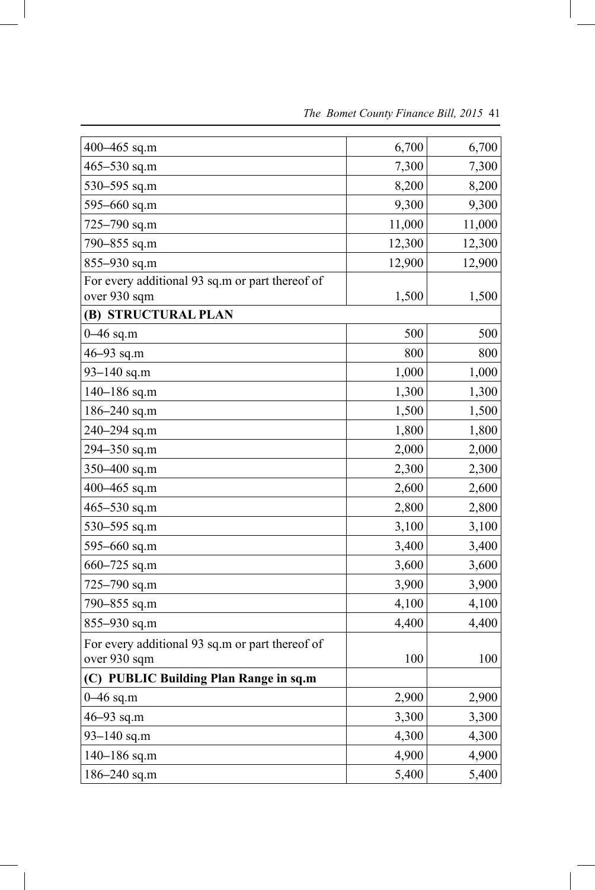| | | |
|---|---|---|
| 400–465 sq.m | 6,700 | 6,700 |
| 465–530 sq.m | 7,300 | 7,300 |
| 530–595 sq.m | 8,200 | 8,200 |
| 595–660 sq.m | 9,300 | 9,300 |
| 725–790 sq.m | 11,000 | 11,000 |
| 790–855 sq.m | 12,300 | 12,300 |
| 855–930 sq.m | 12,900 | 12,900 |
| For every additional 93 sq.m or part thereof of over 930 sqm | 1,500 | 1,500 |
| **(B) STRUCTURAL PLAN** | | |
| 0–46 sq.m | 500 | 500 |
| 46–93 sq.m | 800 | 800 |
| 93–140 sq.m | 1,000 | 1,000 |
| 140–186 sq.m | 1,300 | 1,300 |
| 186–240 sq.m | 1,500 | 1,500 |
| 240–294 sq.m | 1,800 | 1,800 |
| 294–350 sq.m | 2,000 | 2,000 |
| 350–400 sq.m | 2,300 | 2,300 |
| 400–465 sq.m | 2,600 | 2,600 |
| 465–530 sq.m | 2,800 | 2,800 |
| 530–595 sq.m | 3,100 | 3,100 |
| 595–660 sq.m | 3,400 | 3,400 |
| 660–725 sq.m | 3,600 | 3,600 |
| 725–790 sq.m | 3,900 | 3,900 |
| 790–855 sq.m | 4,100 | 4,100 |
| 855–930 sq.m | 4,400 | 4,400 |
| For every additional 93 sq.m or part thereof of over 930 sqm | 100 | 100 |
| **(C) PUBLIC Building Plan Range in sq.m** | | |
| 0–46 sq.m | 2,900 | 2,900 |
| 46–93 sq.m | 3,300 | 3,300 |
| 93–140 sq.m | 4,300 | 4,300 |
| 140–186 sq.m | 4,900 | 4,900 |
| 186–240 sq.m | 5,400 | 5,400 |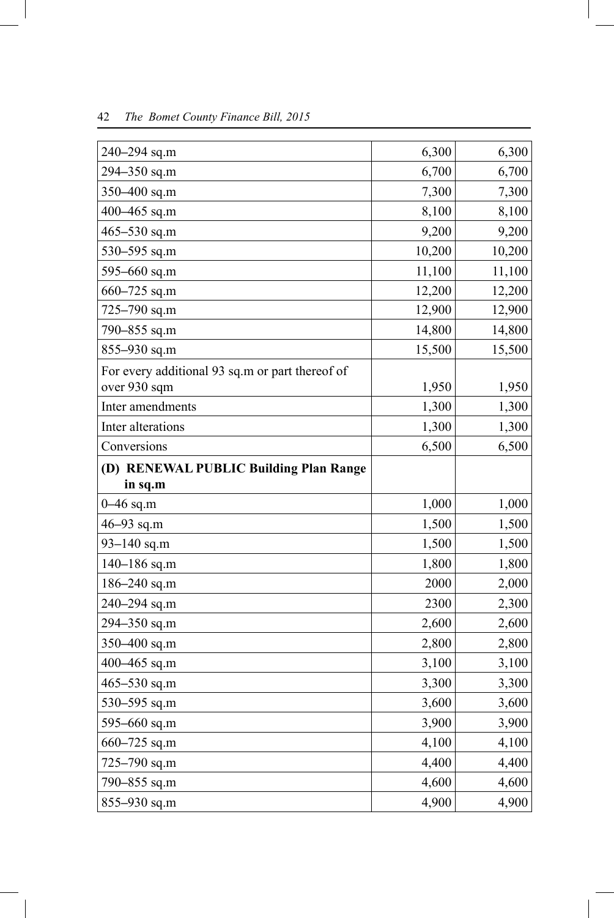| | | |
|---|---|---|
| 240–294 sq.m | 6,300 | 6,300 |
| 294–350 sq.m | 6,700 | 6,700 |
| 350–400 sq.m | 7,300 | 7,300 |
| 400–465 sq.m | 8,100 | 8,100 |
| 465–530 sq.m | 9,200 | 9,200 |
| 530–595 sq.m | 10,200 | 10,200 |
| 595–660 sq.m | 11,100 | 11,100 |
| 660–725 sq.m | 12,200 | 12,200 |
| 725–790 sq.m | 12,900 | 12,900 |
| 790–855 sq.m | 14,800 | 14,800 |
| 855–930 sq.m | 15,500 | 15,500 |
| For every additional 93 sq.m or part thereof of over 930 sqm | 1,950 | 1,950 |
| Inter amendments | 1,300 | 1,300 |
| Inter alterations | 1,300 | 1,300 |
| Conversions | 6,500 | 6,500 |
| **(D) RENEWAL PUBLIC Building Plan Range in sq.m** | | |
| 0–46 sq.m | 1,000 | 1,000 |
| 46–93 sq.m | 1,500 | 1,500 |
| 93–140 sq.m | 1,500 | 1,500 |
| 140–186 sq.m | 1,800 | 1,800 |
| 186–240 sq.m | 2000 | 2,000 |
| 240–294 sq.m | 2300 | 2,300 |
| 294–350 sq.m | 2,600 | 2,600 |
| 350–400 sq.m | 2,800 | 2,800 |
| 400–465 sq.m | 3,100 | 3,100 |
| 465–530 sq.m | 3,300 | 3,300 |
| 530–595 sq.m | 3,600 | 3,600 |
| 595–660 sq.m | 3,900 | 3,900 |
| 660–725 sq.m | 4,100 | 4,100 |
| 725–790 sq.m | 4,400 | 4,400 |
| 790–855 sq.m | 4,600 | 4,600 |
| 855–930 sq.m | 4,900 | 4,900 |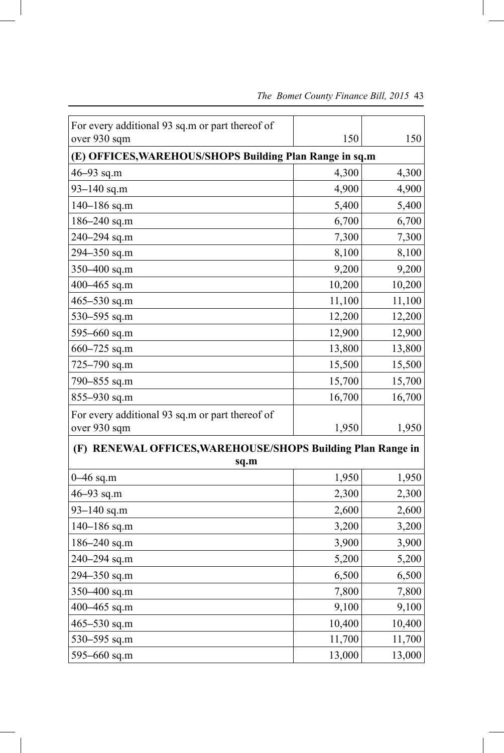| | | |
|---|---|---|
| For every additional 93 sq.m or part thereof of over 930 sqm | 150 | 150 |
| **(E) OFFICES,WAREHOUS/SHOPS Building Plan Range in sq.m** | | |
| 46–93 sq.m | 4,300 | 4,300 |
| 93–140 sq.m | 4,900 | 4,900 |
| 140–186 sq.m | 5,400 | 5,400 |
| 186–240 sq.m | 6,700 | 6,700 |
| 240–294 sq.m | 7,300 | 7,300 |
| 294–350 sq.m | 8,100 | 8,100 |
| 350–400 sq.m | 9,200 | 9,200 |
| 400–465 sq.m | 10,200 | 10,200 |
| 465–530 sq.m | 11,100 | 11,100 |
| 530–595 sq.m | 12,200 | 12,200 |
| 595–660 sq.m | 12,900 | 12,900 |
| 660–725 sq.m | 13,800 | 13,800 |
| 725–790 sq.m | 15,500 | 15,500 |
| 790–855 sq.m | 15,700 | 15,700 |
| 855–930 sq.m | 16,700 | 16,700 |
| For every additional 93 sq.m or part thereof of over 930 sqm | 1,950 | 1,950 |
| **(F) RENEWAL OFFICES,WAREHOUSE/SHOPS Building Plan Range in sq.m** | | |
| 0–46 sq.m | 1,950 | 1,950 |
| 46–93 sq.m | 2,300 | 2,300 |
| 93–140 sq.m | 2,600 | 2,600 |
| 140–186 sq.m | 3,200 | 3,200 |
| 186–240 sq.m | 3,900 | 3,900 |
| 240–294 sq.m | 5,200 | 5,200 |
| 294–350 sq.m | 6,500 | 6,500 |
| 350–400 sq.m | 7,800 | 7,800 |
| 400–465 sq.m | 9,100 | 9,100 |
| 465–530 sq.m | 10,400 | 10,400 |
| 530–595 sq.m | 11,700 | 11,700 |
| 595–660 sq.m | 13,000 | 13,000 |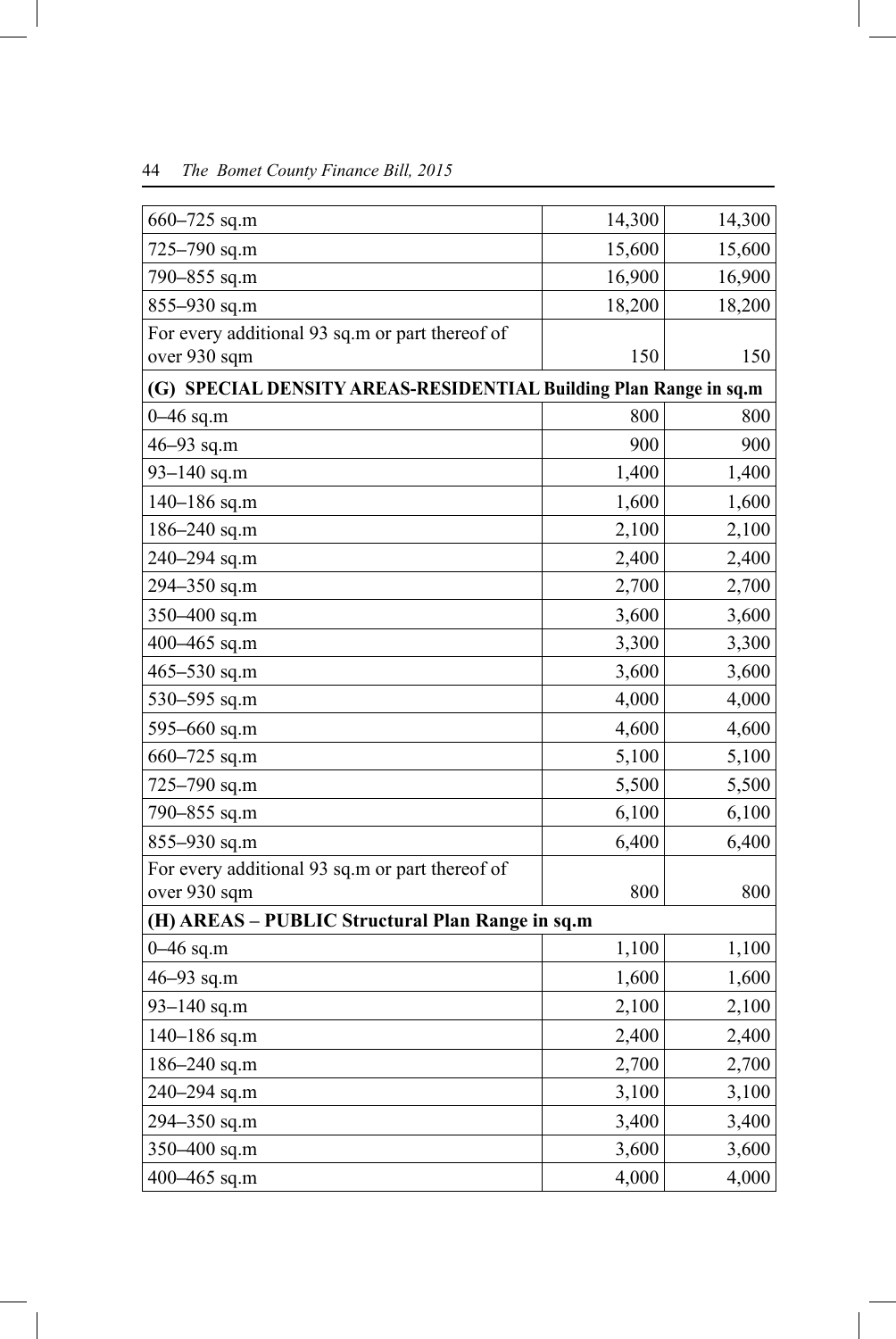| | | |
|---|---|---|
| 660–725 sq.m | 14,300 | 14,300 |
| 725–790 sq.m | 15,600 | 15,600 |
| 790–855 sq.m | 16,900 | 16,900 |
| 855–930 sq.m | 18,200 | 18,200 |
| For every additional 93 sq.m or part thereof of over 930 sqm | 150 | 150 |
| **(G) SPECIAL DENSITY AREAS-RESIDENTIAL Building Plan Range in sq.m** | | |
| 0–46 sq.m | 800 | 800 |
| 46–93 sq.m | 900 | 900 |
| 93–140 sq.m | 1,400 | 1,400 |
| 140–186 sq.m | 1,600 | 1,600 |
| 186–240 sq.m | 2,100 | 2,100 |
| 240–294 sq.m | 2,400 | 2,400 |
| 294–350 sq.m | 2,700 | 2,700 |
| 350–400 sq.m | 3,600 | 3,600 |
| 400–465 sq.m | 3,300 | 3,300 |
| 465–530 sq.m | 3,600 | 3,600 |
| 530–595 sq.m | 4,000 | 4,000 |
| 595–660 sq.m | 4,600 | 4,600 |
| 660–725 sq.m | 5,100 | 5,100 |
| 725–790 sq.m | 5,500 | 5,500 |
| 790–855 sq.m | 6,100 | 6,100 |
| 855–930 sq.m | 6,400 | 6,400 |
| For every additional 93 sq.m or part thereof of over 930 sqm | 800 | 800 |
| **(H) AREAS – PUBLIC Structural Plan Range in sq.m** | | |
| 0–46 sq.m | 1,100 | 1,100 |
| 46–93 sq.m | 1,600 | 1,600 |
| 93–140 sq.m | 2,100 | 2,100 |
| 140–186 sq.m | 2,400 | 2,400 |
| 186–240 sq.m | 2,700 | 2,700 |
| 240–294 sq.m | 3,100 | 3,100 |
| 294–350 sq.m | 3,400 | 3,400 |
| 350–400 sq.m | 3,600 | 3,600 |
| 400–465 sq.m | 4,000 | 4,000 |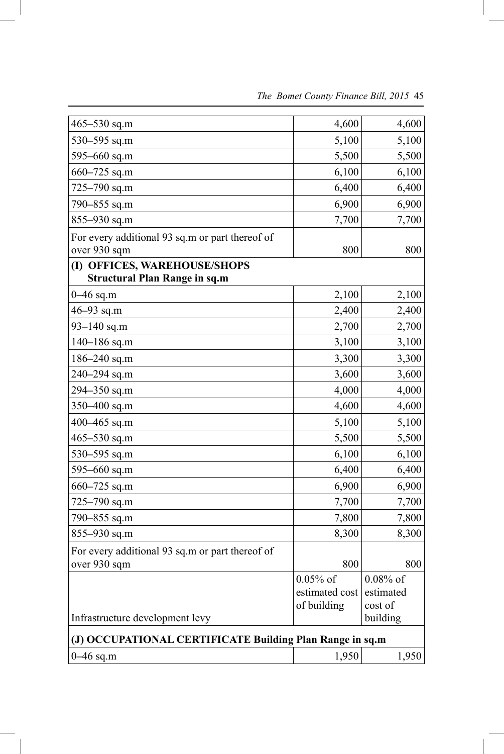| | | |
|---|---|---|
| 465–530 sq.m | 4,600 | 4,600 |
| 530–595 sq.m | 5,100 | 5,100 |
| 595–660 sq.m | 5,500 | 5,500 |
| 660–725 sq.m | 6,100 | 6,100 |
| 725–790 sq.m | 6,400 | 6,400 |
| 790–855 sq.m | 6,900 | 6,900 |
| 855–930 sq.m | 7,700 | 7,700 |
| For every additional 93 sq.m or part thereof of over 930 sqm | 800 | 800 |
| **(I) OFFICES, WAREHOUSE/SHOPS Structural Plan Range in sq.m** | | |
| 0–46 sq.m | 2,100 | 2,100 |
| 46–93 sq.m | 2,400 | 2,400 |
| 93–140 sq.m | 2,700 | 2,700 |
| 140–186 sq.m | 3,100 | 3,100 |
| 186–240 sq.m | 3,300 | 3,300 |
| 240–294 sq.m | 3,600 | 3,600 |
| 294–350 sq.m | 4,000 | 4,000 |
| 350–400 sq.m | 4,600 | 4,600 |
| 400–465 sq.m | 5,100 | 5,100 |
| 465–530 sq.m | 5,500 | 5,500 |
| 530–595 sq.m | 6,100 | 6,100 |
| 595–660 sq.m | 6,400 | 6,400 |
| 660–725 sq.m | 6,900 | 6,900 |
| 725–790 sq.m | 7,700 | 7,700 |
| 790–855 sq.m | 7,800 | 7,800 |
| 855–930 sq.m | 8,300 | 8,300 |
| For every additional 93 sq.m or part thereof of over 930 sqm | 800 | 800 |
| Infrastructure development levy | 0.05% of estimated cost of building | 0.08% of estimated cost of building |
| **(J) OCCUPATIONAL CERTIFICATE Building Plan Range in sq.m** | | |
| 0–46 sq.m | 1,950 | 1,950 |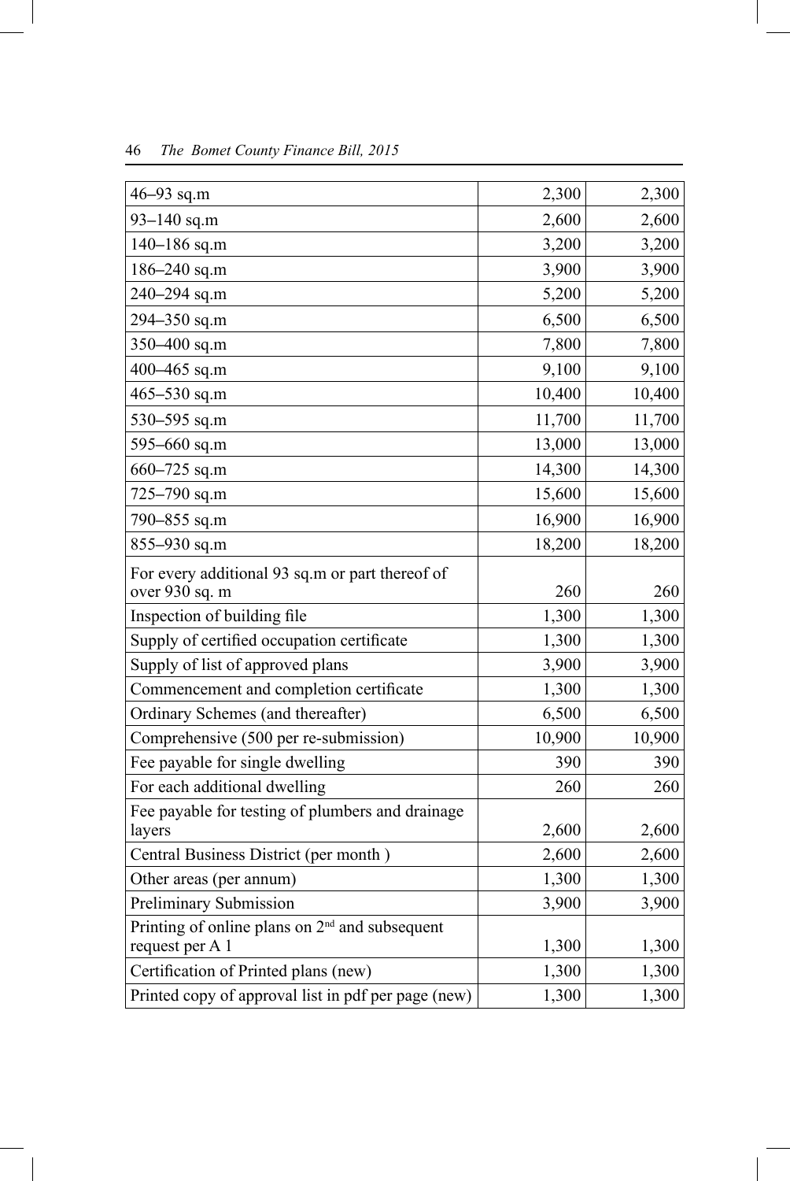| | | |
|---|---|---|
| 46–93 sq.m | 2,300 | 2,300 |
| 93–140 sq.m | 2,600 | 2,600 |
| 140–186 sq.m | 3,200 | 3,200 |
| 186–240 sq.m | 3,900 | 3,900 |
| 240–294 sq.m | 5,200 | 5,200 |
| 294–350 sq.m | 6,500 | 6,500 |
| 350–400 sq.m | 7,800 | 7,800 |
| 400–465 sq.m | 9,100 | 9,100 |
| 465–530 sq.m | 10,400 | 10,400 |
| 530–595 sq.m | 11,700 | 11,700 |
| 595–660 sq.m | 13,000 | 13,000 |
| 660–725 sq.m | 14,300 | 14,300 |
| 725–790 sq.m | 15,600 | 15,600 |
| 790–855 sq.m | 16,900 | 16,900 |
| 855–930 sq.m | 18,200 | 18,200 |
| For every additional 93 sq.m or part thereof of over 930 sq. m | 260 | 260 |
| Inspection of building file | 1,300 | 1,300 |
| Supply of certified occupation certificate | 1,300 | 1,300 |
| Supply of list of approved plans | 3,900 | 3,900 |
| Commencement and completion certificate | 1,300 | 1,300 |
| Ordinary Schemes (and thereafter) | 6,500 | 6,500 |
| Comprehensive (500 per re-submission) | 10,900 | 10,900 |
| Fee payable for single dwelling | 390 | 390 |
| For each additional dwelling | 260 | 260 |
| Fee payable for testing of plumbers and drainage layers | 2,600 | 2,600 |
| Central Business District (per month ) | 2,600 | 2,600 |
| Other areas (per annum) | 1,300 | 1,300 |
| Preliminary Submission | 3,900 | 3,900 |
| Printing of online plans on 2nd and subsequent request per A 1 | 1,300 | 1,300 |
| Certification of Printed plans (new) | 1,300 | 1,300 |
| Printed copy of approval list in pdf per page (new) | 1,300 | 1,300 |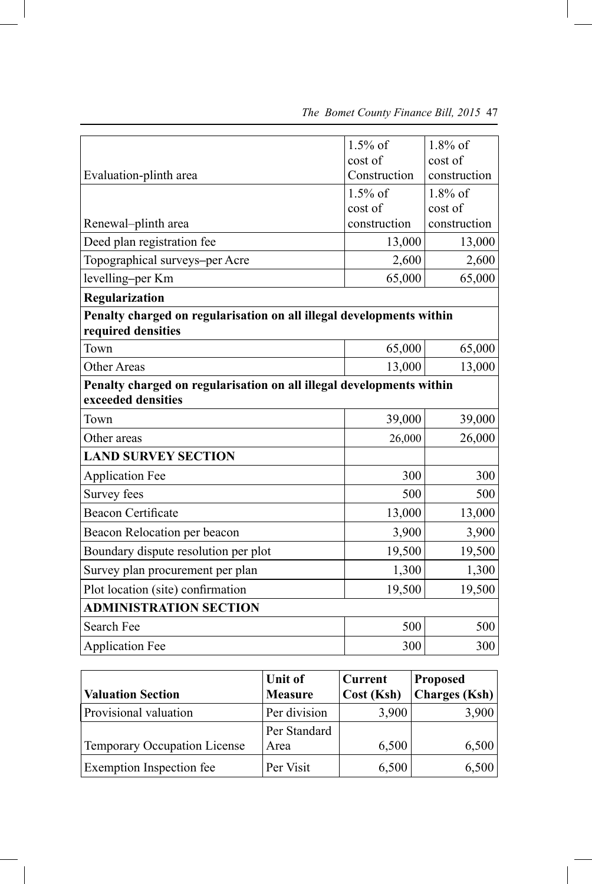| | | |
|---|---|---|
| Evaluation-plinth area | 1.5% of cost of Construction | 1.8% of cost of construction |
| Renewal–plinth area | 1.5% of cost of construction | 1.8% of cost of construction |
| Deed plan registration fee | 13,000 | 13,000 |
| Topographical surveys–per Acre | 2,600 | 2,600 |
| levelling–per Km | 65,000 | 65,000 |
| **Regularization** | | |
| **Penalty charged on regularisation on all illegal developments within required densities** | | |
| Town | 65,000 | 65,000 |
| Other Areas | 13,000 | 13,000 |
| **Penalty charged on regularisation on all illegal developments within exceeded densities** | | |
| Town | 39,000 | 39,000 |
| Other areas | 26,000 | 26,000 |
| **LAND SURVEY SECTION** | | |
| Application Fee | 300 | 300 |
| Survey fees | 500 | 500 |
| Beacon Certificate | 13,000 | 13,000 |
| Beacon Relocation per beacon | 3,900 | 3,900 |
| Boundary dispute resolution per plot | 19,500 | 19,500 |
| Survey plan procurement per plan | 1,300 | 1,300 |
| Plot location (site) confirmation | 19,500 | 19,500 |
| **ADMINISTRATION SECTION** | | |
| Search Fee | 500 | 500 |
| Application Fee | 300 | 300 |

| Valuation Section | Unit of Measure | Current Cost (Ksh) | Proposed Charges (Ksh) |
|---|---|---|---|
| Provisional valuation | Per division | 3,900 | 3,900 |
| Temporary Occupation License | Per Standard Area | 6,500 | 6,500 |
| Exemption Inspection fee | Per Visit | 6,500 | 6,500 |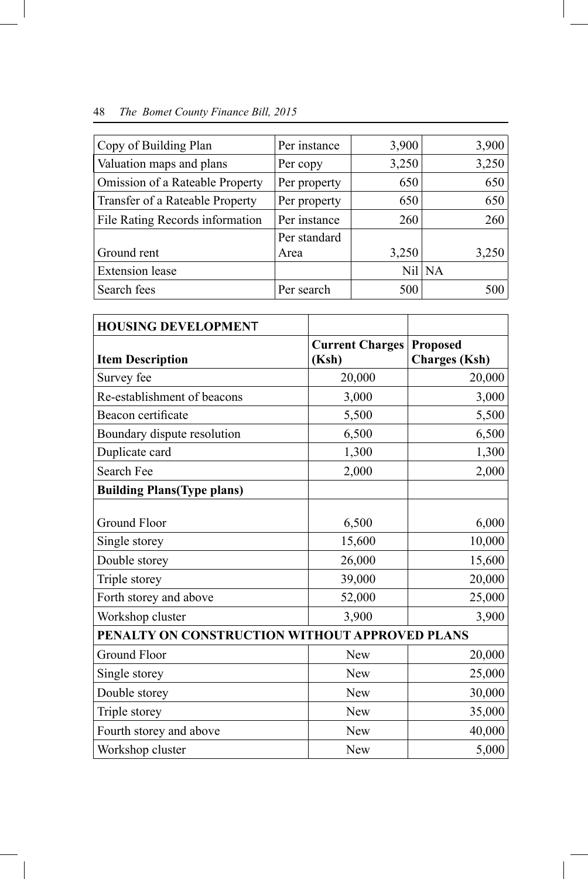| Copy of Building Plan | Per instance | 3,900 | 3,900 |
|---|---|---|---|
| Valuation maps and plans | Per copy | 3,250 | 3,250 |
| Omission of a Rateable Property | Per property | 650 | 650 |
| Transfer of a Rateable Property | Per property | 650 | 650 |
| File Rating Records information | Per instance | 260 | 260 |
| Ground rent | Per standard Area | 3,250 | 3,250 |
| Extension lease | | Nil | NA |
| Search fees | Per search | 500 | 500 |

| **HOUSING DEVELOPMENT** | | |
|---|---|---|
| **Item Description** | **Current Charges (Ksh)** | **Proposed Charges (Ksh)** |
| Survey fee | 20,000 | 20,000 |
| Re-establishment of beacons | 3,000 | 3,000 |
| Beacon certificate | 5,500 | 5,500 |
| Boundary dispute resolution | 6,500 | 6,500 |
| Duplicate card | 1,300 | 1,300 |
| Search Fee | 2,000 | 2,000 |
| **Building Plans(Type plans)** | | |
| Ground Floor | 6,500 | 6,000 |
| Single storey | 15,600 | 10,000 |
| Double storey | 26,000 | 15,600 |
| Triple storey | 39,000 | 20,000 |
| Forth storey and above | 52,000 | 25,000 |
| Workshop cluster | 3,900 | 3,900 |
| **PENALTY ON CONSTRUCTION WITHOUT APPROVED PLANS** | | |
| Ground Floor | New | 20,000 |
| Single storey | New | 25,000 |
| Double storey | New | 30,000 |
| Triple storey | New | 35,000 |
| Fourth storey and above | New | 40,000 |
| Workshop cluster | New | 5,000 |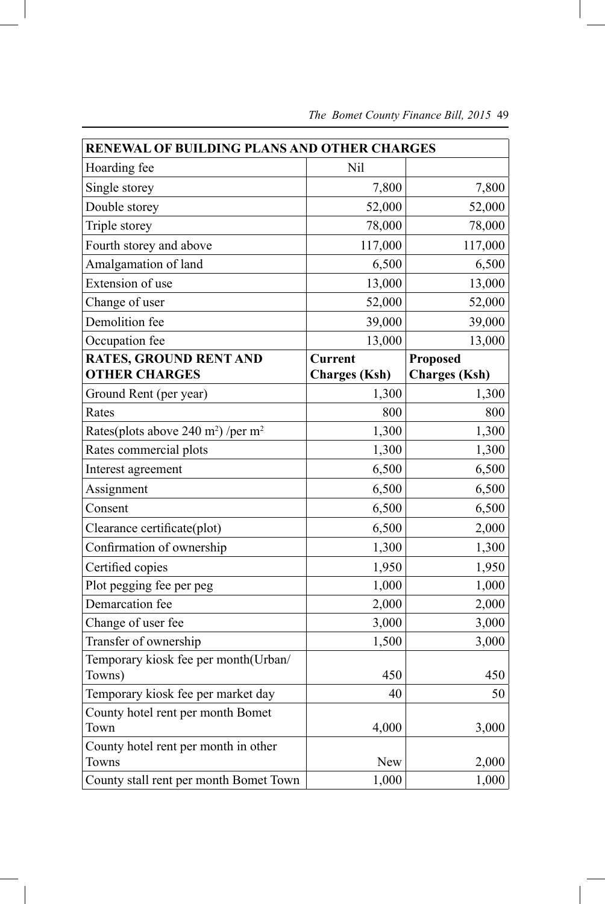| RENEWAL OF BUILDING PLANS AND OTHER CHARGES | | |
|---|---|---|
| Hoarding fee | Nil | |
| Single storey | 7,800 | 7,800 |
| Double storey | 52,000 | 52,000 |
| Triple storey | 78,000 | 78,000 |
| Fourth storey and above | 117,000 | 117,000 |
| Amalgamation of land | 6,500 | 6,500 |
| Extension of use | 13,000 | 13,000 |
| Change of user | 52,000 | 52,000 |
| Demolition fee | 39,000 | 39,000 |
| Occupation fee | 13,000 | 13,000 |
| **RATES, GROUND RENT AND OTHER CHARGES** | **Current Charges (Ksh)** | **Proposed Charges (Ksh)** |
| Ground Rent (per year) | 1,300 | 1,300 |
| Rates | 800 | 800 |
| Rates(plots above 240 $m^2$) /per $m^2$ | 1,300 | 1,300 |
| Rates commercial plots | 1,300 | 1,300 |
| Interest agreement | 6,500 | 6,500 |
| Assignment | 6,500 | 6,500 |
| Consent | 6,500 | 6,500 |
| Clearance certificate(plot) | 6,500 | 2,000 |
| Confirmation of ownership | 1,300 | 1,300 |
| Certified copies | 1,950 | 1,950 |
| Plot pegging fee per peg | 1,000 | 1,000 |
| Demarcation fee | 2,000 | 2,000 |
| Change of user fee | 3,000 | 3,000 |
| Transfer of ownership | 1,500 | 3,000 |
| Temporary kiosk fee per month(Urban/ Towns) | 450 | 450 |
| Temporary kiosk fee per market day | 40 | 50 |
| County hotel rent per month Bomet Town | 4,000 | 3,000 |
| County hotel rent per month in other Towns | New | 2,000 |
| County stall rent per month Bomet Town | 1,000 | 1,000 |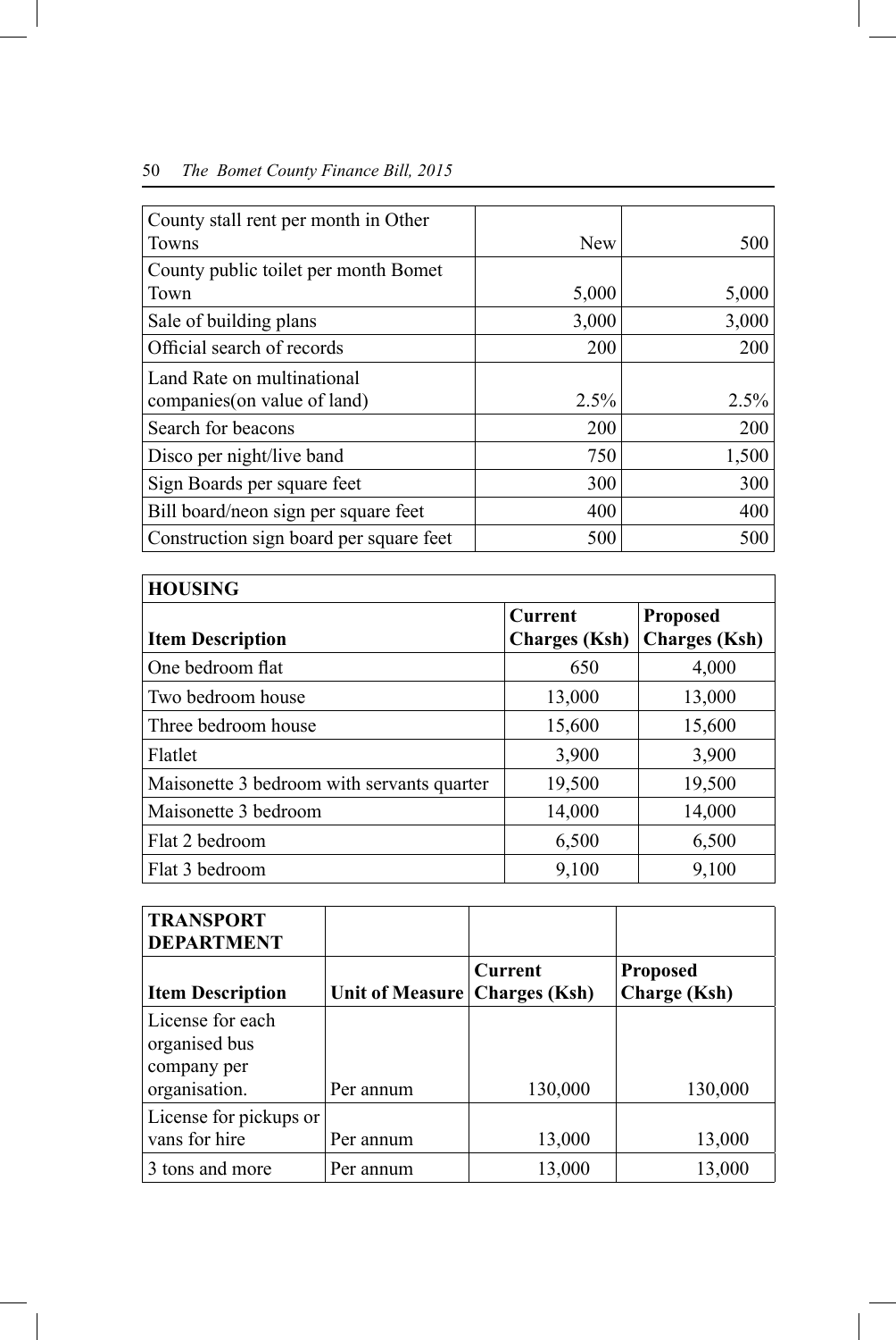| County stall rent per month in Other Towns | New | 500 |
|---|---|---|
| County public toilet per month Bomet Town | 5,000 | 5,000 |
| Sale of building plans | 3,000 | 3,000 |
| Official search of records | 200 | 200 |
| Land Rate on multinational companies(on value of land) | 2.5% | 2.5% |
| Search for beacons | 200 | 200 |
| Disco per night/live band | 750 | 1,500 |
| Sign Boards per square feet | 300 | 300 |
| Bill board/neon sign per square feet | 400 | 400 |
| Construction sign board per square feet | 500 | 500 |

| **HOUSING** | | |
|---|---|---|
| **Item Description** | **Current Charges (Ksh)** | **Proposed Charges (Ksh)** |
| One bedroom flat | 650 | 4,000 |
| Two bedroom house | 13,000 | 13,000 |
| Three bedroom house | 15,600 | 15,600 |
| Flatlet | 3,900 | 3,900 |
| Maisonette 3 bedroom with servants quarter | 19,500 | 19,500 |
| Maisonette 3 bedroom | 14,000 | 14,000 |
| Flat 2 bedroom | 6,500 | 6,500 |
| Flat 3 bedroom | 9,100 | 9,100 |

| **TRANSPORT DEPARTMENT** | | | |
|---|---|---|---|
| **Item Description** | **Unit of Measure** | **Current Charges (Ksh)** | **Proposed Charge (Ksh)** |
| License for each organised bus company per organisation. | Per annum | 130,000 | 130,000 |
| License for pickups or vans for hire | Per annum | 13,000 | 13,000 |
| 3 tons and more | Per annum | 13,000 | 13,000 |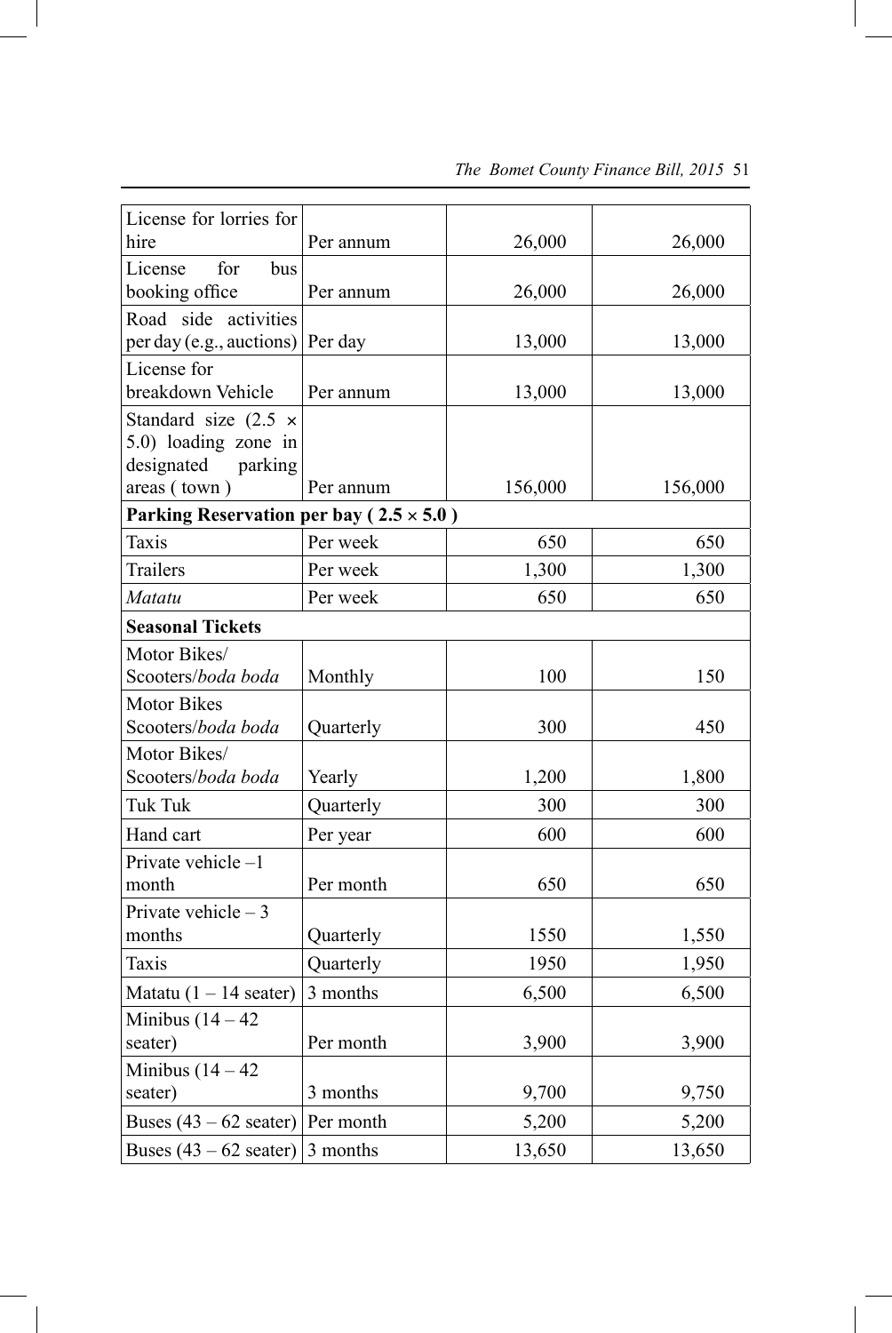| | | | |
|---|---|---|---|
| License for lorries for hire | Per annum | 26,000 | 26,000 |
| License for bus booking office | Per annum | 26,000 | 26,000 |
| Road side activities per day (e.g., auctions) | Per day | 13,000 | 13,000 |
| License for breakdown Vehicle | Per annum | 13,000 | 13,000 |
| Standard size (2.5 × 5.0) loading zone in designated parking areas ( town ) | Per annum | 156,000 | 156,000 |
| **Parking Reservation per bay ( 2.5 × 5.0 )** | | | |
| Taxis | Per week | 650 | 650 |
| Trailers | Per week | 1,300 | 1,300 |
| *Matatu* | Per week | 650 | 650 |
| **Seasonal Tickets** | | | |
| Motor Bikes/ Scooters/*boda boda* | Monthly | 100 | 150 |
| Motor Bikes Scooters/*boda boda* | Quarterly | 300 | 450 |
| Motor Bikes/ Scooters/*boda boda* | Yearly | 1,200 | 1,800 |
| Tuk Tuk | Quarterly | 300 | 300 |
| Hand cart | Per year | 600 | 600 |
| Private vehicle –1 month | Per month | 650 | 650 |
| Private vehicle – 3 months | Quarterly | 1550 | 1,550 |
| Taxis | Quarterly | 1950 | 1,950 |
| Matatu (1 – 14 seater) | 3 months | 6,500 | 6,500 |
| Minibus (14 – 42 seater) | Per month | 3,900 | 3,900 |
| Minibus (14 – 42 seater) | 3 months | 9,700 | 9,750 |
| Buses (43 – 62 seater) | Per month | 5,200 | 5,200 |
| Buses (43 – 62 seater) | 3 months | 13,650 | 13,650 |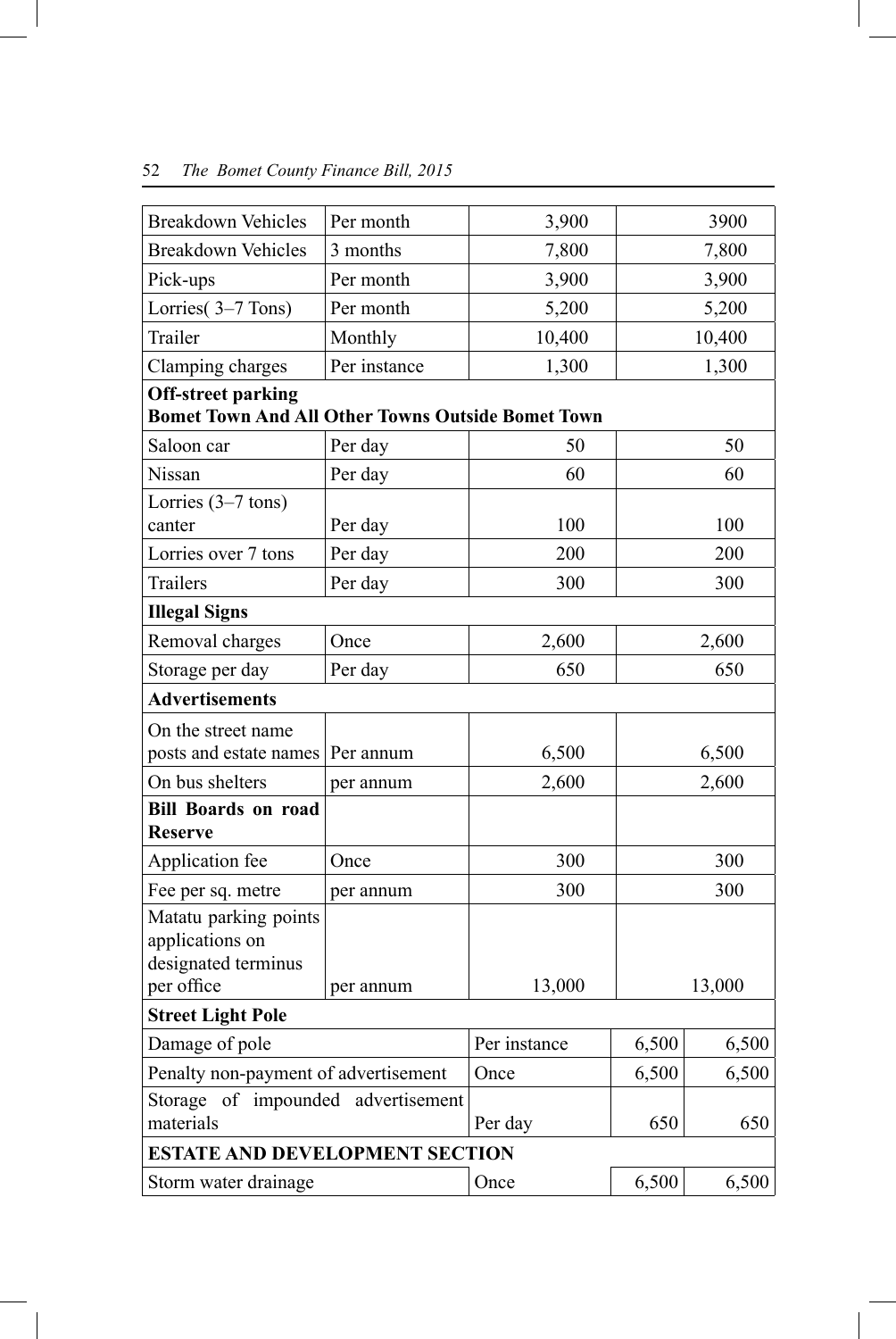| | | | |
|---|---|---|---|
| Breakdown Vehicles | Per month | 3,900 | 3900 |
| Breakdown Vehicles | 3 months | 7,800 | 7,800 |
| Pick-ups | Per month | 3,900 | 3,900 |
| Lorries( 3–7 Tons) | Per month | 5,200 | 5,200 |
| Trailer | Monthly | 10,400 | 10,400 |
| Clamping charges | Per instance | 1,300 | 1,300 |
| **Off-street parking** **Bomet Town And All Other Towns Outside Bomet Town** | | | |
| Saloon car | Per day | 50 | 50 |
| Nissan | Per day | 60 | 60 |
| Lorries (3–7 tons) canter | Per day | 100 | 100 |
| Lorries over 7 tons | Per day | 200 | 200 |
| Trailers | Per day | 300 | 300 |
| **Illegal Signs** | | | |
| Removal charges | Once | 2,600 | 2,600 |
| Storage per day | Per day | 650 | 650 |
| **Advertisements** | | | |
| On the street name posts and estate names | Per annum | 6,500 | 6,500 |
| On bus shelters | per annum | 2,600 | 2,600 |
| **Bill Boards on road Reserve** | | | |
| Application fee | Once | 300 | 300 |
| Fee per sq. metre | per annum | 300 | 300 |
| Matatu parking points applications on designated terminus per office | per annum | 13,000 | 13,000 |
| **Street Light Pole** | | | |
| Damage of pole | Per instance | 6,500 | 6,500 |
| Penalty non-payment of advertisement | Once | 6,500 | 6,500 |
| Storage of impounded advertisement materials | Per day | 650 | 650 |
| **ESTATE AND DEVELOPMENT SECTION** | | | |
| Storm water drainage | Once | 6,500 | 6,500 |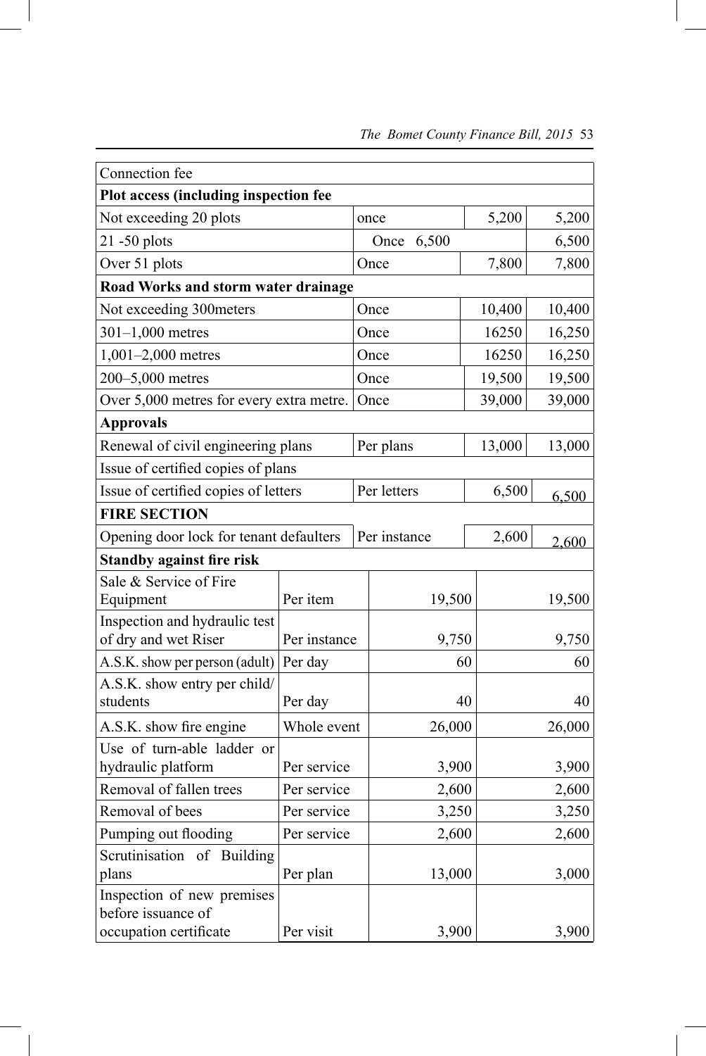| | | | |
|---|---|---|---|
| Connection fee | | | |
| **Plot access (including inspection fee** | | | |
| Not exceeding 20 plots | once | 5,200 | 5,200 |
| 21 -50 plots | Once 6,500 | | 6,500 |
| Over 51 plots | Once | 7,800 | 7,800 |
| **Road Works and storm water drainage** | | | |
| Not exceeding 300meters | Once | 10,400 | 10,400 |
| 301–1,000 metres | Once | 16250 | 16,250 |
| 1,001–2,000 metres | Once | 16250 | 16,250 |
| 200–5,000 metres | Once | 19,500 | 19,500 |
| Over 5,000 metres for every extra metre. | Once | 39,000 | 39,000 |
| **Approvals** | | | |
| Renewal of civil engineering plans | Per plans | 13,000 | 13,000 |
| Issue of certified copies of plans | | | |
| Issue of certified copies of letters | Per letters | 6,500 | 6,500 |
| **FIRE SECTION** | | | |
| Opening door lock for tenant defaulters | Per instance | 2,600 | 2,600 |
| **Standby against fire risk** | | | |
| Sale & Service of Fire Equipment | Per item | 19,500 | 19,500 |
| Inspection and hydraulic test of dry and wet Riser | Per instance | 9,750 | 9,750 |
| A.S.K. show per person (adult) | Per day | 60 | 60 |
| A.S.K. show entry per child/ students | Per day | 40 | 40 |
| A.S.K. show fire engine | Whole event | 26,000 | 26,000 |
| Use of turn-able ladder or hydraulic platform | Per service | 3,900 | 3,900 |
| Removal of fallen trees | Per service | 2,600 | 2,600 |
| Removal of bees | Per service | 3,250 | 3,250 |
| Pumping out flooding | Per service | 2,600 | 2,600 |
| Scrutinisation of Building plans | Per plan | 13,000 | 3,000 |
| Inspection of new premises before issuance of occupation certificate | Per visit | 3,900 | 3,900 |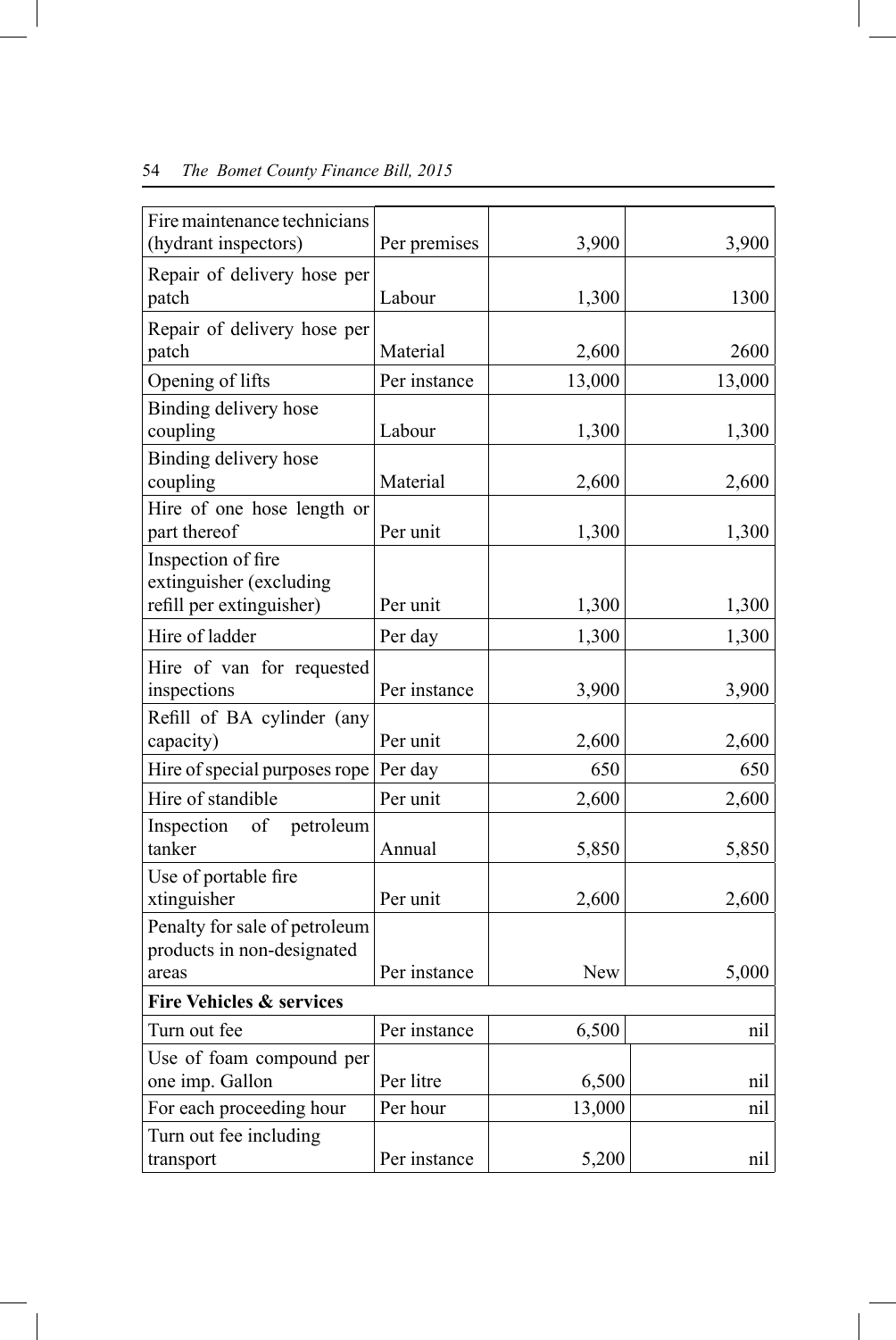| | | | |
|---|---|---|---|
| Fire maintenance technicians (hydrant inspectors) | Per premises | 3,900 | 3,900 |
| Repair of delivery hose per patch | Labour | 1,300 | 1300 |
| Repair of delivery hose per patch | Material | 2,600 | 2600 |
| Opening of lifts | Per instance | 13,000 | 13,000 |
| Binding delivery hose coupling | Labour | 1,300 | 1,300 |
| Binding delivery hose coupling | Material | 2,600 | 2,600 |
| Hire of one hose length or part thereof | Per unit | 1,300 | 1,300 |
| Inspection of fire extinguisher (excluding refill per extinguisher) | Per unit | 1,300 | 1,300 |
| Hire of ladder | Per day | 1,300 | 1,300 |
| Hire of van for requested inspections | Per instance | 3,900 | 3,900 |
| Refill of BA cylinder (any capacity) | Per unit | 2,600 | 2,600 |
| Hire of special purposes rope | Per day | 650 | 650 |
| Hire of standible | Per unit | 2,600 | 2,600 |
| Inspection of petroleum tanker | Annual | 5,850 | 5,850 |
| Use of portable fire xtinguisher | Per unit | 2,600 | 2,600 |
| Penalty for sale of petroleum products in non-designated areas | Per instance | New | 5,000 |
| **Fire Vehicles & services** | | | |
| Turn out fee | Per instance | 6,500 | nil |
| Use of foam compound per one imp. Gallon | Per litre | 6,500 | nil |
| For each proceeding hour | Per hour | 13,000 | nil |
| Turn out fee including transport | Per instance | 5,200 | nil |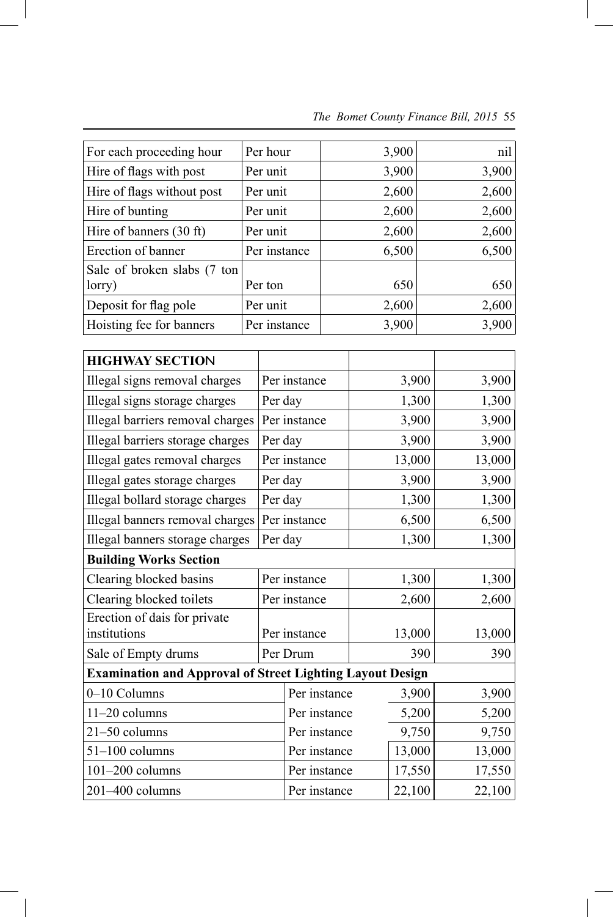| | | | |
|---|---|---|---|
| For each proceeding hour | Per hour | 3,900 | nil |
| Hire of flags with post | Per unit | 3,900 | 3,900 |
| Hire of flags without post | Per unit | 2,600 | 2,600 |
| Hire of bunting | Per unit | 2,600 | 2,600 |
| Hire of banners (30 ft) | Per unit | 2,600 | 2,600 |
| Erection of banner | Per instance | 6,500 | 6,500 |
| Sale of broken slabs (7 ton lorry) | Per ton | 650 | 650 |
| Deposit for flag pole | Per unit | 2,600 | 2,600 |
| Hoisting fee for banners | Per instance | 3,900 | 3,900 |

| **HIGHWAY SECTION** | | | |
|---|---|---|---|
| Illegal signs removal charges | Per instance | 3,900 | 3,900 |
| Illegal signs storage charges | Per day | 1,300 | 1,300 |
| Illegal barriers removal charges | Per instance | 3,900 | 3,900 |
| Illegal barriers storage charges | Per day | 3,900 | 3,900 |
| Illegal gates removal charges | Per instance | 13,000 | 13,000 |
| Illegal gates storage charges | Per day | 3,900 | 3,900 |
| Illegal bollard storage charges | Per day | 1,300 | 1,300 |
| Illegal banners removal charges | Per instance | 6,500 | 6,500 |
| Illegal banners storage charges | Per day | 1,300 | 1,300 |
| **Building Works Section** | | | |
| Clearing blocked basins | Per instance | 1,300 | 1,300 |
| Clearing blocked toilets | Per instance | 2,600 | 2,600 |
| Erection of dais for private institutions | Per instance | 13,000 | 13,000 |
| Sale of Empty drums | Per Drum | 390 | 390 |
| **Examination and Approval of Street Lighting Layout Design** | | | |
| 0–10 Columns | Per instance | 3,900 | 3,900 |
| 11–20 columns | Per instance | 5,200 | 5,200 |
| 21–50 columns | Per instance | 9,750 | 9,750 |
| 51–100 columns | Per instance | 13,000 | 13,000 |
| 101–200 columns | Per instance | 17,550 | 17,550 |
| 201–400 columns | Per instance | 22,100 | 22,100 |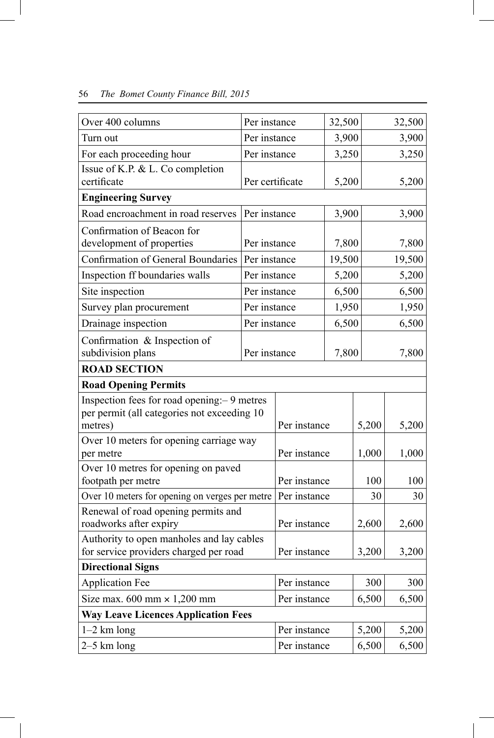| | | | |
|---|---|---|---|
| Over 400 columns | Per instance | 32,500 | 32,500 |
| Turn out | Per instance | 3,900 | 3,900 |
| For each proceeding hour | Per instance | 3,250 | 3,250 |
| Issue of K.P. & L. Co completion certificate | Per certificate | 5,200 | 5,200 |
| **Engineering Survey** | | | |
| Road encroachment in road reserves | Per instance | 3,900 | 3,900 |
| Confirmation of Beacon for development of properties | Per instance | 7,800 | 7,800 |
| Confirmation of General Boundaries | Per instance | 19,500 | 19,500 |
| Inspection ff boundaries walls | Per instance | 5,200 | 5,200 |
| Site inspection | Per instance | 6,500 | 6,500 |
| Survey plan procurement | Per instance | 1,950 | 1,950 |
| Drainage inspection | Per instance | 6,500 | 6,500 |
| Confirmation & Inspection of subdivision plans | Per instance | 7,800 | 7,800 |
| **ROAD SECTION** | | | |
| **Road Opening Permits** | | | |
| Inspection fees for road opening:– 9 metres per permit (all categories not exceeding 10 metres) | Per instance | 5,200 | 5,200 |
| Over 10 meters for opening carriage way per metre | Per instance | 1,000 | 1,000 |
| Over 10 metres for opening on paved footpath per metre | Per instance | 100 | 100 |
| Over 10 meters for opening on verges per metre | Per instance | 30 | 30 |
| Renewal of road opening permits and roadworks after expiry | Per instance | 2,600 | 2,600 |
| Authority to open manholes and lay cables for service providers charged per road | Per instance | 3,200 | 3,200 |
| **Directional Signs** | | | |
| Application Fee | Per instance | 300 | 300 |
| Size max. 600 mm × 1,200 mm | Per instance | 6,500 | 6,500 |
| **Way Leave Licences Application Fees** | | | |
| 1–2 km long | Per instance | 5,200 | 5,200 |
| 2–5 km long | Per instance | 6,500 | 6,500 |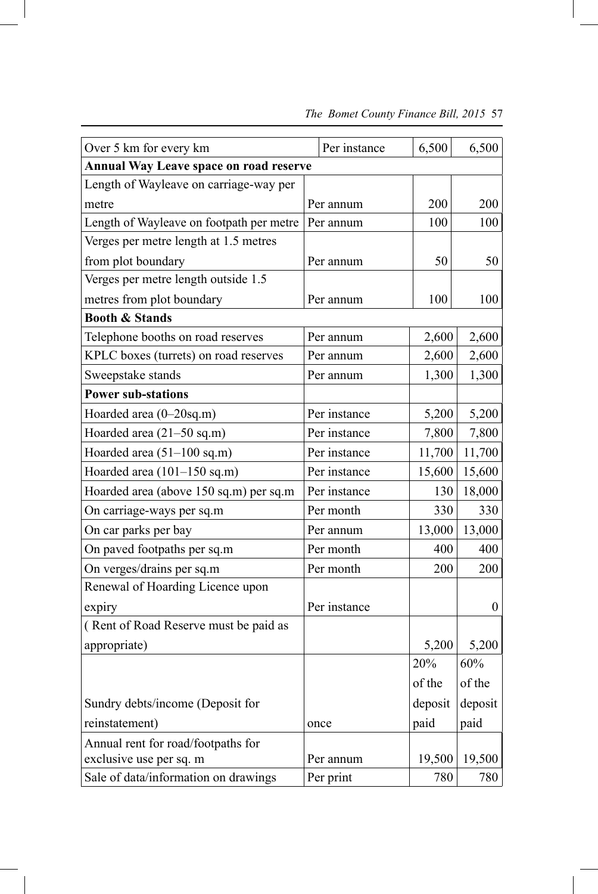| Over 5 km for every km | Per instance | 6,500 | 6,500 |
|---|---|---|---|
| **Annual Way Leave space on road reserve** | | | |
| Length of Wayleave on carriage-way per metre | Per annum | 200 | 200 |
| Length of Wayleave on footpath per metre | Per annum | 100 | 100 |
| Verges per metre length at 1.5 metres from plot boundary | Per annum | 50 | 50 |
| Verges per metre length outside 1.5 metres from plot boundary | Per annum | 100 | 100 |
| **Booth & Stands** | | | |
| Telephone booths on road reserves | Per annum | 2,600 | 2,600 |
| KPLC boxes (turrets) on road reserves | Per annum | 2,600 | 2,600 |
| Sweepstake stands | Per annum | 1,300 | 1,300 |
| **Power sub-stations** | | | |
| Hoarded area (0–20sq.m) | Per instance | 5,200 | 5,200 |
| Hoarded area (21–50 sq.m) | Per instance | 7,800 | 7,800 |
| Hoarded area (51–100 sq.m) | Per instance | 11,700 | 11,700 |
| Hoarded area (101–150 sq.m) | Per instance | 15,600 | 15,600 |
| Hoarded area (above 150 sq.m) per sq.m | Per instance | 130 | 18,000 |
| On carriage-ways per sq.m | Per month | 330 | 330 |
| On car parks per bay | Per annum | 13,000 | 13,000 |
| On paved footpaths per sq.m | Per month | 400 | 400 |
| On verges/drains per sq.m | Per month | 200 | 200 |
| Renewal of Hoarding Licence upon expiry | Per instance | | 0 |
| ( Rent of Road Reserve must be paid as appropriate) | | 5,200 | 5,200 |
| Sundry debts/income (Deposit for reinstatement) | once | 20% of the deposit paid | 60% of the deposit paid |
| Annual rent for road/footpaths for exclusive use per sq. m | Per annum | 19,500 | 19,500 |
| Sale of data/information on drawings | Per print | 780 | 780 |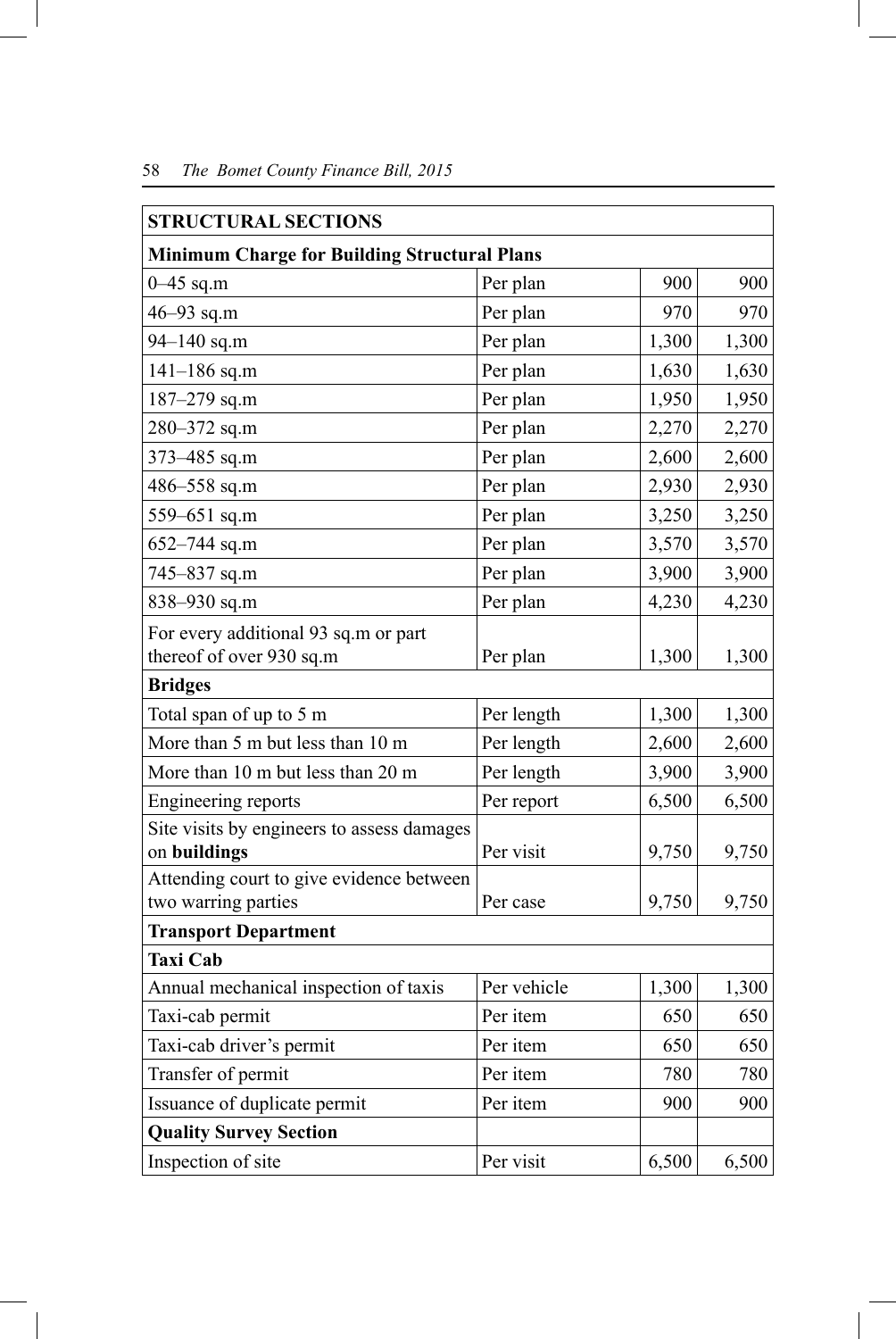| STRUCTURAL SECTIONS | | | |
|---|---|---|---|
| **Minimum Charge for Building Structural Plans** | | | |
| 0–45 sq.m | Per plan | 900 | 900 |
| 46–93 sq.m | Per plan | 970 | 970 |
| 94–140 sq.m | Per plan | 1,300 | 1,300 |
| 141–186 sq.m | Per plan | 1,630 | 1,630 |
| 187–279 sq.m | Per plan | 1,950 | 1,950 |
| 280–372 sq.m | Per plan | 2,270 | 2,270 |
| 373–485 sq.m | Per plan | 2,600 | 2,600 |
| 486–558 sq.m | Per plan | 2,930 | 2,930 |
| 559–651 sq.m | Per plan | 3,250 | 3,250 |
| 652–744 sq.m | Per plan | 3,570 | 3,570 |
| 745–837 sq.m | Per plan | 3,900 | 3,900 |
| 838–930 sq.m | Per plan | 4,230 | 4,230 |
| For every additional 93 sq.m or part thereof of over 930 sq.m | Per plan | 1,300 | 1,300 |
| **Bridges** | | | |
| Total span of up to 5 m | Per length | 1,300 | 1,300 |
| More than 5 m but less than 10 m | Per length | 2,600 | 2,600 |
| More than 10 m but less than 20 m | Per length | 3,900 | 3,900 |
| Engineering reports | Per report | 6,500 | 6,500 |
| Site visits by engineers to assess damages on **buildings** | Per visit | 9,750 | 9,750 |
| Attending court to give evidence between two warring parties | Per case | 9,750 | 9,750 |
| **Transport Department** | | | |
| **Taxi Cab** | | | |
| Annual mechanical inspection of taxis | Per vehicle | 1,300 | 1,300 |
| Taxi-cab permit | Per item | 650 | 650 |
| Taxi-cab driver's permit | Per item | 650 | 650 |
| Transfer of permit | Per item | 780 | 780 |
| Issuance of duplicate permit | Per item | 900 | 900 |
| **Quality Survey Section** | | | |
| Inspection of site | Per visit | 6,500 | 6,500 |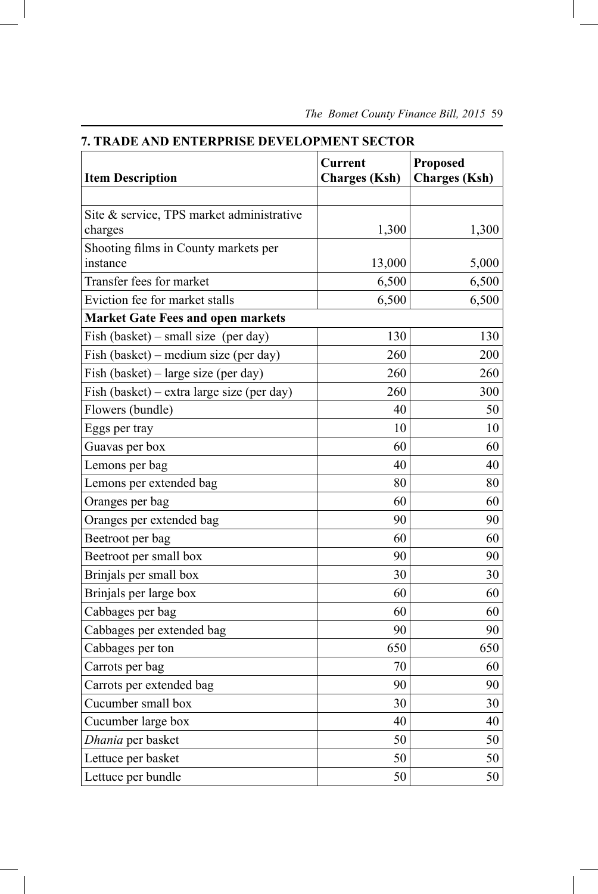## 7. TRADE AND ENTERPRISE DEVELOPMENT SECTOR

| Item Description | Current Charges (Ksh) | Proposed Charges (Ksh) |
|---|---|---|
| | | |
| Site & service, TPS market administrative charges | 1,300 | 1,300 |
| Shooting films in County markets per instance | 13,000 | 5,000 |
| Transfer fees for market | 6,500 | 6,500 |
| Eviction fee for market stalls | 6,500 | 6,500 |
| **Market Gate Fees and open markets** | | |
| Fish (basket) – small size (per day) | 130 | 130 |
| Fish (basket) – medium size (per day) | 260 | 200 |
| Fish (basket) – large size (per day) | 260 | 260 |
| Fish (basket) – extra large size (per day) | 260 | 300 |
| Flowers (bundle) | 40 | 50 |
| Eggs per tray | 10 | 10 |
| Guavas per box | 60 | 60 |
| Lemons per bag | 40 | 40 |
| Lemons per extended bag | 80 | 80 |
| Oranges per bag | 60 | 60 |
| Oranges per extended bag | 90 | 90 |
| Beetroot per bag | 60 | 60 |
| Beetroot per small box | 90 | 90 |
| Brinjals per small box | 30 | 30 |
| Brinjals per large box | 60 | 60 |
| Cabbages per bag | 60 | 60 |
| Cabbages per extended bag | 90 | 90 |
| Cabbages per ton | 650 | 650 |
| Carrots per bag | 70 | 60 |
| Carrots per extended bag | 90 | 90 |
| Cucumber small box | 30 | 30 |
| Cucumber large box | 40 | 40 |
| *Dhania* per basket | 50 | 50 |
| Lettuce per basket | 50 | 50 |
| Lettuce per bundle | 50 | 50 |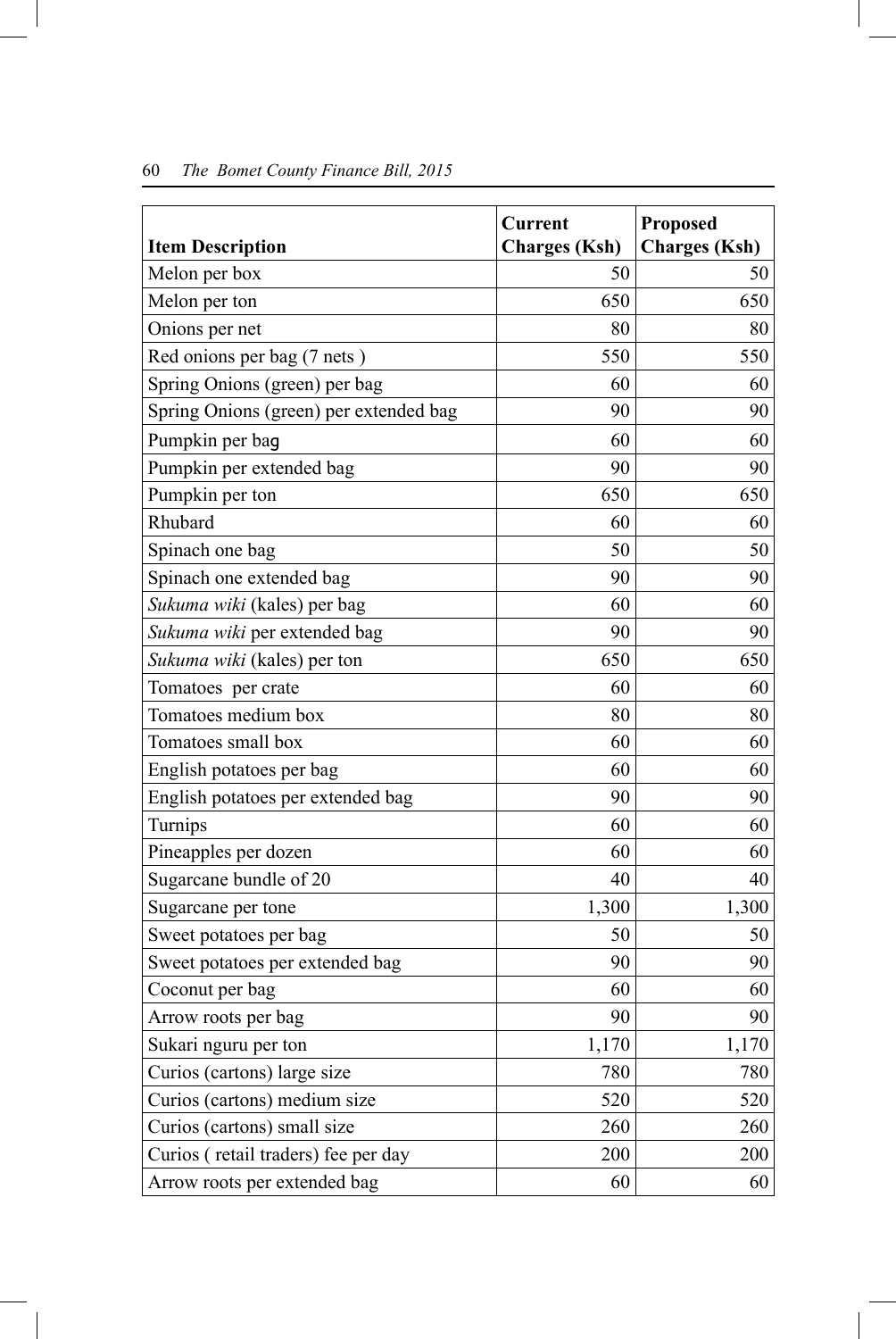| Item Description | Current Charges (Ksh) | Proposed Charges (Ksh) |
|---|---|---|
| Melon per box | 50 | 50 |
| Melon per ton | 650 | 650 |
| Onions per net | 80 | 80 |
| Red onions per bag (7 nets ) | 550 | 550 |
| Spring Onions (green) per bag | 60 | 60 |
| Spring Onions (green) per extended bag | 90 | 90 |
| Pumpkin per bag | 60 | 60 |
| Pumpkin per extended bag | 90 | 90 |
| Pumpkin per ton | 650 | 650 |
| Rhubard | 60 | 60 |
| Spinach one bag | 50 | 50 |
| Spinach one extended bag | 90 | 90 |
| *Sukuma wiki* (kales) per bag | 60 | 60 |
| *Sukuma wiki* per extended bag | 90 | 90 |
| *Sukuma wiki* (kales) per ton | 650 | 650 |
| Tomatoes per crate | 60 | 60 |
| Tomatoes medium box | 80 | 80 |
| Tomatoes small box | 60 | 60 |
| English potatoes per bag | 60 | 60 |
| English potatoes per extended bag | 90 | 90 |
| Turnips | 60 | 60 |
| Pineapples per dozen | 60 | 60 |
| Sugarcane bundle of 20 | 40 | 40 |
| Sugarcane per tone | 1,300 | 1,300 |
| Sweet potatoes per bag | 50 | 50 |
| Sweet potatoes per extended bag | 90 | 90 |
| Coconut per bag | 60 | 60 |
| Arrow roots per bag | 90 | 90 |
| Sukari nguru per ton | 1,170 | 1,170 |
| Curios (cartons) large size | 780 | 780 |
| Curios (cartons) medium size | 520 | 520 |
| Curios (cartons) small size | 260 | 260 |
| Curios ( retail traders) fee per day | 200 | 200 |
| Arrow roots per extended bag | 60 | 60 |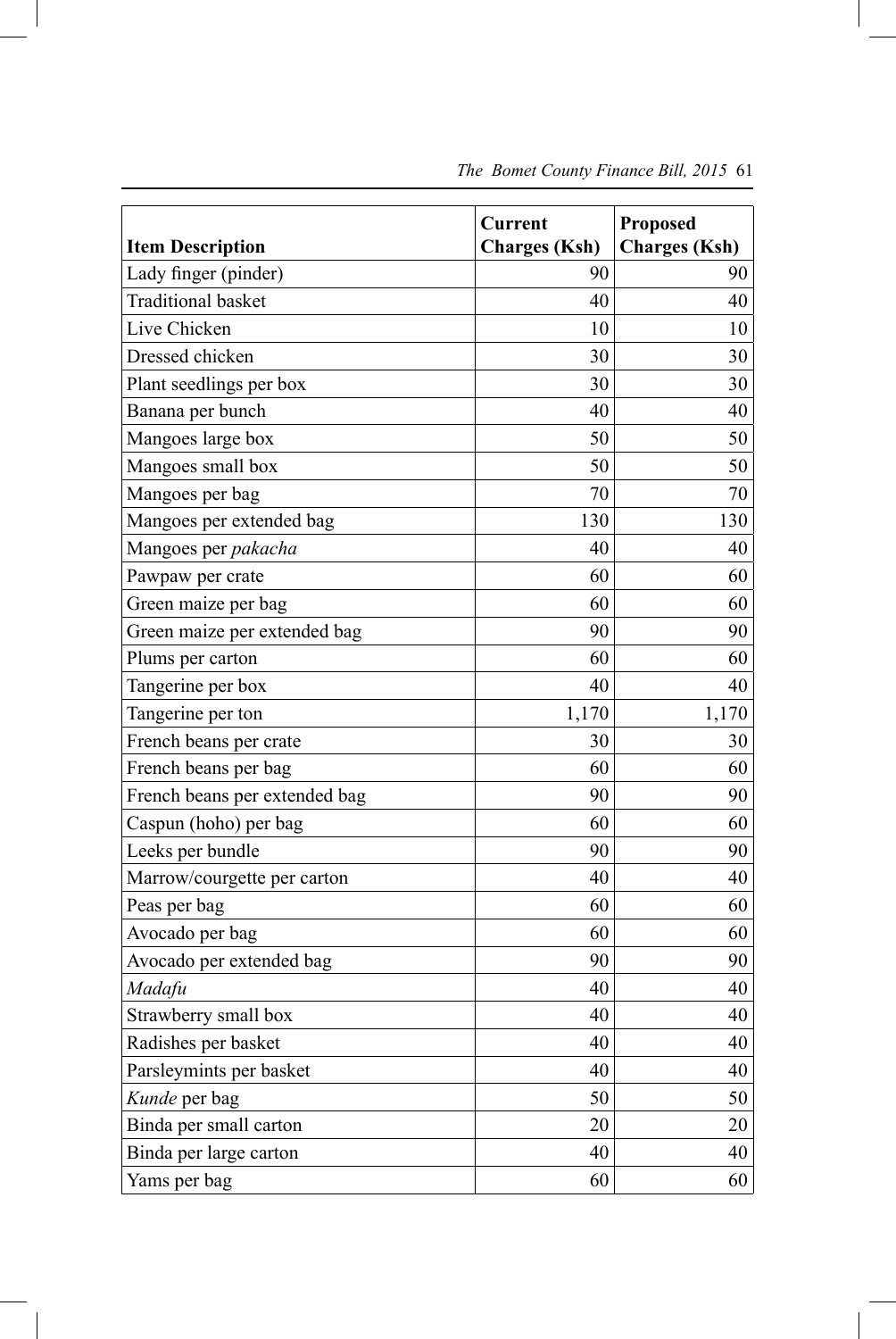| Item Description | Current Charges (Ksh) | Proposed Charges (Ksh) |
|---|---|---|
| Lady finger (pinder) | 90 | 90 |
| Traditional basket | 40 | 40 |
| Live Chicken | 10 | 10 |
| Dressed chicken | 30 | 30 |
| Plant seedlings per box | 30 | 30 |
| Banana per bunch | 40 | 40 |
| Mangoes large box | 50 | 50 |
| Mangoes small box | 50 | 50 |
| Mangoes per bag | 70 | 70 |
| Mangoes per extended bag | 130 | 130 |
| Mangoes per *pakacha* | 40 | 40 |
| Pawpaw per crate | 60 | 60 |
| Green maize per bag | 60 | 60 |
| Green maize per extended bag | 90 | 90 |
| Plums per carton | 60 | 60 |
| Tangerine per box | 40 | 40 |
| Tangerine per ton | 1,170 | 1,170 |
| French beans per crate | 30 | 30 |
| French beans per bag | 60 | 60 |
| French beans per extended bag | 90 | 90 |
| Caspun (hoho) per bag | 60 | 60 |
| Leeks per bundle | 90 | 90 |
| Marrow/courgette per carton | 40 | 40 |
| Peas per bag | 60 | 60 |
| Avocado per bag | 60 | 60 |
| Avocado per extended bag | 90 | 90 |
| *Madafu* | 40 | 40 |
| Strawberry small box | 40 | 40 |
| Radishes per basket | 40 | 40 |
| Parsleymints per basket | 40 | 40 |
| *Kunde* per bag | 50 | 50 |
| Binda per small carton | 20 | 20 |
| Binda per large carton | 40 | 40 |
| Yams per bag | 60 | 60 |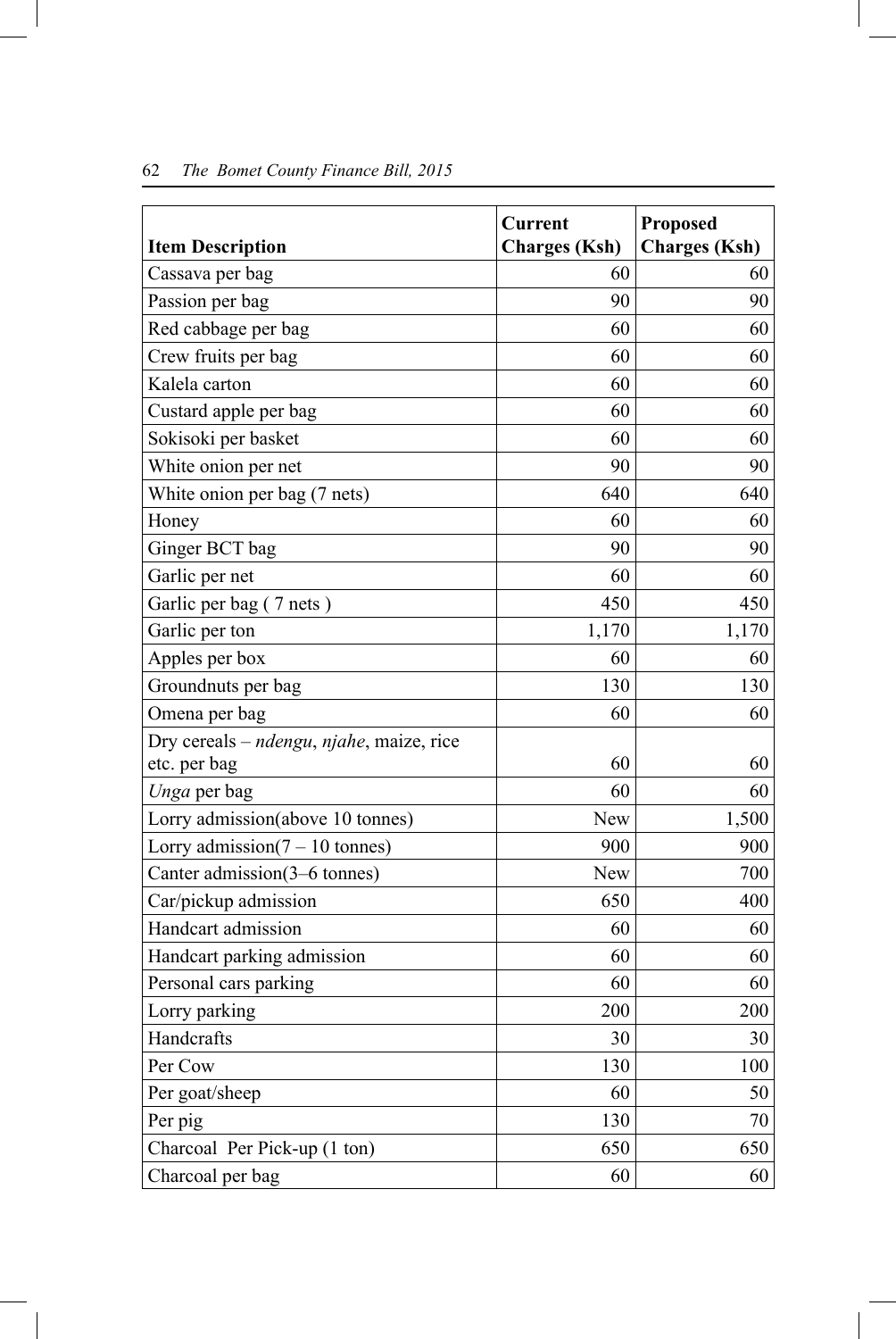| Item Description | Current Charges (Ksh) | Proposed Charges (Ksh) |
|---|---|---|
| Cassava per bag | 60 | 60 |
| Passion per bag | 90 | 90 |
| Red cabbage per bag | 60 | 60 |
| Crew fruits per bag | 60 | 60 |
| Kalela carton | 60 | 60 |
| Custard apple per bag | 60 | 60 |
| Sokisoki per basket | 60 | 60 |
| White onion per net | 90 | 90 |
| White onion per bag (7 nets) | 640 | 640 |
| Honey | 60 | 60 |
| Ginger BCT bag | 90 | 90 |
| Garlic per net | 60 | 60 |
| Garlic per bag ( 7 nets ) | 450 | 450 |
| Garlic per ton | 1,170 | 1,170 |
| Apples per box | 60 | 60 |
| Groundnuts per bag | 130 | 130 |
| Omena per bag | 60 | 60 |
| Dry cereals – *ndengu*, *njahe*, maize, rice etc. per bag | 60 | 60 |
| *Unga* per bag | 60 | 60 |
| Lorry admission(above 10 tonnes) | New | 1,500 |
| Lorry admission(7 – 10 tonnes) | 900 | 900 |
| Canter admission(3–6 tonnes) | New | 700 |
| Car/pickup admission | 650 | 400 |
| Handcart admission | 60 | 60 |
| Handcart parking admission | 60 | 60 |
| Personal cars parking | 60 | 60 |
| Lorry parking | 200 | 200 |
| Handcrafts | 30 | 30 |
| Per Cow | 130 | 100 |
| Per goat/sheep | 60 | 50 |
| Per pig | 130 | 70 |
| Charcoal Per Pick-up (1 ton) | 650 | 650 |
| Charcoal per bag | 60 | 60 |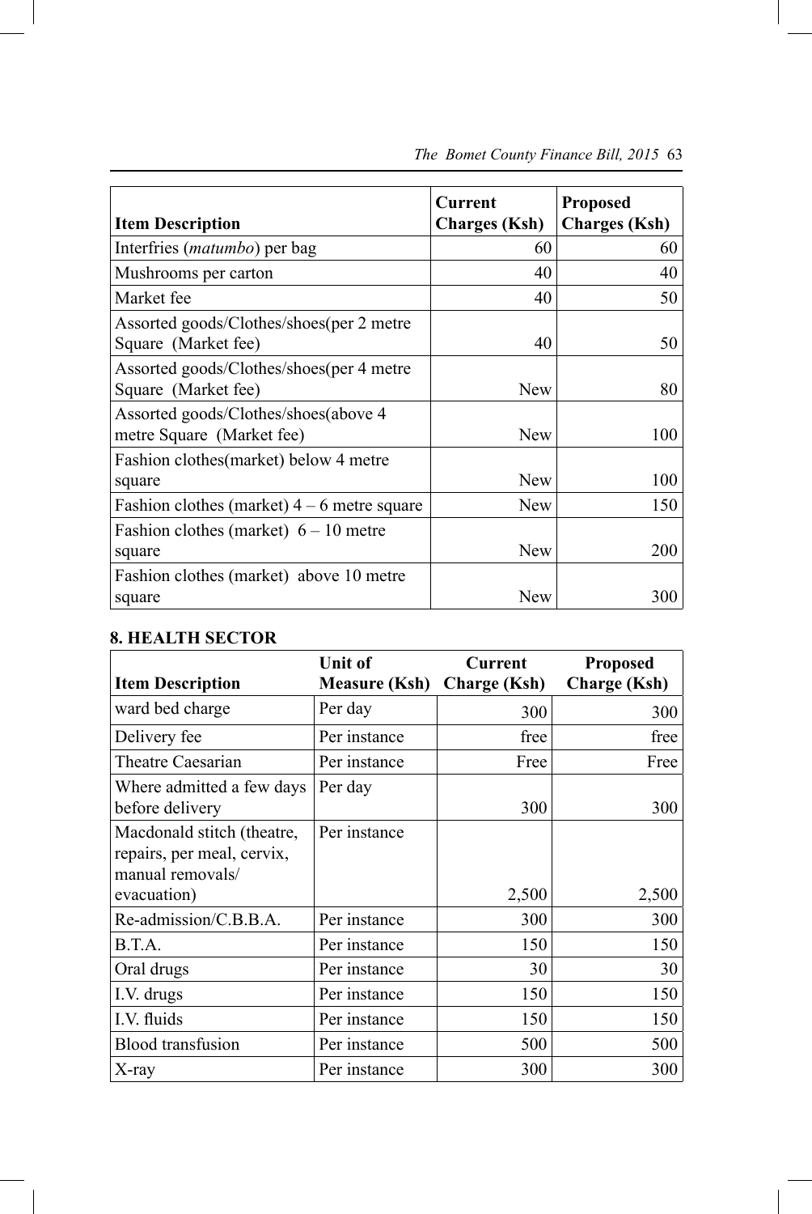| Item Description | Current Charges (Ksh) | Proposed Charges (Ksh) |
|---|---|---|
| Interfries (*matumbo*) per bag | 60 | 60 |
| Mushrooms per carton | 40 | 40 |
| Market fee | 40 | 50 |
| Assorted goods/Clothes/shoes(per 2 metre Square (Market fee) | 40 | 50 |
| Assorted goods/Clothes/shoes(per 4 metre Square (Market fee) | New | 80 |
| Assorted goods/Clothes/shoes(above 4 metre Square (Market fee) | New | 100 |
| Fashion clothes(market) below 4 metre square | New | 100 |
| Fashion clothes (market) 4 – 6 metre square | New | 150 |
| Fashion clothes (market) 6 – 10 metre square | New | 200 |
| Fashion clothes (market) above 10 metre square | New | 300 |

**8. HEALTH SECTOR**

| Item Description | Unit of Measure (Ksh) | Current Charge (Ksh) | Proposed Charge (Ksh) |
|---|---|---|---|
| ward bed charge | Per day | 300 | 300 |
| Delivery fee | Per instance | free | free |
| Theatre Caesarian | Per instance | Free | Free |
| Where admitted a few days before delivery | Per day | 300 | 300 |
| Macdonald stitch (theatre, repairs, per meal, cervix, manual removals/ evacuation) | Per instance | 2,500 | 2,500 |
| Re-admission/C.B.B.A. | Per instance | 300 | 300 |
| B.T.A. | Per instance | 150 | 150 |
| Oral drugs | Per instance | 30 | 30 |
| I.V. drugs | Per instance | 150 | 150 |
| I.V. fluids | Per instance | 150 | 150 |
| Blood transfusion | Per instance | 500 | 500 |
| X-ray | Per instance | 300 | 300 |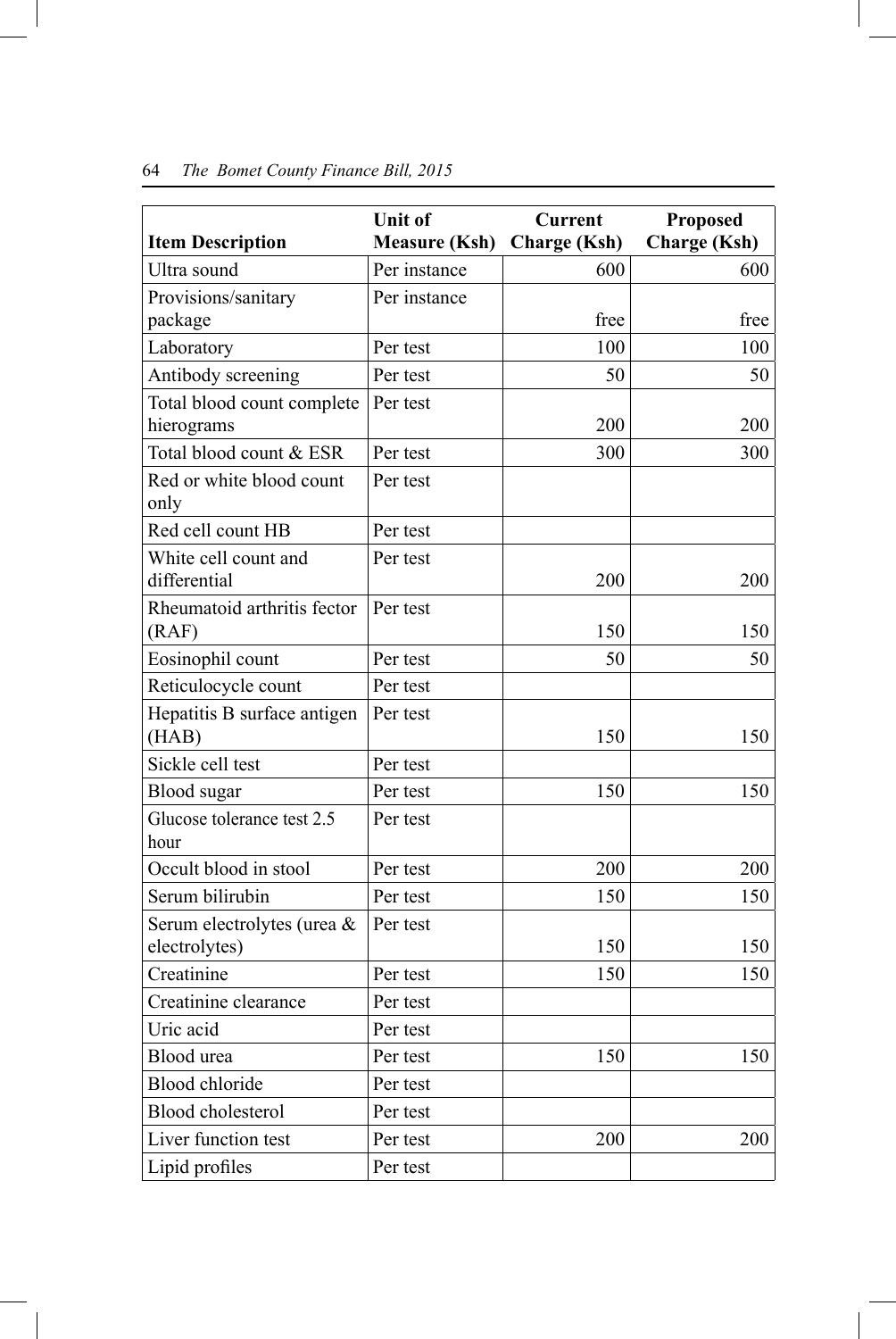| Item Description | Unit of Measure (Ksh) | Current Charge (Ksh) | Proposed Charge (Ksh) |
|---|---|---|---|
| Ultra sound | Per instance | 600 | 600 |
| Provisions/sanitary package | Per instance | free | free |
| Laboratory | Per test | 100 | 100 |
| Antibody screening | Per test | 50 | 50 |
| Total blood count complete hierograms | Per test | 200 | 200 |
| Total blood count & ESR | Per test | 300 | 300 |
| Red or white blood count only | Per test | | |
| Red cell count HB | Per test | | |
| White cell count and differential | Per test | 200 | 200 |
| Rheumatoid arthritis fector (RAF) | Per test | 150 | 150 |
| Eosinophil count | Per test | 50 | 50 |
| Reticulocycle count | Per test | | |
| Hepatitis B surface antigen (HAB) | Per test | 150 | 150 |
| Sickle cell test | Per test | | |
| Blood sugar | Per test | 150 | 150 |
| Glucose tolerance test 2.5 hour | Per test | | |
| Occult blood in stool | Per test | 200 | 200 |
| Serum bilirubin | Per test | 150 | 150 |
| Serum electrolytes (urea & electrolytes) | Per test | 150 | 150 |
| Creatinine | Per test | 150 | 150 |
| Creatinine clearance | Per test | | |
| Uric acid | Per test | | |
| Blood urea | Per test | 150 | 150 |
| Blood chloride | Per test | | |
| Blood cholesterol | Per test | | |
| Liver function test | Per test | 200 | 200 |
| Lipid profiles | Per test | | |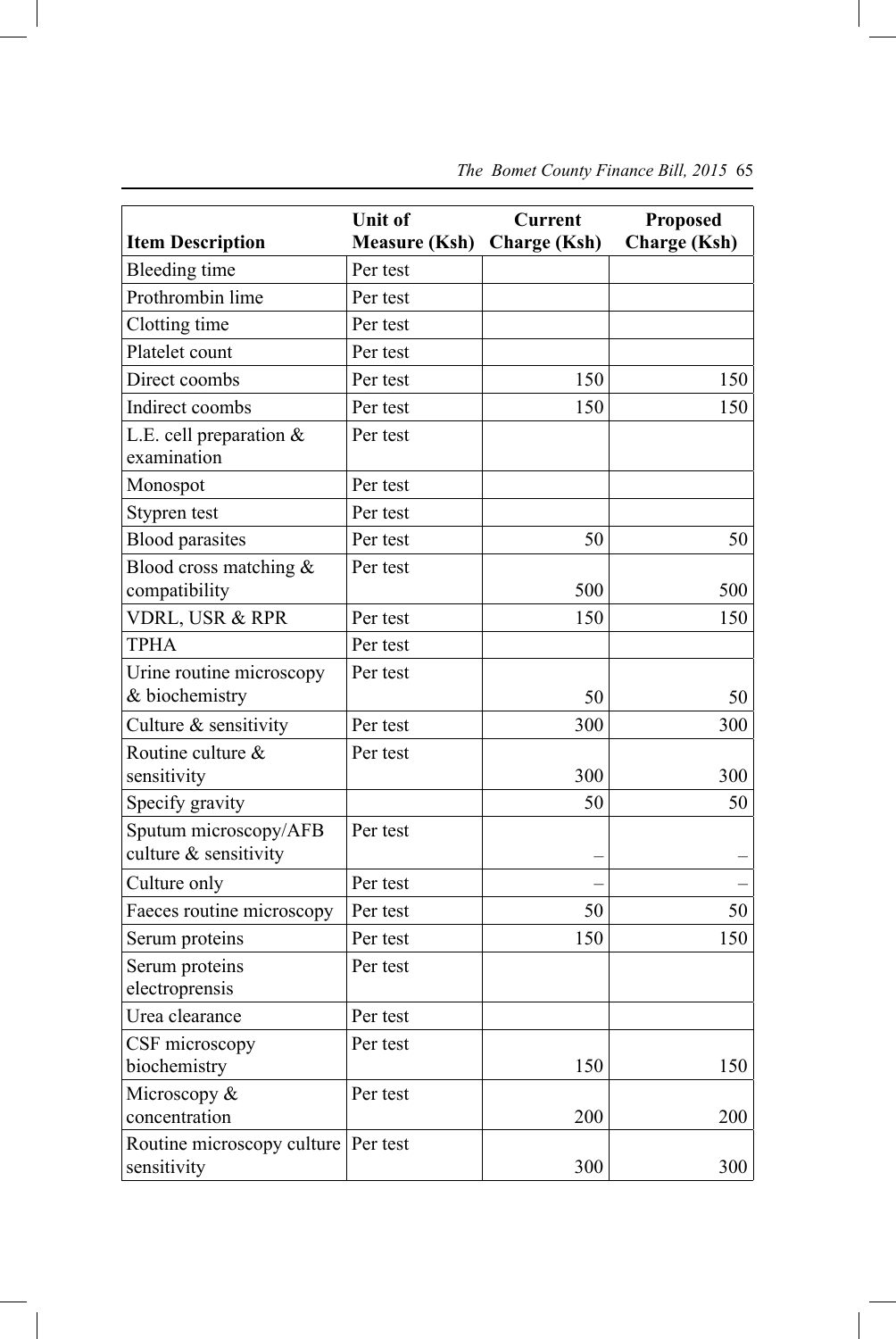| Item Description | Unit of Measure (Ksh) | Current Charge (Ksh) | Proposed Charge (Ksh) |
|---|---|---|---|
| Bleeding time | Per test | | |
| Prothrombin lime | Per test | | |
| Clotting time | Per test | | |
| Platelet count | Per test | | |
| Direct coombs | Per test | 150 | 150 |
| Indirect coombs | Per test | 150 | 150 |
| L.E. cell preparation & examination | Per test | | |
| Monospot | Per test | | |
| Stypren test | Per test | | |
| Blood parasites | Per test | 50 | 50 |
| Blood cross matching & compatibility | Per test | 500 | 500 |
| VDRL, USR & RPR | Per test | 150 | 150 |
| TPHA | Per test | | |
| Urine routine microscopy & biochemistry | Per test | 50 | 50 |
| Culture & sensitivity | Per test | 300 | 300 |
| Routine culture & sensitivity | Per test | 300 | 300 |
| Specify gravity | | 50 | 50 |
| Sputum microscopy/AFB culture & sensitivity | Per test | – | – |
| Culture only | Per test | – | – |
| Faeces routine microscopy | Per test | 50 | 50 |
| Serum proteins | Per test | 150 | 150 |
| Serum proteins electroprensis | Per test | | |
| Urea clearance | Per test | | |
| CSF microscopy biochemistry | Per test | 150 | 150 |
| Microscopy & concentration | Per test | 200 | 200 |
| Routine microscopy culture sensitivity | Per test | 300 | 300 |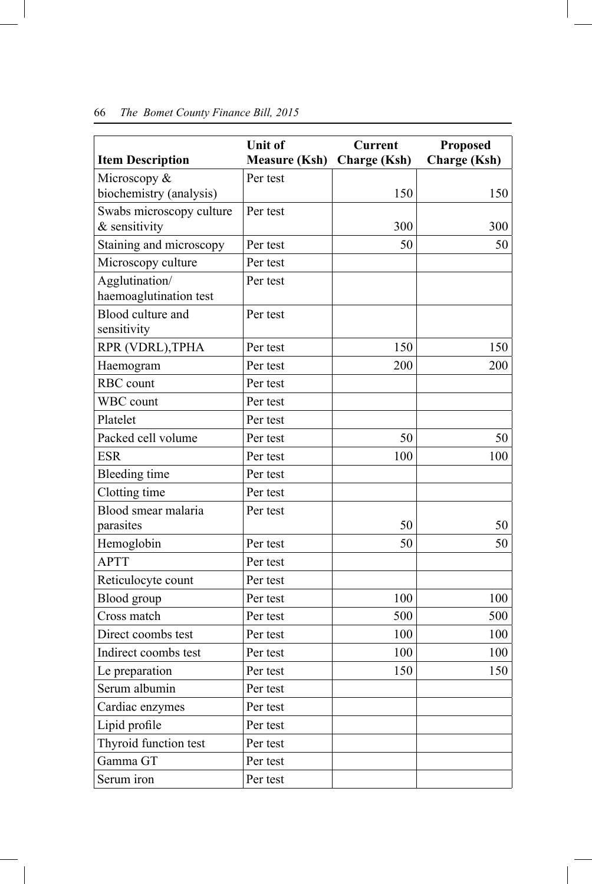| Item Description | Unit of Measure (Ksh) | Current Charge (Ksh) | Proposed Charge (Ksh) |
|---|---|---|---|
| Microscopy & biochemistry (analysis) | Per test | 150 | 150 |
| Swabs microscopy culture & sensitivity | Per test | 300 | 300 |
| Staining and microscopy | Per test | 50 | 50 |
| Microscopy culture | Per test | | |
| Agglutination/ haemoaglutination test | Per test | | |
| Blood culture and sensitivity | Per test | | |
| RPR (VDRL),TPHA | Per test | 150 | 150 |
| Haemogram | Per test | 200 | 200 |
| RBC count | Per test | | |
| WBC count | Per test | | |
| Platelet | Per test | | |
| Packed cell volume | Per test | 50 | 50 |
| ESR | Per test | 100 | 100 |
| Bleeding time | Per test | | |
| Clotting time | Per test | | |
| Blood smear malaria parasites | Per test | 50 | 50 |
| Hemoglobin | Per test | 50 | 50 |
| APTT | Per test | | |
| Reticulocyte count | Per test | | |
| Blood group | Per test | 100 | 100 |
| Cross match | Per test | 500 | 500 |
| Direct coombs test | Per test | 100 | 100 |
| Indirect coombs test | Per test | 100 | 100 |
| Le preparation | Per test | 150 | 150 |
| Serum albumin | Per test | | |
| Cardiac enzymes | Per test | | |
| Lipid profile | Per test | | |
| Thyroid function test | Per test | | |
| Gamma GT | Per test | | |
| Serum iron | Per test | | |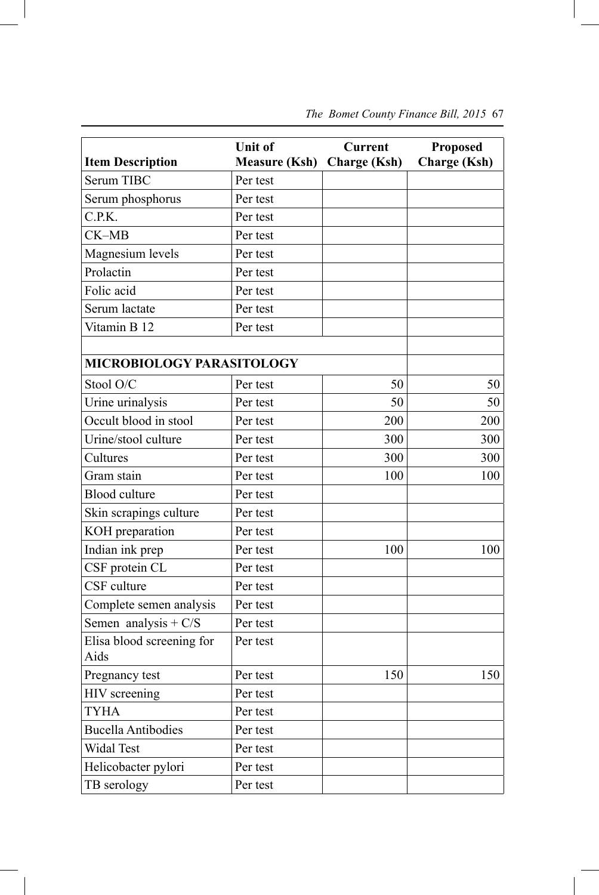| Item Description | Unit of Measure (Ksh) | Current Charge (Ksh) | Proposed Charge (Ksh) |
|---|---|---|---|
| Serum TIBC | Per test | | |
| Serum phosphorus | Per test | | |
| C.P.K. | Per test | | |
| CK–MB | Per test | | |
| Magnesium levels | Per test | | |
| Prolactin | Per test | | |
| Folic acid | Per test | | |
| Serum lactate | Per test | | |
| Vitamin B 12 | Per test | | |
| | | | |
| **MICROBIOLOGY PARASITOLOGY** | | | |
| Stool O/C | Per test | 50 | 50 |
| Urine urinalysis | Per test | 50 | 50 |
| Occult blood in stool | Per test | 200 | 200 |
| Urine/stool culture | Per test | 300 | 300 |
| Cultures | Per test | 300 | 300 |
| Gram stain | Per test | 100 | 100 |
| Blood culture | Per test | | |
| Skin scrapings culture | Per test | | |
| KOH preparation | Per test | | |
| Indian ink prep | Per test | 100 | 100 |
| CSF protein CL | Per test | | |
| CSF culture | Per test | | |
| Complete semen analysis | Per test | | |
| Semen analysis + C/S | Per test | | |
| Elisa blood screening for Aids | Per test | | |
| Pregnancy test | Per test | 150 | 150 |
| HIV screening | Per test | | |
| TYHA | Per test | | |
| Bucella Antibodies | Per test | | |
| Widal Test | Per test | | |
| Helicobacter pylori | Per test | | |
| TB serology | Per test | | |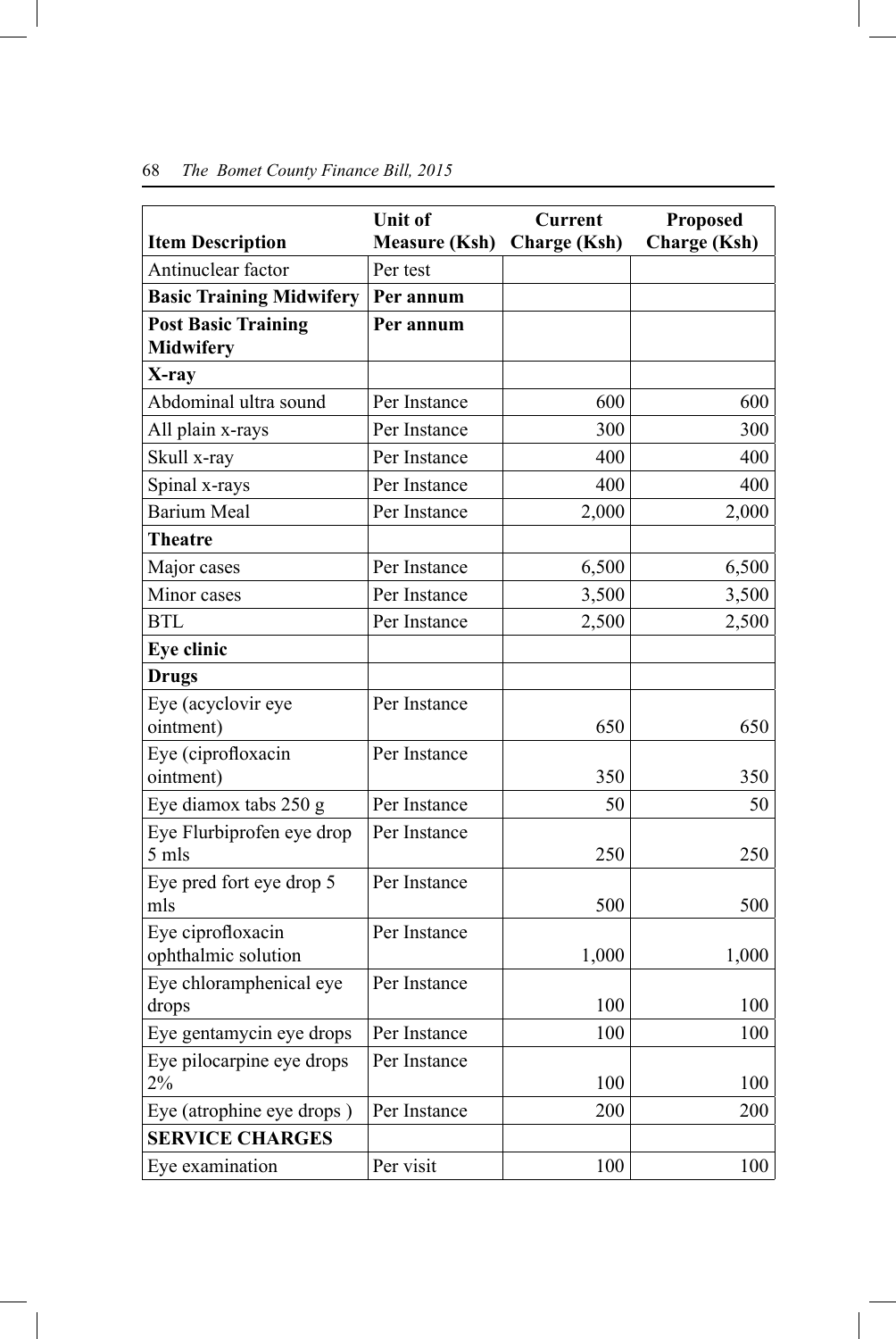| Item Description | Unit of Measure (Ksh) | Current Charge (Ksh) | Proposed Charge (Ksh) |
|---|---|---|---|
| Antinuclear factor | Per test | | |
| **Basic Training Midwifery** | **Per annum** | | |
| **Post Basic Training Midwifery** | **Per annum** | | |
| **X-ray** | | | |
| Abdominal ultra sound | Per Instance | 600 | 600 |
| All plain x-rays | Per Instance | 300 | 300 |
| Skull x-ray | Per Instance | 400 | 400 |
| Spinal x-rays | Per Instance | 400 | 400 |
| Barium Meal | Per Instance | 2,000 | 2,000 |
| **Theatre** | | | |
| Major cases | Per Instance | 6,500 | 6,500 |
| Minor cases | Per Instance | 3,500 | 3,500 |
| BTL | Per Instance | 2,500 | 2,500 |
| **Eye clinic** | | | |
| **Drugs** | | | |
| Eye (acyclovir eye ointment) | Per Instance | 650 | 650 |
| Eye (ciprofloxacin ointment) | Per Instance | 350 | 350 |
| Eye diamox tabs 250 g | Per Instance | 50 | 50 |
| Eye Flurbiprofen eye drop 5 mls | Per Instance | 250 | 250 |
| Eye pred fort eye drop 5 mls | Per Instance | 500 | 500 |
| Eye ciprofloxacin ophthalmic solution | Per Instance | 1,000 | 1,000 |
| Eye chloramphenical eye drops | Per Instance | 100 | 100 |
| Eye gentamycin eye drops | Per Instance | 100 | 100 |
| Eye pilocarpine eye drops 2% | Per Instance | 100 | 100 |
| Eye (atrophine eye drops ) | Per Instance | 200 | 200 |
| **SERVICE CHARGES** | | | |
| Eye examination | Per visit | 100 | 100 |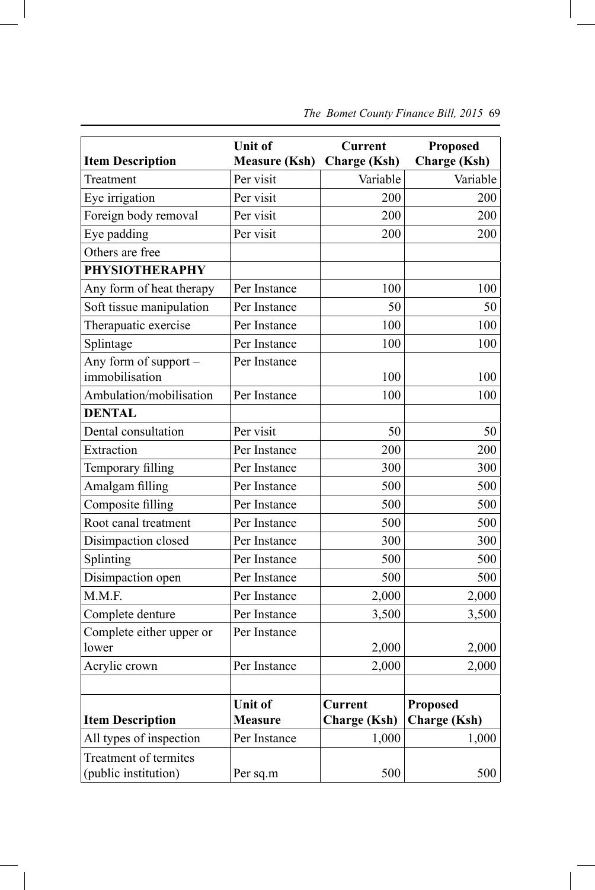| Item Description | Unit of Measure (Ksh) | Current Charge (Ksh) | Proposed Charge (Ksh) |
|---|---|---|---|
| Treatment | Per visit | Variable | Variable |
| Eye irrigation | Per visit | 200 | 200 |
| Foreign body removal | Per visit | 200 | 200 |
| Eye padding | Per visit | 200 | 200 |
| Others are free | | | |
| **PHYSIOTHERAPHY** | | | |
| Any form of heat therapy | Per Instance | 100 | 100 |
| Soft tissue manipulation | Per Instance | 50 | 50 |
| Therapuatic exercise | Per Instance | 100 | 100 |
| Splintage | Per Instance | 100 | 100 |
| Any form of support – immobilisation | Per Instance | 100 | 100 |
| Ambulation/mobilisation | Per Instance | 100 | 100 |
| **DENTAL** | | | |
| Dental consultation | Per visit | 50 | 50 |
| Extraction | Per Instance | 200 | 200 |
| Temporary filling | Per Instance | 300 | 300 |
| Amalgam filling | Per Instance | 500 | 500 |
| Composite filling | Per Instance | 500 | 500 |
| Root canal treatment | Per Instance | 500 | 500 |
| Disimpaction closed | Per Instance | 300 | 300 |
| Splinting | Per Instance | 500 | 500 |
| Disimpaction open | Per Instance | 500 | 500 |
| M.M.F. | Per Instance | 2,000 | 2,000 |
| Complete denture | Per Instance | 3,500 | 3,500 |
| Complete either upper or lower | Per Instance | 2,000 | 2,000 |
| Acrylic crown | Per Instance | 2,000 | 2,000 |

| Item Description | Unit of Measure | Current Charge (Ksh) | Proposed Charge (Ksh) |
|---|---|---|---|
| All types of inspection | Per Instance | 1,000 | 1,000 |
| Treatment of termites (public institution) | Per sq.m | 500 | 500 |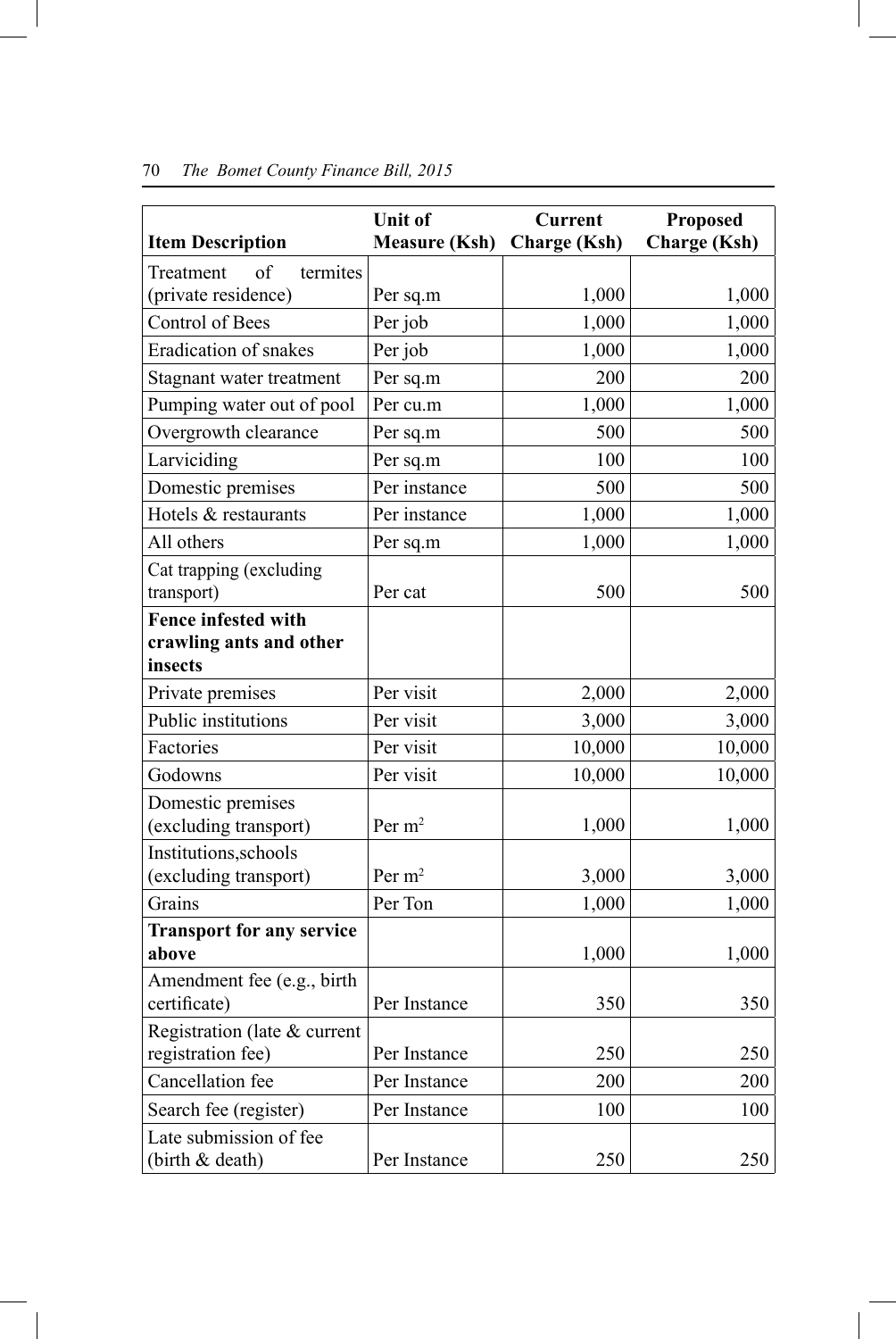| Item Description | Unit of Measure (Ksh) | Current Charge (Ksh) | Proposed Charge (Ksh) |
|---|---|---|---|
| Treatment of termites (private residence) | Per sq.m | 1,000 | 1,000 |
| Control of Bees | Per job | 1,000 | 1,000 |
| Eradication of snakes | Per job | 1,000 | 1,000 |
| Stagnant water treatment | Per sq.m | 200 | 200 |
| Pumping water out of pool | Per cu.m | 1,000 | 1,000 |
| Overgrowth clearance | Per sq.m | 500 | 500 |
| Larviciding | Per sq.m | 100 | 100 |
| Domestic premises | Per instance | 500 | 500 |
| Hotels & restaurants | Per instance | 1,000 | 1,000 |
| All others | Per sq.m | 1,000 | 1,000 |
| Cat trapping (excluding transport) | Per cat | 500 | 500 |
| **Fence infested with crawling ants and other insects** | | | |
| Private premises | Per visit | 2,000 | 2,000 |
| Public institutions | Per visit | 3,000 | 3,000 |
| Factories | Per visit | 10,000 | 10,000 |
| Godowns | Per visit | 10,000 | 10,000 |
| Domestic premises (excluding transport) | Per $m^2$ | 1,000 | 1,000 |
| Institutions,schools (excluding transport) | Per $m^2$ | 3,000 | 3,000 |
| Grains | Per Ton | 1,000 | 1,000 |
| **Transport for any service above** | | 1,000 | 1,000 |
| Amendment fee (e.g., birth certificate) | Per Instance | 350 | 350 |
| Registration (late & current registration fee) | Per Instance | 250 | 250 |
| Cancellation fee | Per Instance | 200 | 200 |
| Search fee (register) | Per Instance | 100 | 100 |
| Late submission of fee (birth & death) | Per Instance | 250 | 250 |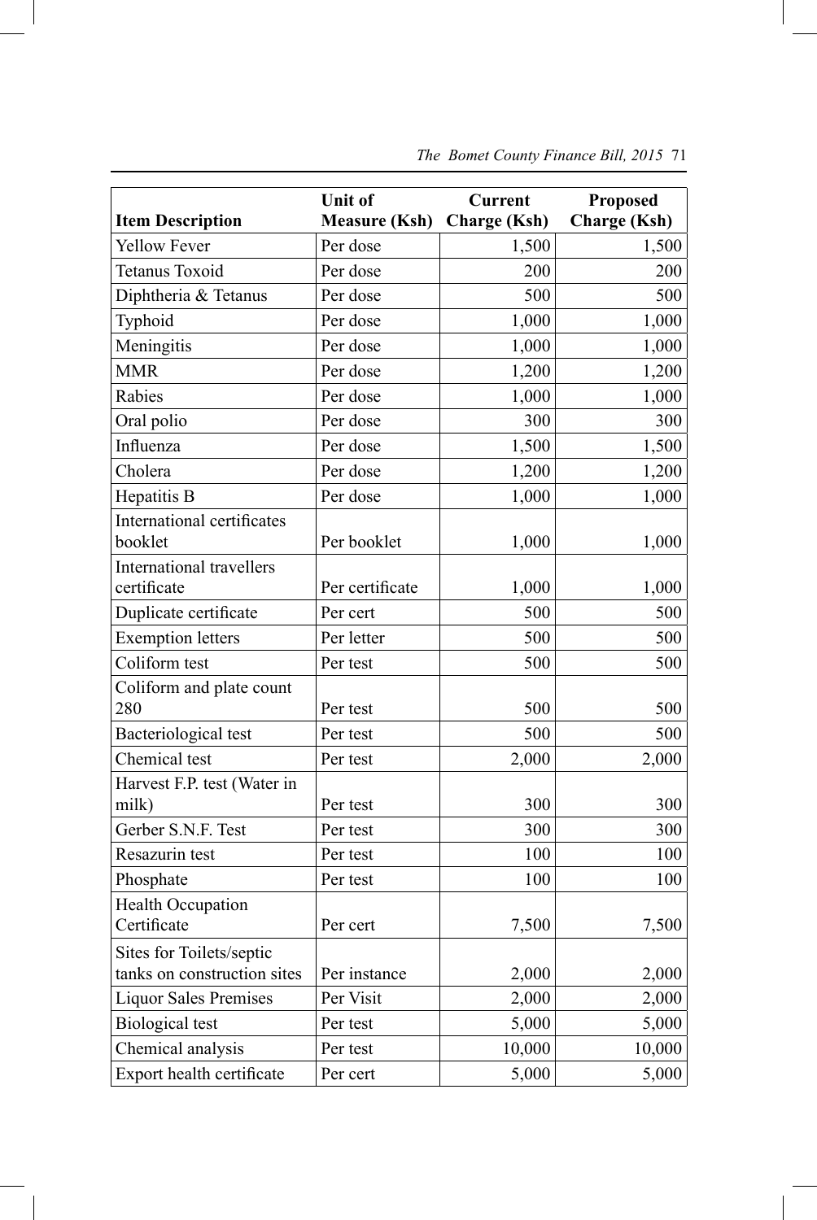| Item Description | Unit of Measure (Ksh) | Current Charge (Ksh) | Proposed Charge (Ksh) |
|---|---|---|---|
| Yellow Fever | Per dose | 1,500 | 1,500 |
| Tetanus Toxoid | Per dose | 200 | 200 |
| Diphtheria & Tetanus | Per dose | 500 | 500 |
| Typhoid | Per dose | 1,000 | 1,000 |
| Meningitis | Per dose | 1,000 | 1,000 |
| MMR | Per dose | 1,200 | 1,200 |
| Rabies | Per dose | 1,000 | 1,000 |
| Oral polio | Per dose | 300 | 300 |
| Influenza | Per dose | 1,500 | 1,500 |
| Cholera | Per dose | 1,200 | 1,200 |
| Hepatitis B | Per dose | 1,000 | 1,000 |
| International certificates booklet | Per booklet | 1,000 | 1,000 |
| International travellers certificate | Per certificate | 1,000 | 1,000 |
| Duplicate certificate | Per cert | 500 | 500 |
| Exemption letters | Per letter | 500 | 500 |
| Coliform test | Per test | 500 | 500 |
| Coliform and plate count 280 | Per test | 500 | 500 |
| Bacteriological test | Per test | 500 | 500 |
| Chemical test | Per test | 2,000 | 2,000 |
| Harvest F.P. test (Water in milk) | Per test | 300 | 300 |
| Gerber S.N.F. Test | Per test | 300 | 300 |
| Resazurin test | Per test | 100 | 100 |
| Phosphate | Per test | 100 | 100 |
| Health Occupation Certificate | Per cert | 7,500 | 7,500 |
| Sites for Toilets/septic tanks on construction sites | Per instance | 2,000 | 2,000 |
| Liquor Sales Premises | Per Visit | 2,000 | 2,000 |
| Biological test | Per test | 5,000 | 5,000 |
| Chemical analysis | Per test | 10,000 | 10,000 |
| Export health certificate | Per cert | 5,000 | 5,000 |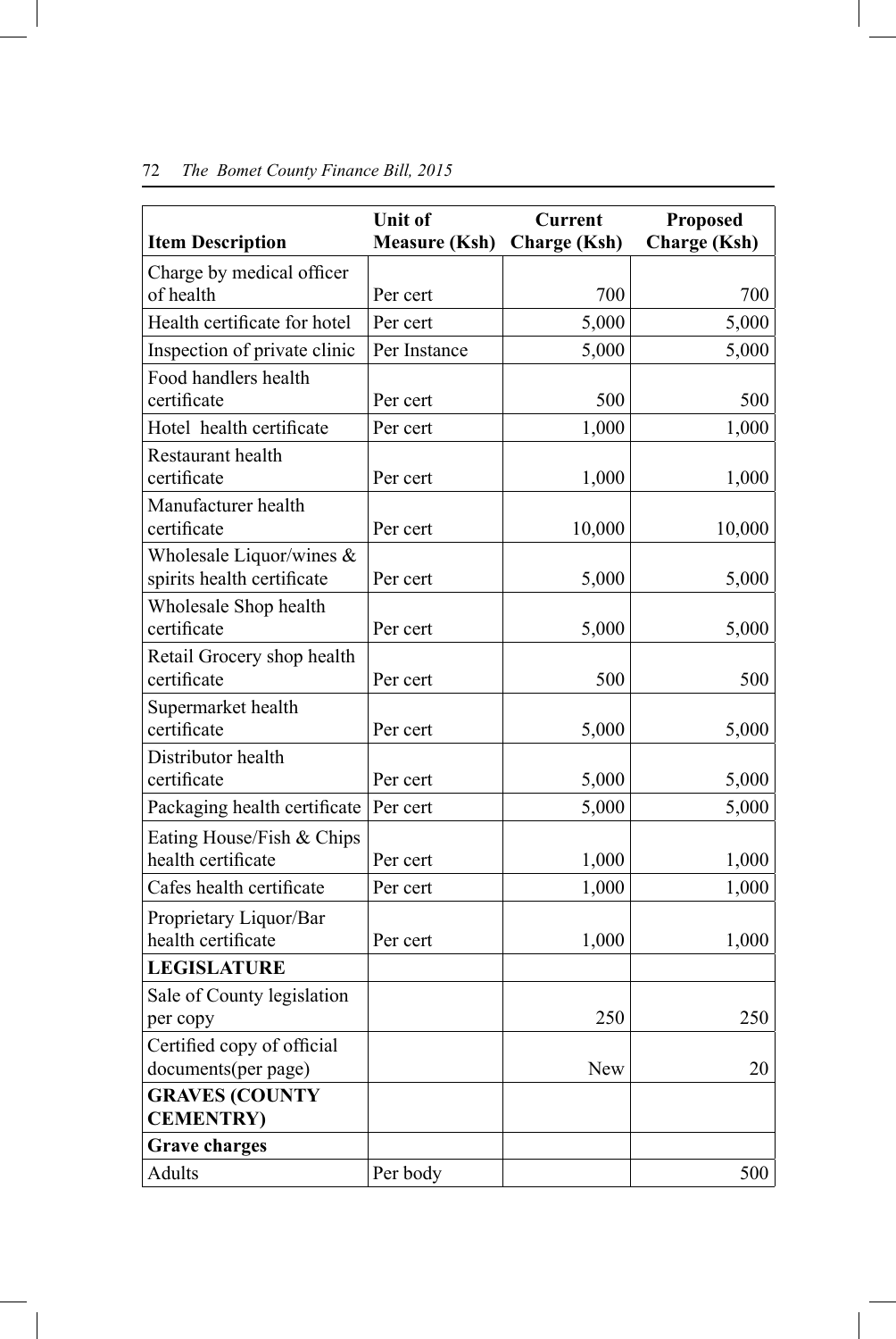| Item Description | Unit of Measure (Ksh) | Current Charge (Ksh) | Proposed Charge (Ksh) |
|---|---|---|---|
| Charge by medical officer of health | Per cert | 700 | 700 |
| Health certificate for hotel | Per cert | 5,000 | 5,000 |
| Inspection of private clinic | Per Instance | 5,000 | 5,000 |
| Food handlers health certificate | Per cert | 500 | 500 |
| Hotel health certificate | Per cert | 1,000 | 1,000 |
| Restaurant health certificate | Per cert | 1,000 | 1,000 |
| Manufacturer health certificate | Per cert | 10,000 | 10,000 |
| Wholesale Liquor/wines & spirits health certificate | Per cert | 5,000 | 5,000 |
| Wholesale Shop health certificate | Per cert | 5,000 | 5,000 |
| Retail Grocery shop health certificate | Per cert | 500 | 500 |
| Supermarket health certificate | Per cert | 5,000 | 5,000 |
| Distributor health certificate | Per cert | 5,000 | 5,000 |
| Packaging health certificate | Per cert | 5,000 | 5,000 |
| Eating House/Fish & Chips health certificate | Per cert | 1,000 | 1,000 |
| Cafes health certificate | Per cert | 1,000 | 1,000 |
| Proprietary Liquor/Bar health certificate | Per cert | 1,000 | 1,000 |
| **LEGISLATURE** | | | |
| Sale of County legislation per copy | | 250 | 250 |
| Certified copy of official documents(per page) | | New | 20 |
| **GRAVES (COUNTY CEMENTRY)** | | | |
| **Grave charges** | | | |
| Adults | Per body | | 500 |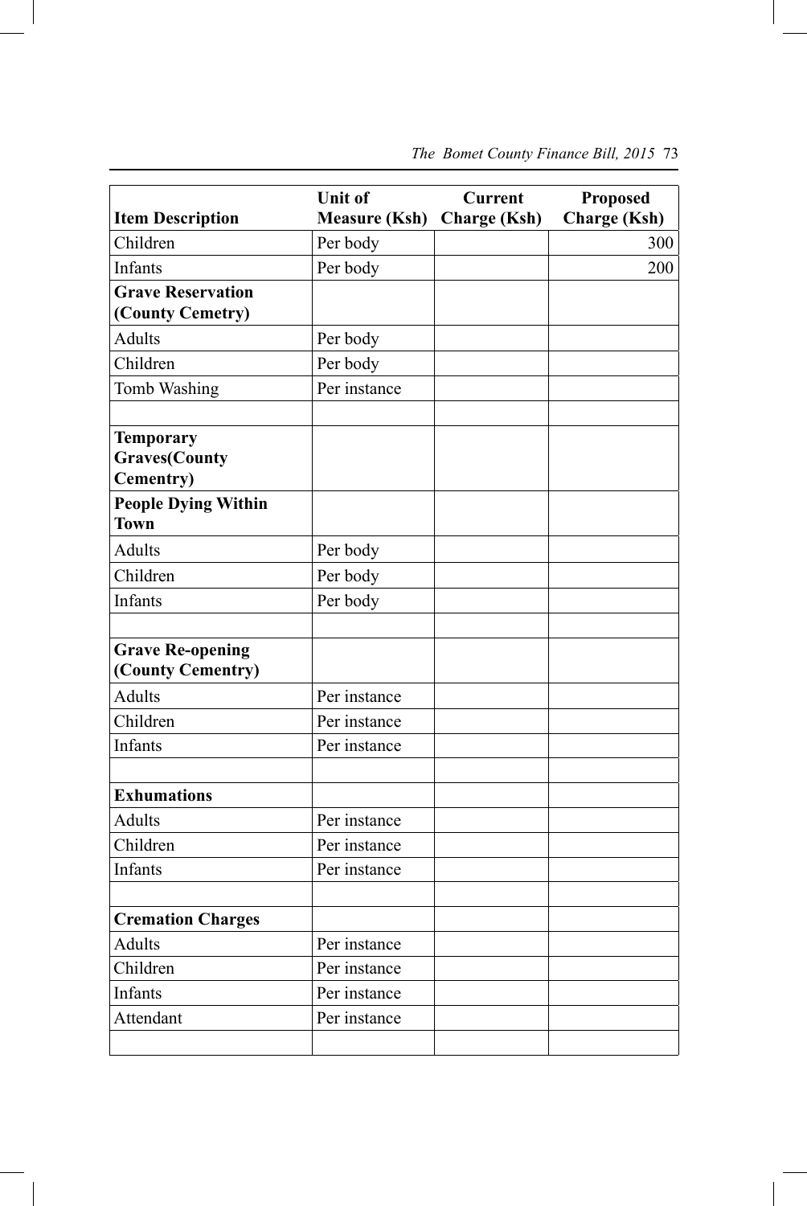| Item Description | Unit of Measure (Ksh) | Current Charge (Ksh) | Proposed Charge (Ksh) |
|---|---|---|---|
| Children | Per body | | 300 |
| Infants | Per body | | 200 |
| **Grave Reservation (County Cemetry)** | | | |
| Adults | Per body | | |
| Children | Per body | | |
| Tomb Washing | Per instance | | |
| | | | |
| **Temporary Graves(County Cementry)** | | | |
| **People Dying Within Town** | | | |
| Adults | Per body | | |
| Children | Per body | | |
| Infants | Per body | | |
| | | | |
| **Grave Re-opening (County Cementry)** | | | |
| Adults | Per instance | | |
| Children | Per instance | | |
| Infants | Per instance | | |
| | | | |
| **Exhumations** | | | |
| Adults | Per instance | | |
| Children | Per instance | | |
| Infants | Per instance | | |
| | | | |
| **Cremation Charges** | | | |
| Adults | Per instance | | |
| Children | Per instance | | |
| Infants | Per instance | | |
| Attendant | Per instance | | |
| | | | |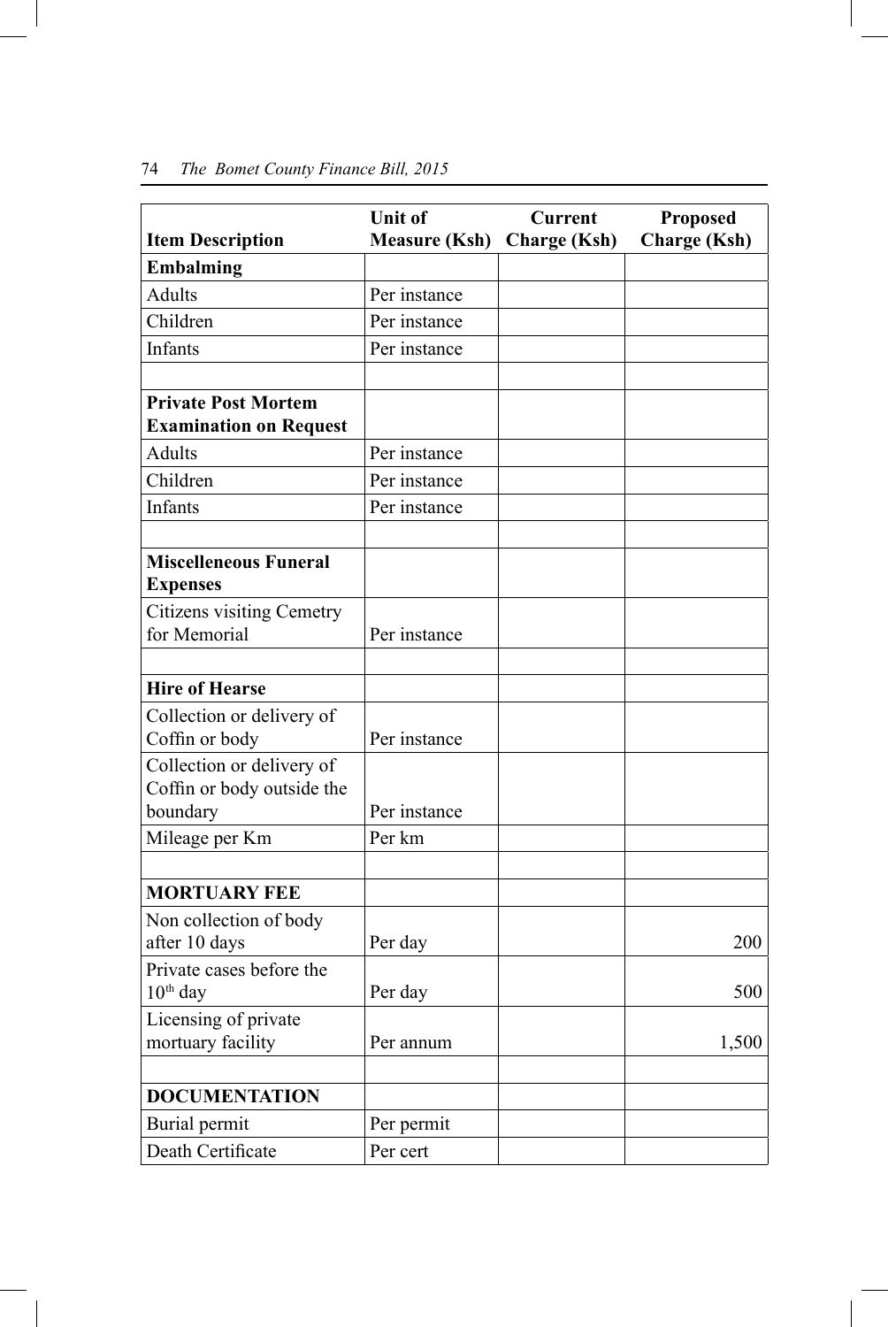| Item Description | Unit of Measure (Ksh) | Current Charge (Ksh) | Proposed Charge (Ksh) |
|---|---|---|---|
| **Embalming** | | | |
| Adults | Per instance | | |
| Children | Per instance | | |
| Infants | Per instance | | |
| | | | |
| **Private Post Mortem Examination on Request** | | | |
| Adults | Per instance | | |
| Children | Per instance | | |
| Infants | Per instance | | |
| | | | |
| **Miscelleneous Funeral Expenses** | | | |
| Citizens visiting Cemetry for Memorial | Per instance | | |
| | | | |
| **Hire of Hearse** | | | |
| Collection or delivery of Coffin or body | Per instance | | |
| Collection or delivery of Coffin or body outside the boundary | Per instance | | |
| Mileage per Km | Per km | | |
| | | | |
| **MORTUARY FEE** | | | |
| Non collection of body after 10 days | Per day | | 200 |
| Private cases before the 10th day | Per day | | 500 |
| Licensing of private mortuary facility | Per annum | | 1,500 |
| | | | |
| **DOCUMENTATION** | | | |
| Burial permit | Per permit | | |
| Death Certificate | Per cert | | |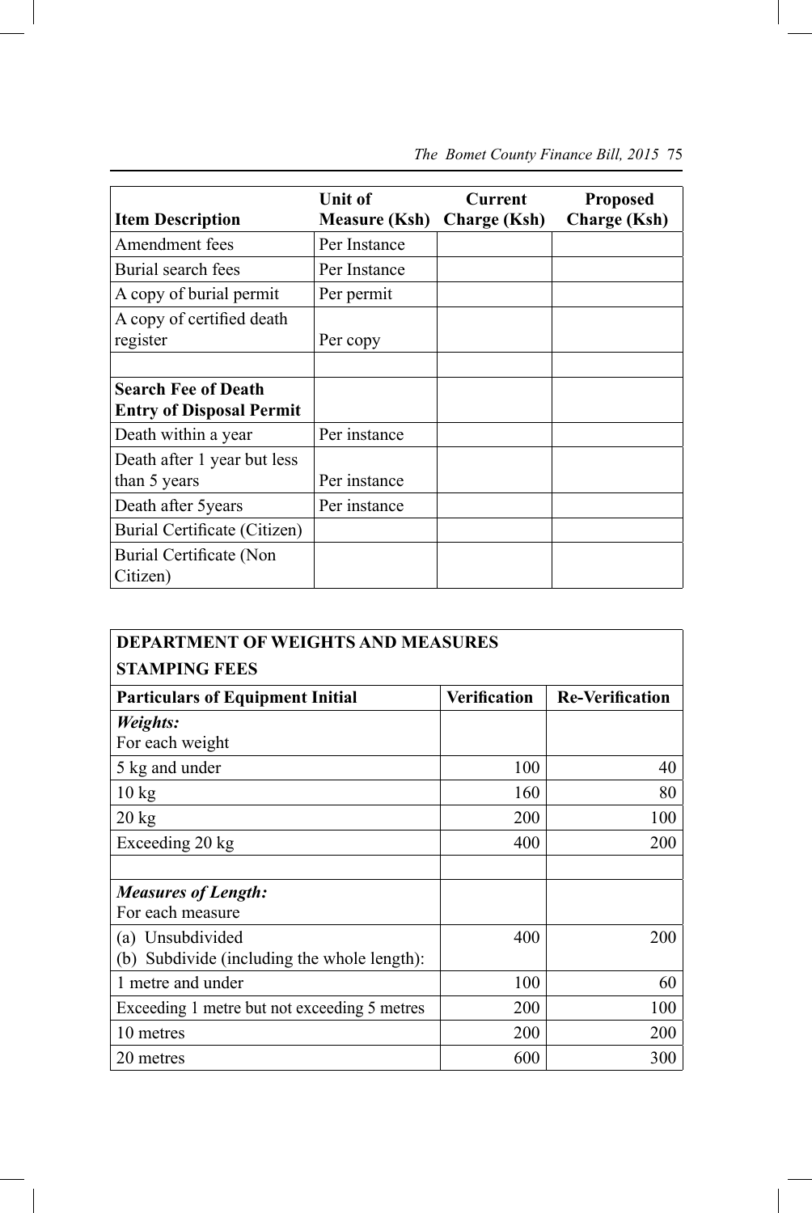| Item Description | Unit of Measure (Ksh) | Current Charge (Ksh) | Proposed Charge (Ksh) |
|---|---|---|---|
| Amendment fees | Per Instance | | |
| Burial search fees | Per Instance | | |
| A copy of burial permit | Per permit | | |
| A copy of certified death register | Per copy | | |
| | | | |
| **Search Fee of Death Entry of Disposal Permit** | | | |
| Death within a year | Per instance | | |
| Death after 1 year but less than 5 years | Per instance | | |
| Death after 5years | Per instance | | |
| Burial Certificate (Citizen) | | | |
| Burial Certificate (Non Citizen) | | | |

| **DEPARTMENT OF WEIGHTS AND MEASURES STAMPING FEES** | | |
|---|---|---|
| **Particulars of Equipment Initial** | **Verification** | **Re-Verification** |
| ***Weights:*** For each weight | | |
| 5 kg and under | 100 | 40 |
| 10 kg | 160 | 80 |
| 20 kg | 200 | 100 |
| Exceeding 20 kg | 400 | 200 |
| | | |
| ***Measures of Length:*** For each measure | | |
| (a) Unsubdivided (b) Subdivide (including the whole length): | 400 | 200 |
| 1 metre and under | 100 | 60 |
| Exceeding 1 metre but not exceeding 5 metres | 200 | 100 |
| 10 metres | 200 | 200 |
| 20 metres | 600 | 300 |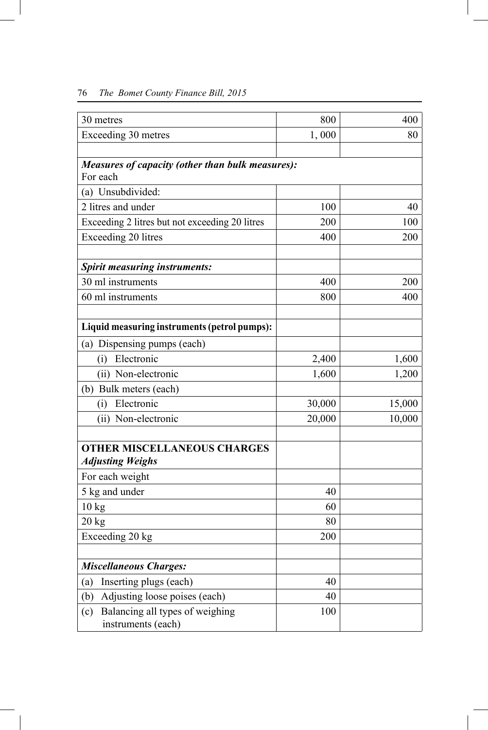| | | |
|---|---|---|
| 30 metres | 800 | 400 |
| Exceeding 30 metres | 1, 000 | 80 |
| | | |
| ***Measures of capacity (other than bulk measures):*** For each | | |
| (a) Unsubdivided: | | |
| 2 litres and under | 100 | 40 |
| Exceeding 2 litres but not exceeding 20 litres | 200 | 100 |
| Exceeding 20 litres | 400 | 200 |
| | | |
| ***Spirit measuring instruments:*** | | |
| 30 ml instruments | 400 | 200 |
| 60 ml instruments | 800 | 400 |
| | | |
| **Liquid measuring instruments (petrol pumps):** | | |
| (a) Dispensing pumps (each) | | |
| (i) Electronic | 2,400 | 1,600 |
| (ii) Non-electronic | 1,600 | 1,200 |
| (b) Bulk meters (each) | | |
| (i) Electronic | 30,000 | 15,000 |
| (ii) Non-electronic | 20,000 | 10,000 |
| | | |
| **OTHER MISCELLANEOUS CHARGES** ***Adjusting Weighs*** | | |
| For each weight | | |
| 5 kg and under | 40 | |
| 10 kg | 60 | |
| 20 kg | 80 | |
| Exceeding 20 kg | 200 | |
| | | |
| ***Miscellaneous Charges:*** | | |
| (a) Inserting plugs (each) | 40 | |
| (b) Adjusting loose poises (each) | 40 | |
| (c) Balancing all types of weighing instruments (each) | 100 | |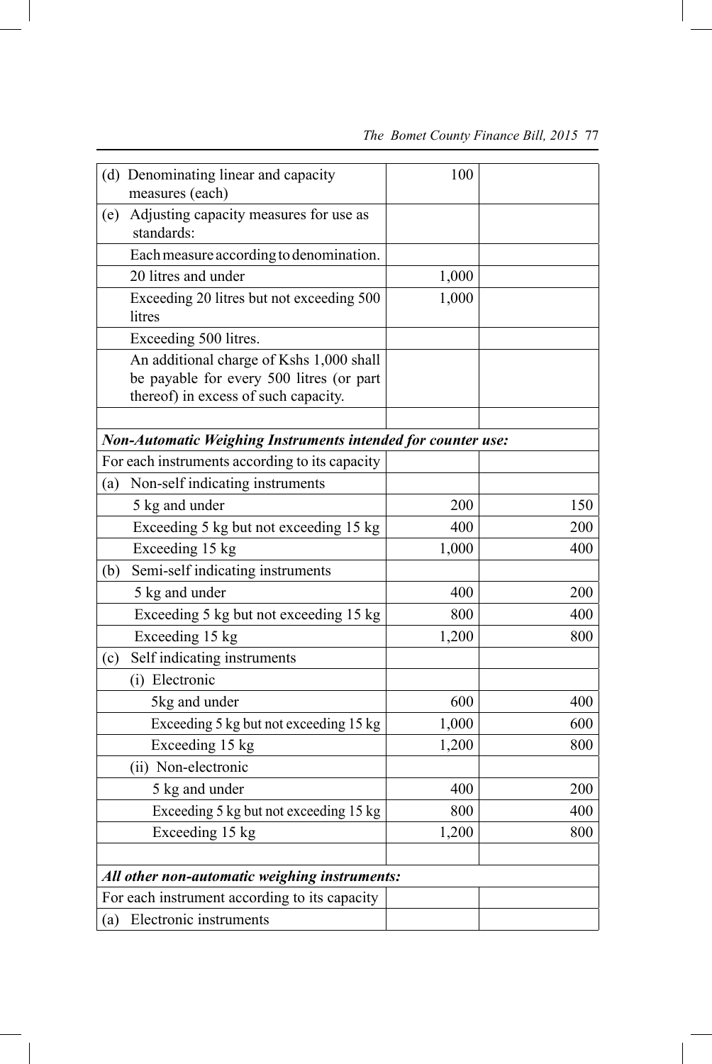| | | |
|---|---|---|
| (d) Denominating linear and capacity measures (each) | 100 | |
| (e) Adjusting capacity measures for use as standards: | | |
| Each measure according to denomination. | | |
| 20 litres and under | 1,000 | |
| Exceeding 20 litres but not exceeding 500 litres | 1,000 | |
| Exceeding 500 litres. | | |
| An additional charge of Kshs 1,000 shall be payable for every 500 litres (or part thereof) in excess of such capacity. | | |
| | | |
| ***Non-Automatic Weighing Instruments intended for counter use:*** | | |
| For each instruments according to its capacity | | |
| (a) Non-self indicating instruments | | |
| 5 kg and under | 200 | 150 |
| Exceeding 5 kg but not exceeding 15 kg | 400 | 200 |
| Exceeding 15 kg | 1,000 | 400 |
| (b) Semi-self indicating instruments | | |
| 5 kg and under | 400 | 200 |
| Exceeding 5 kg but not exceeding 15 kg | 800 | 400 |
| Exceeding 15 kg | 1,200 | 800 |
| (c) Self indicating instruments | | |
| (i) Electronic | | |
| 5kg and under | 600 | 400 |
| Exceeding 5 kg but not exceeding 15 kg | 1,000 | 600 |
| Exceeding 15 kg | 1,200 | 800 |
| (ii) Non-electronic | | |
| 5 kg and under | 400 | 200 |
| Exceeding 5 kg but not exceeding 15 kg | 800 | 400 |
| Exceeding 15 kg | 1,200 | 800 |
| | | |
| ***All other non-automatic weighing instruments:*** | | |
| For each instrument according to its capacity | | |
| (a) Electronic instruments | | |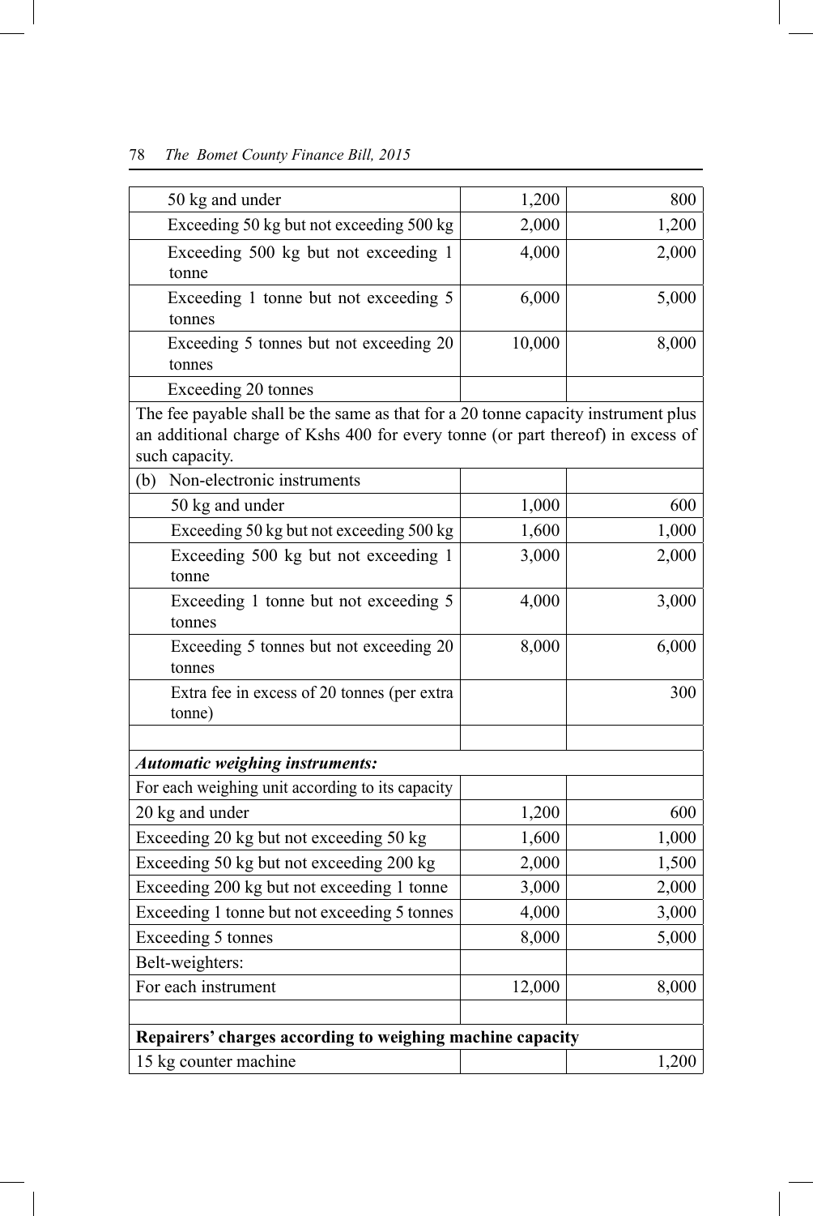| | | |
|---|---|---|
| 50 kg and under | 1,200 | 800 |
| Exceeding 50 kg but not exceeding 500 kg | 2,000 | 1,200 |
| Exceeding 500 kg but not exceeding 1 tonne | 4,000 | 2,000 |
| Exceeding 1 tonne but not exceeding 5 tonnes | 6,000 | 5,000 |
| Exceeding 5 tonnes but not exceeding 20 tonnes | 10,000 | 8,000 |
| Exceeding 20 tonnes | | |
| The fee payable shall be the same as that for a 20 tonne capacity instrument plus an additional charge of Kshs 400 for every tonne (or part thereof) in excess of such capacity. | | |
| (b) Non-electronic instruments | | |
| 50 kg and under | 1,000 | 600 |
| Exceeding 50 kg but not exceeding 500 kg | 1,600 | 1,000 |
| Exceeding 500 kg but not exceeding 1 tonne | 3,000 | 2,000 |
| Exceeding 1 tonne but not exceeding 5 tonnes | 4,000 | 3,000 |
| Exceeding 5 tonnes but not exceeding 20 tonnes | 8,000 | 6,000 |
| Extra fee in excess of 20 tonnes (per extra tonne) | | 300 |
| | | |
| ***Automatic weighing instruments:*** | | |
| For each weighing unit according to its capacity | | |
| 20 kg and under | 1,200 | 600 |
| Exceeding 20 kg but not exceeding 50 kg | 1,600 | 1,000 |
| Exceeding 50 kg but not exceeding 200 kg | 2,000 | 1,500 |
| Exceeding 200 kg but not exceeding 1 tonne | 3,000 | 2,000 |
| Exceeding 1 tonne but not exceeding 5 tonnes | 4,000 | 3,000 |
| Exceeding 5 tonnes | 8,000 | 5,000 |
| Belt-weighters: | | |
| For each instrument | 12,000 | 8,000 |
| | | |
| **Repairers' charges according to weighing machine capacity** | | |
| 15 kg counter machine | | 1,200 |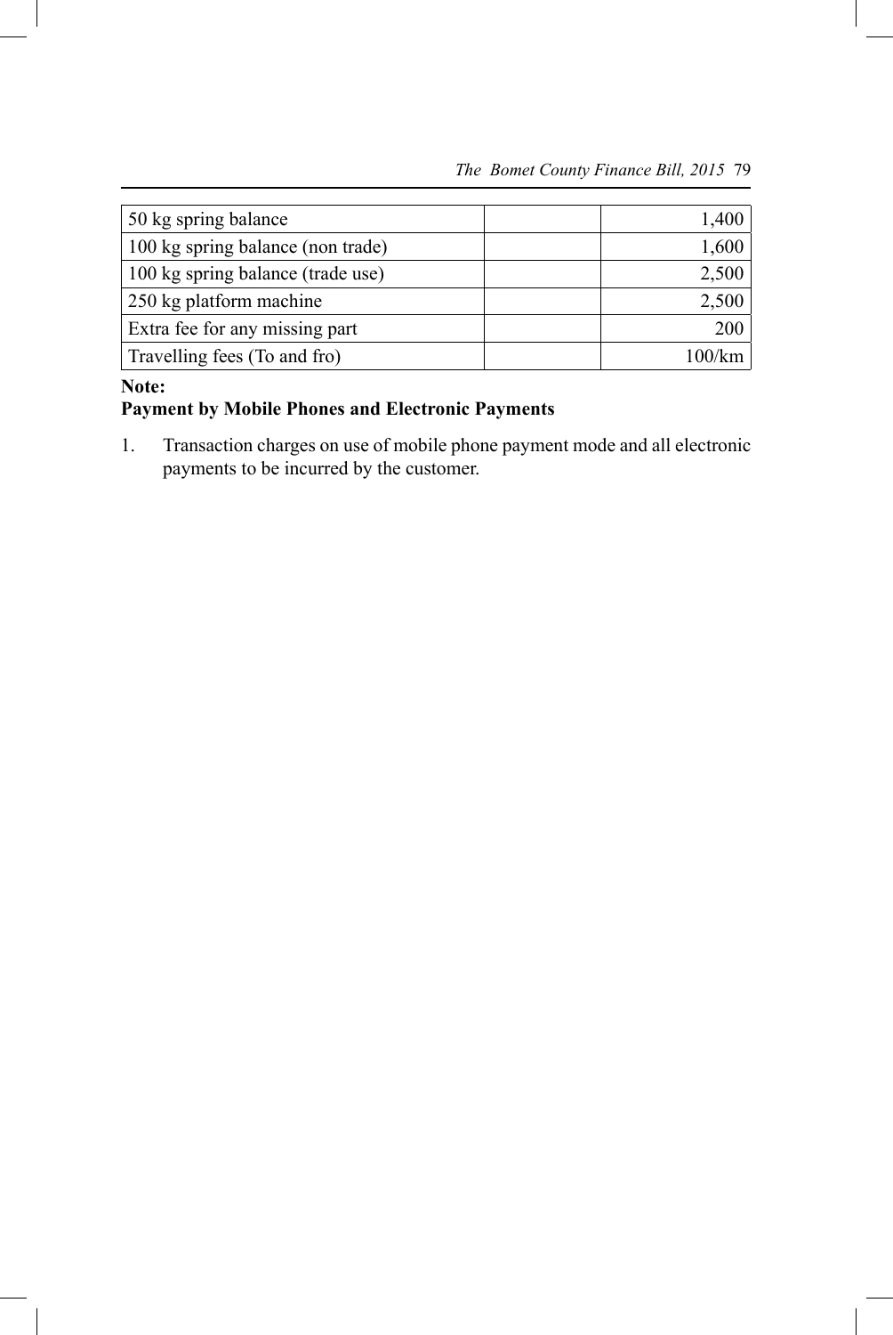| 50 kg spring balance | | 1,400 |
|---|---|---|
| 100 kg spring balance (non trade) | | 1,600 |
| 100 kg spring balance (trade use) | | 2,500 |
| 250 kg platform machine | | 2,500 |
| Extra fee for any missing part | | 200 |
| Travelling fees (To and fro) | | 100/km |

**Note:**

**Payment by Mobile Phones and Electronic Payments**

1. Transaction charges on use of mobile phone payment mode and all electronic payments to be incurred by the customer.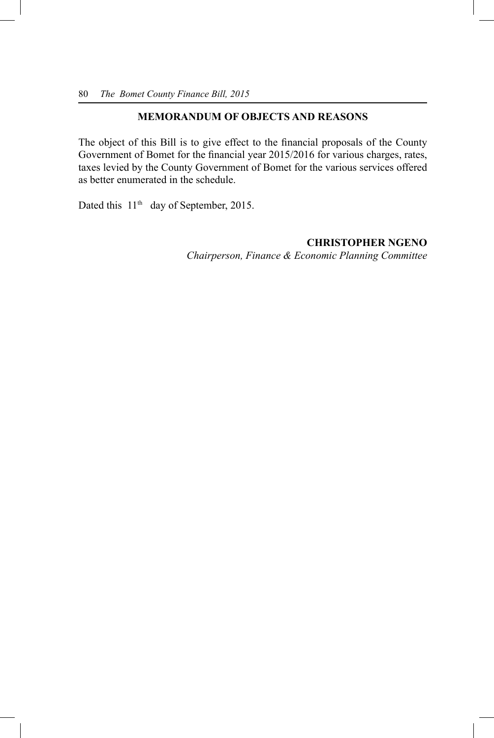## MEMORANDUM OF OBJECTS AND REASONS

The object of this Bill is to give effect to the financial proposals of the County Government of Bomet for the financial year 2015/2016 for various charges, rates, taxes levied by the County Government of Bomet for the various services offered as better enumerated in the schedule.

Dated this 11th day of September, 2015.

**CHRISTOPHER NGENO**
*Chairperson, Finance & Economic Planning Committee*